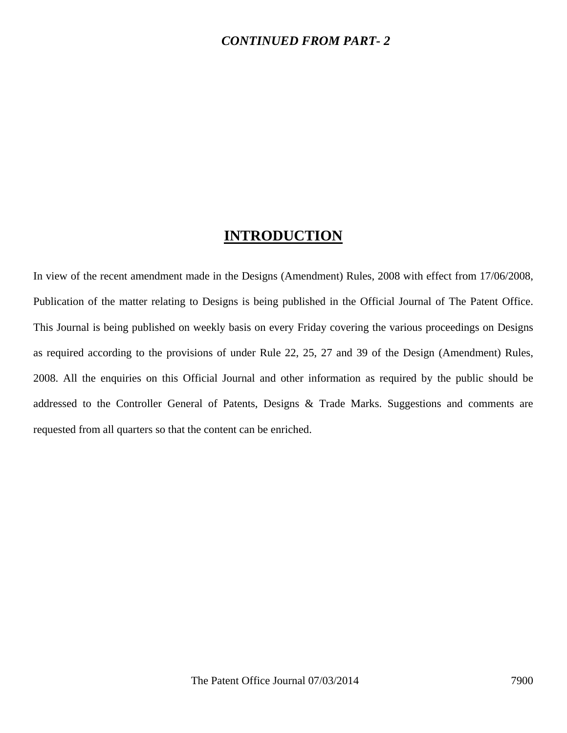***CONTINUED FROM PART- 2***

# INTRODUCTION

In view of the recent amendment made in the Designs (Amendment) Rules, 2008 with effect from 17/06/2008, Publication of the matter relating to Designs is being published in the Official Journal of The Patent Office. This Journal is being published on weekly basis on every Friday covering the various proceedings on Designs as required according to the provisions of under Rule 22, 25, 27 and 39 of the Design (Amendment) Rules, 2008. All the enquiries on this Official Journal and other information as required by the public should be addressed to the Controller General of Patents, Designs & Trade Marks. Suggestions and comments are requested from all quarters so that the content can be enriched.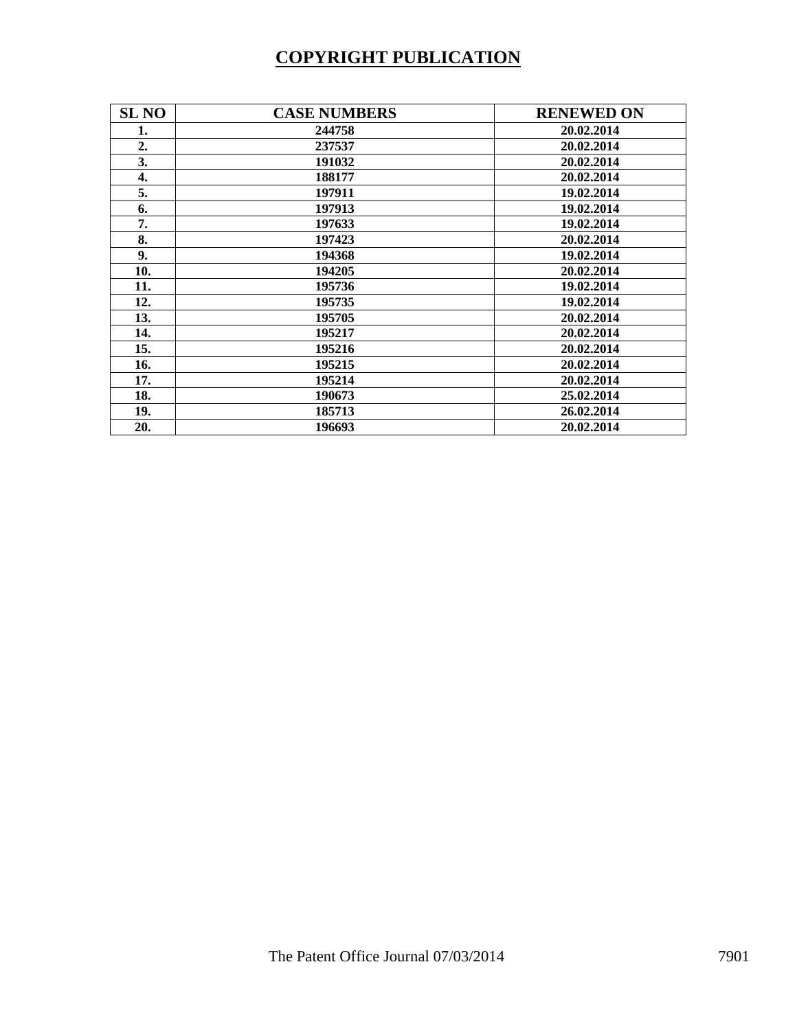# COPYRIGHT PUBLICATION

| SL NO | CASE NUMBERS | RENEWED ON |
|---|---|---|
| 1. | 244758 | 20.02.2014 |
| 2. | 237537 | 20.02.2014 |
| 3. | 191032 | 20.02.2014 |
| 4. | 188177 | 20.02.2014 |
| 5. | 197911 | 19.02.2014 |
| 6. | 197913 | 19.02.2014 |
| 7. | 197633 | 19.02.2014 |
| 8. | 197423 | 20.02.2014 |
| 9. | 194368 | 19.02.2014 |
| 10. | 194205 | 20.02.2014 |
| 11. | 195736 | 19.02.2014 |
| 12. | 195735 | 19.02.2014 |
| 13. | 195705 | 20.02.2014 |
| 14. | 195217 | 20.02.2014 |
| 15. | 195216 | 20.02.2014 |
| 16. | 195215 | 20.02.2014 |
| 17. | 195214 | 20.02.2014 |
| 18. | 190673 | 25.02.2014 |
| 19. | 185713 | 26.02.2014 |
| 20. | 196693 | 20.02.2014 |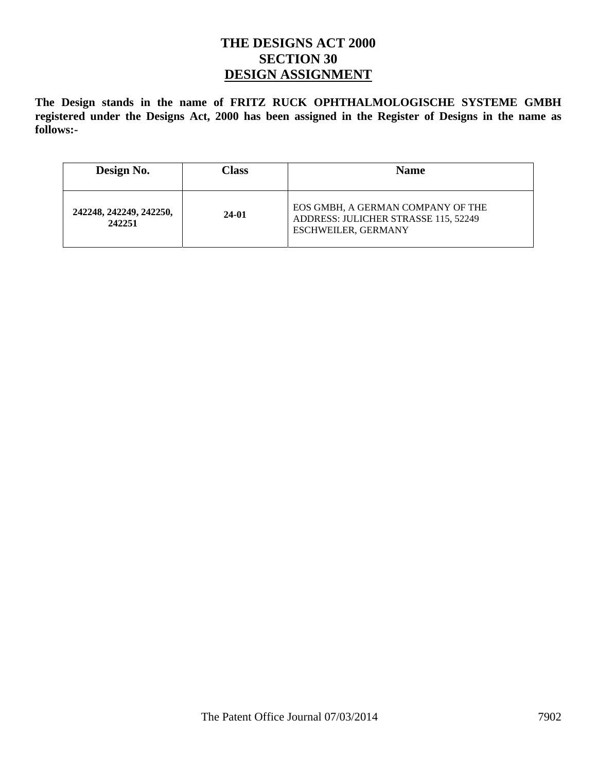# THE DESIGNS ACT 2000
## SECTION 30
## DESIGN ASSIGNMENT

**The Design stands in the name of FRITZ RUCK OPHTHALMOLOGISCHE SYSTEME GMBH registered under the Designs Act, 2000 has been assigned in the Register of Designs in the name as follows:-**

| Design No. | Class | Name |
|---|---|---|
| **242248, 242249, 242250, 242251** | **24-01** | EOS GMBH, A GERMAN COMPANY OF THE ADDRESS: JULICHER STRASSE 115, 52249 ESCHWEILER, GERMANY |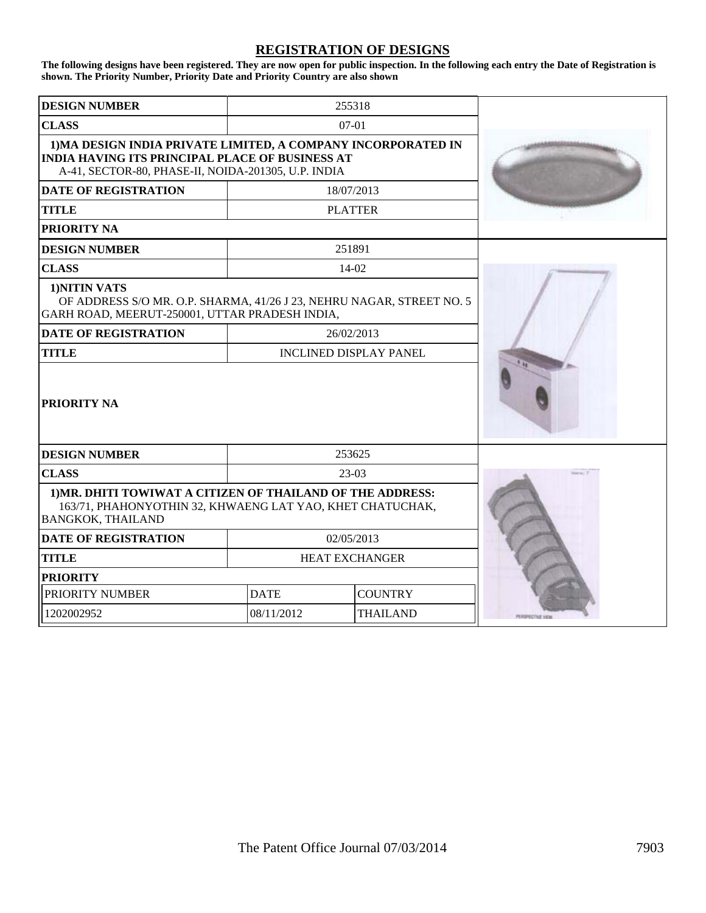## REGISTRATION OF DESIGNS

**The following designs have been registered. They are now open for public inspection. In the following each entry the Date of Registration is shown. The Priority Number, Priority Date and Priority Country are also shown**

| **DESIGN NUMBER** | 255318 |
|---|---|
| **CLASS** | 07-01 |
| **1)MA DESIGN INDIA PRIVATE LIMITED, A COMPANY INCORPORATED IN INDIA HAVING ITS PRINCIPAL PLACE OF BUSINESS AT** A-41, SECTOR-80, PHASE-II, NOIDA-201305, U.P. INDIA | |
| **DATE OF REGISTRATION** | 18/07/2013 |
| **TITLE** | PLATTER |
| **PRIORITY NA** | |

| **DESIGN NUMBER** | 251891 |
|---|---|
| **CLASS** | 14-02 |
| **1)NITIN VATS** OF ADDRESS S/O MR. O.P. SHARMA, 41/26 J 23, NEHRU NAGAR, STREET NO. 5 GARH ROAD, MEERUT-250001, UTTAR PRADESH INDIA, | |
| **DATE OF REGISTRATION** | 26/02/2013 |
| **TITLE** | INCLINED DISPLAY PANEL |
| **PRIORITY NA** | |

| **DESIGN NUMBER** | 253625 | |
|---|---|---|
| **CLASS** | 23-03 | |
| **1)MR. DHITI TOWIWAT A CITIZEN OF THAILAND OF THE ADDRESS:** 163/71, PHAHONYOTHIN 32, KHWAENG LAT YAO, KHET CHATUCHAK, BANGKOK, THAILAND | | |
| **DATE OF REGISTRATION** | 02/05/2013 | |
| **TITLE** | HEAT EXCHANGER | |
| **PRIORITY** | | |
| PRIORITY NUMBER | DATE | COUNTRY |
| 1202002952 | 08/11/2012 | THAILAND |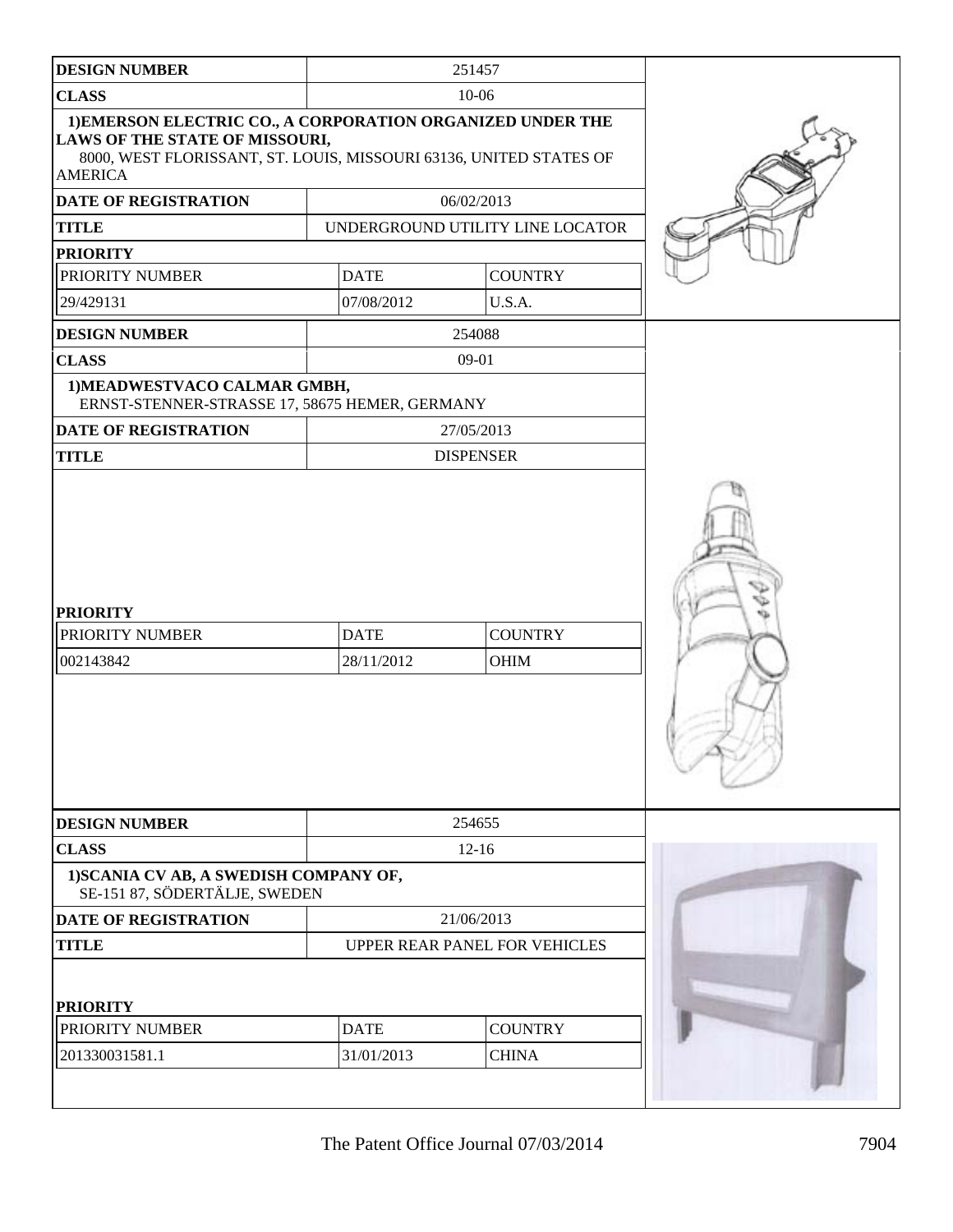| DESIGN NUMBER | 251457 | |
|---|---|---|
| CLASS | 10-06 | |
| **1)EMERSON ELECTRIC CO., A CORPORATION ORGANIZED UNDER THE LAWS OF THE STATE OF MISSOURI,** 8000, WEST FLORISSANT, ST. LOUIS, MISSOURI 63136, UNITED STATES OF AMERICA | | |
| DATE OF REGISTRATION | 06/02/2013 | |
| TITLE | UNDERGROUND UTILITY LINE LOCATOR | |
| **PRIORITY** | | |
| PRIORITY NUMBER | DATE | COUNTRY |
| 29/429131 | 07/08/2012 | U.S.A. |

| DESIGN NUMBER | 254088 | |
|---|---|---|
| CLASS | 09-01 | |
| **1)MEADWESTVACO CALMAR GMBH,** ERNST-STENNER-STRASSE 17, 58675 HEMER, GERMANY | | |
| DATE OF REGISTRATION | 27/05/2013 | |
| TITLE | DISPENSER | |
| **PRIORITY** | | |
| PRIORITY NUMBER | DATE | COUNTRY |
| 002143842 | 28/11/2012 | OHIM |

| DESIGN NUMBER | 254655 | |
|---|---|---|
| CLASS | 12-16 | |
| **1)SCANIA CV AB, A SWEDISH COMPANY OF,** SE-151 87, SÖDERTÄLJE, SWEDEN | | |
| DATE OF REGISTRATION | 21/06/2013 | |
| TITLE | UPPER REAR PANEL FOR VEHICLES | |
| **PRIORITY** | | |
| PRIORITY NUMBER | DATE | COUNTRY |
| 201330031581.1 | 31/01/2013 | CHINA |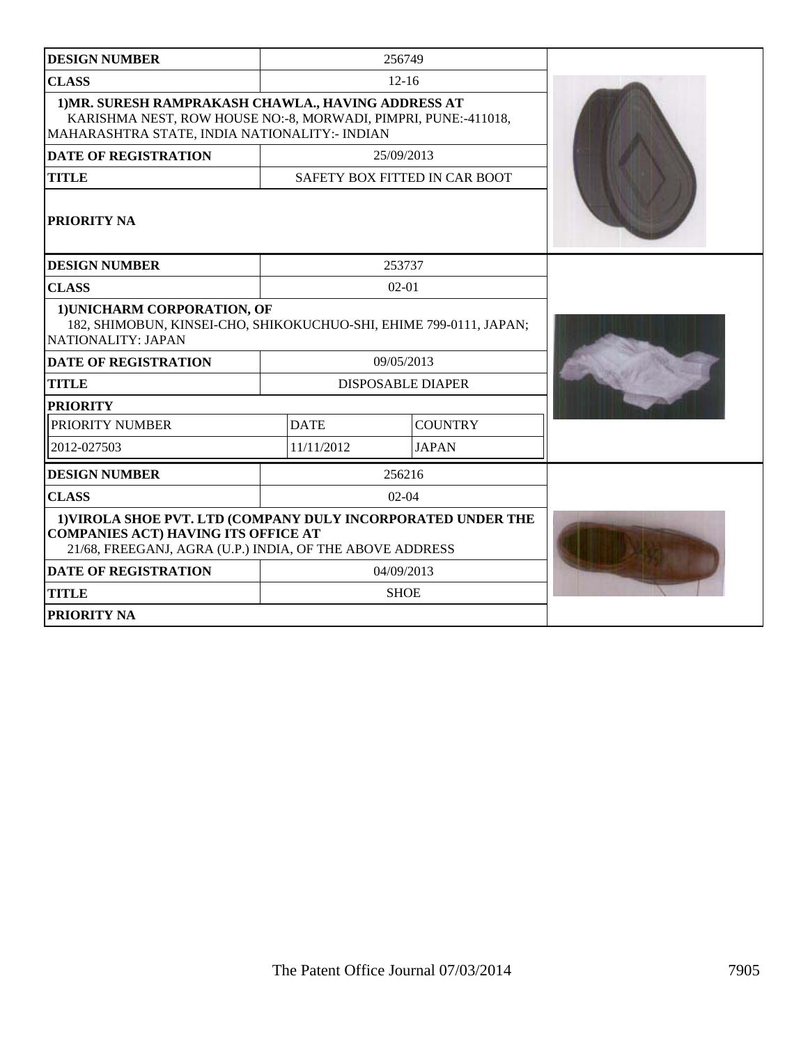| DESIGN NUMBER | 256749 |
|---|---|
| CLASS | 12-16 |
| 1)MR. SURESH RAMPRAKASH CHAWLA., HAVING ADDRESS AT KARISHMA NEST, ROW HOUSE NO:-8, MORWADI, PIMPRI, PUNE:-411018, MAHARASHTRA STATE, INDIA NATIONALITY:- INDIAN | |
| DATE OF REGISTRATION | 25/09/2013 |
| TITLE | SAFETY BOX FITTED IN CAR BOOT |
| PRIORITY NA | |

| DESIGN NUMBER | 253737 | |
|---|---|---|
| CLASS | 02-01 | |
| 1)UNICHARM CORPORATION, OF 182, SHIMOBUN, KINSEI-CHO, SHIKOKUCHUO-SHI, EHIME 799-0111, JAPAN; NATIONALITY: JAPAN | | |
| DATE OF REGISTRATION | 09/05/2013 | |
| TITLE | DISPOSABLE DIAPER | |
| PRIORITY | | |
| PRIORITY NUMBER | DATE | COUNTRY |
| 2012-027503 | 11/11/2012 | JAPAN |

| DESIGN NUMBER | 256216 |
|---|---|
| CLASS | 02-04 |
| 1)VIROLA SHOE PVT. LTD (COMPANY DULY INCORPORATED UNDER THE COMPANIES ACT) HAVING ITS OFFICE AT 21/68, FREEGANJ, AGRA (U.P.) INDIA, OF THE ABOVE ADDRESS | |
| DATE OF REGISTRATION | 04/09/2013 |
| TITLE | SHOE |
| PRIORITY NA | |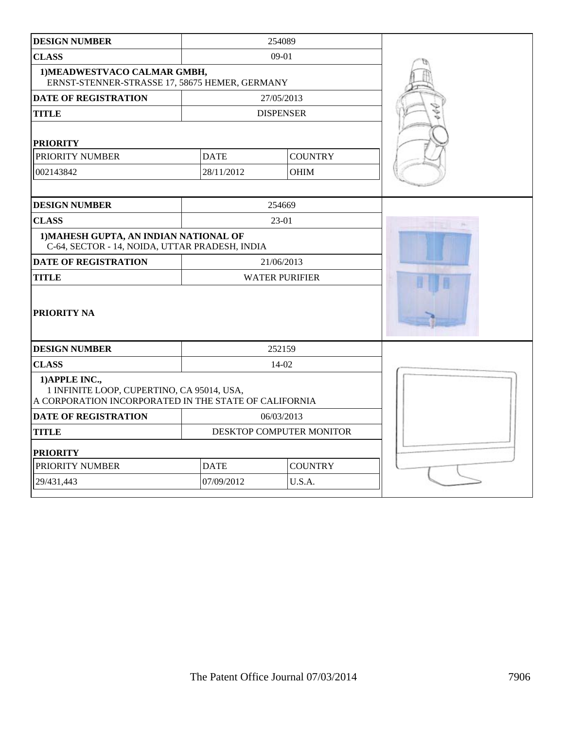| DESIGN NUMBER | 254089 | |
|---|---|---|
| CLASS | 09-01 | |
| 1)MEADWESTVACO CALMAR GMBH, ERNST-STENNER-STRASSE 17, 58675 HEMER, GERMANY | | |
| DATE OF REGISTRATION | 27/05/2013 | |
| TITLE | DISPENSER | |
| PRIORITY | | |
| PRIORITY NUMBER | DATE | COUNTRY |
| 002143842 | 28/11/2012 | OHIM |

| DESIGN NUMBER | 254669 |
|---|---|
| CLASS | 23-01 |
| 1)MAHESH GUPTA, AN INDIAN NATIONAL OF C-64, SECTOR - 14, NOIDA, UTTAR PRADESH, INDIA | |
| DATE OF REGISTRATION | 21/06/2013 |
| TITLE | WATER PURIFIER |
| PRIORITY NA | |

| DESIGN NUMBER | 252159 | |
|---|---|---|
| CLASS | 14-02 | |
| 1)APPLE INC., 1 INFINITE LOOP, CUPERTINO, CA 95014, USA, A CORPORATION INCORPORATED IN THE STATE OF CALIFORNIA | | |
| DATE OF REGISTRATION | 06/03/2013 | |
| TITLE | DESKTOP COMPUTER MONITOR | |
| PRIORITY | | |
| PRIORITY NUMBER | DATE | COUNTRY |
| 29/431,443 | 07/09/2012 | U.S.A. |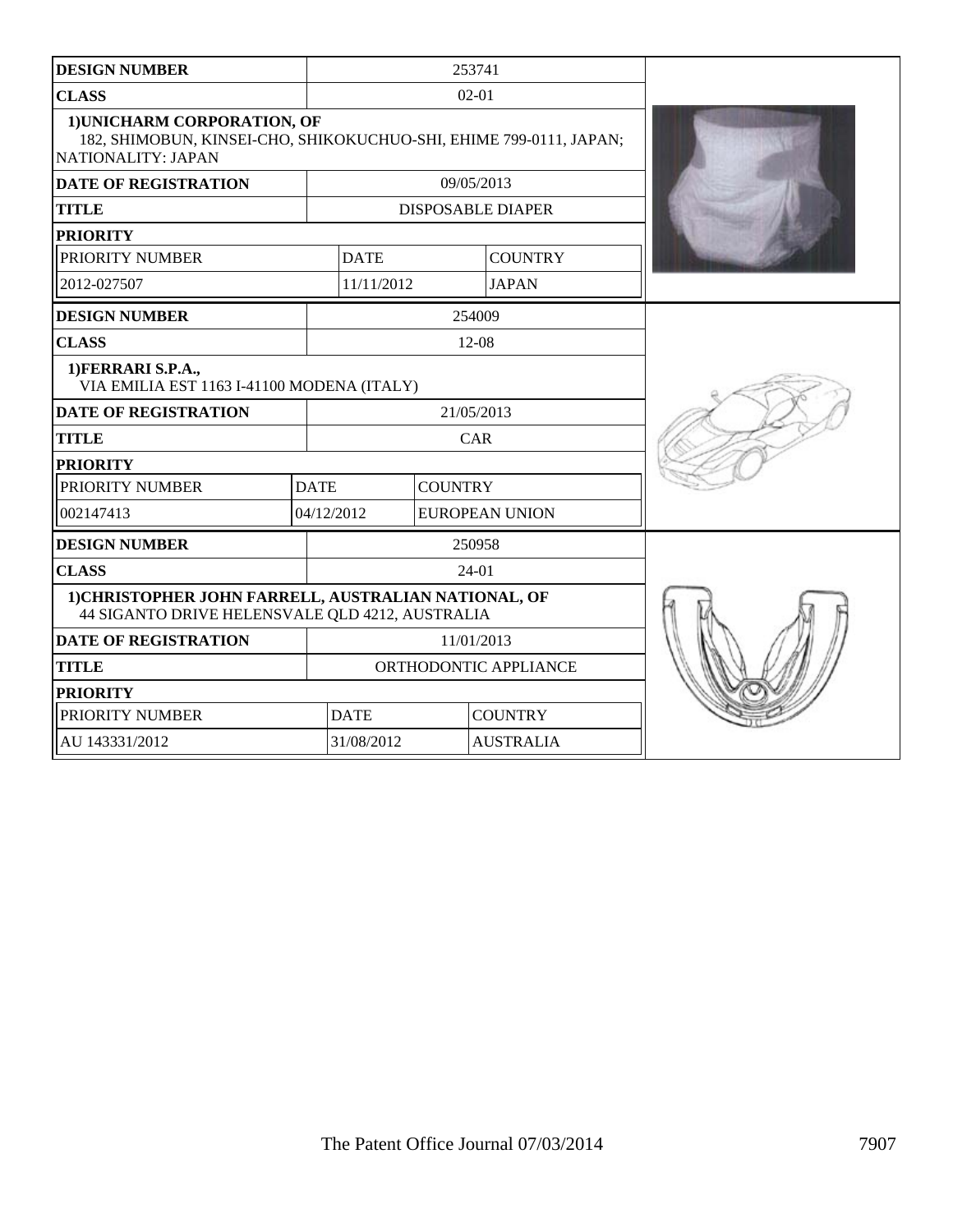| DESIGN NUMBER | 253741 | |
|---|---|---|
| CLASS | 02-01 | |
| 1)UNICHARM CORPORATION, OF 182, SHIMOBUN, KINSEI-CHO, SHIKOKUCHUO-SHI, EHIME 799-0111, JAPAN; NATIONALITY: JAPAN | | |
| DATE OF REGISTRATION | 09/05/2013 | |
| TITLE | DISPOSABLE DIAPER | |
| PRIORITY | | |
| PRIORITY NUMBER | DATE | COUNTRY |
| 2012-027507 | 11/11/2012 | JAPAN |

| DESIGN NUMBER | 254009 | |
|---|---|---|
| CLASS | 12-08 | |
| 1)FERRARI S.P.A., VIA EMILIA EST 1163 I-41100 MODENA (ITALY) | | |
| DATE OF REGISTRATION | 21/05/2013 | |
| TITLE | CAR | |
| PRIORITY | | |
| PRIORITY NUMBER | DATE | COUNTRY |
| 002147413 | 04/12/2012 | EUROPEAN UNION |

| DESIGN NUMBER | 250958 | |
|---|---|---|
| CLASS | 24-01 | |
| 1)CHRISTOPHER JOHN FARRELL, AUSTRALIAN NATIONAL, OF 44 SIGANTO DRIVE HELENSVALE QLD 4212, AUSTRALIA | | |
| DATE OF REGISTRATION | 11/01/2013 | |
| TITLE | ORTHODONTIC APPLIANCE | |
| PRIORITY | | |
| PRIORITY NUMBER | DATE | COUNTRY |
| AU 143331/2012 | 31/08/2012 | AUSTRALIA |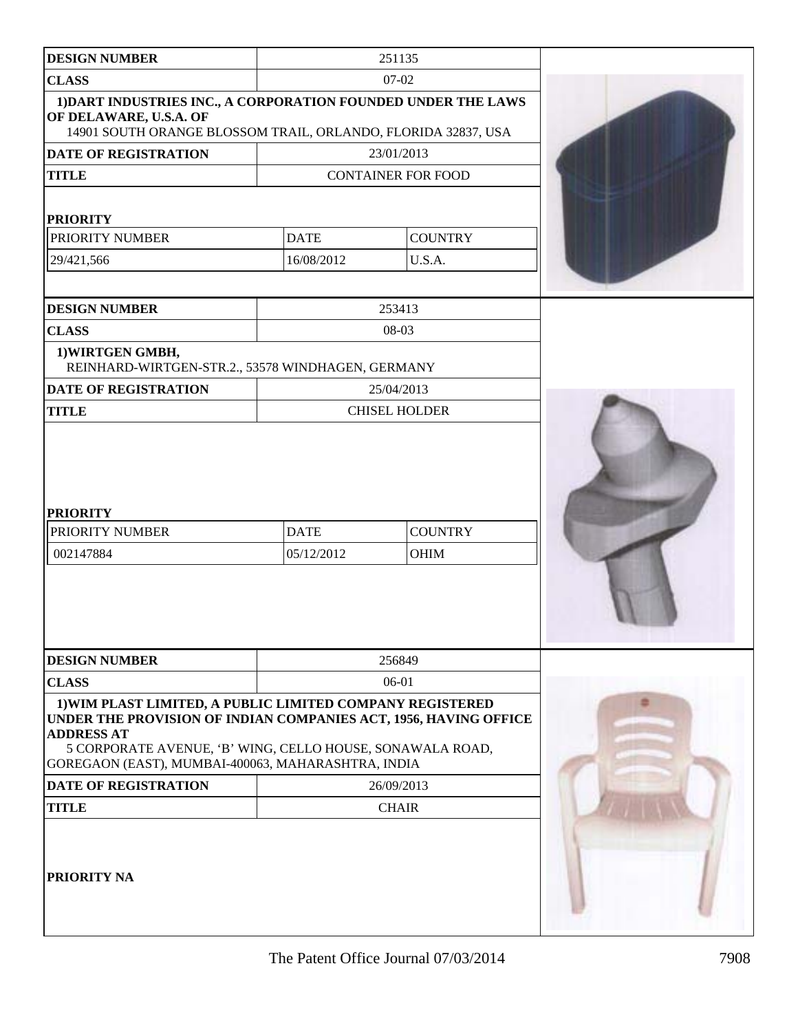| DESIGN NUMBER | 251135 | |
|---|---|---|
| CLASS | 07-02 | |
| 1)DART INDUSTRIES INC., A CORPORATION FOUNDED UNDER THE LAWS OF DELAWARE, U.S.A. OF<br>14901 SOUTH ORANGE BLOSSOM TRAIL, ORLANDO, FLORIDA 32837, USA | | |
| DATE OF REGISTRATION | 23/01/2013 | |
| TITLE | CONTAINER FOR FOOD | |
| PRIORITY | | |
| PRIORITY NUMBER | DATE | COUNTRY |
| 29/421,566 | 16/08/2012 | U.S.A. |

| DESIGN NUMBER | 253413 | |
|---|---|---|
| CLASS | 08-03 | |
| 1)WIRTGEN GMBH,<br>REINHARD-WIRTGEN-STR.2., 53578 WINDHAGEN, GERMANY | | |
| DATE OF REGISTRATION | 25/04/2013 | |
| TITLE | CHISEL HOLDER | |
| PRIORITY | | |
| PRIORITY NUMBER | DATE | COUNTRY |
| 002147884 | 05/12/2012 | OHIM |

| DESIGN NUMBER | 256849 |
|---|---|
| CLASS | 06-01 |
| 1)WIM PLAST LIMITED, A PUBLIC LIMITED COMPANY REGISTERED UNDER THE PROVISION OF INDIAN COMPANIES ACT, 1956, HAVING OFFICE ADDRESS AT<br>5 CORPORATE AVENUE, 'B' WING, CELLO HOUSE, SONAWALA ROAD, GOREGAON (EAST), MUMBAI-400063, MAHARASHTRA, INDIA | |
| DATE OF REGISTRATION | 26/09/2013 |
| TITLE | CHAIR |
| PRIORITY NA | |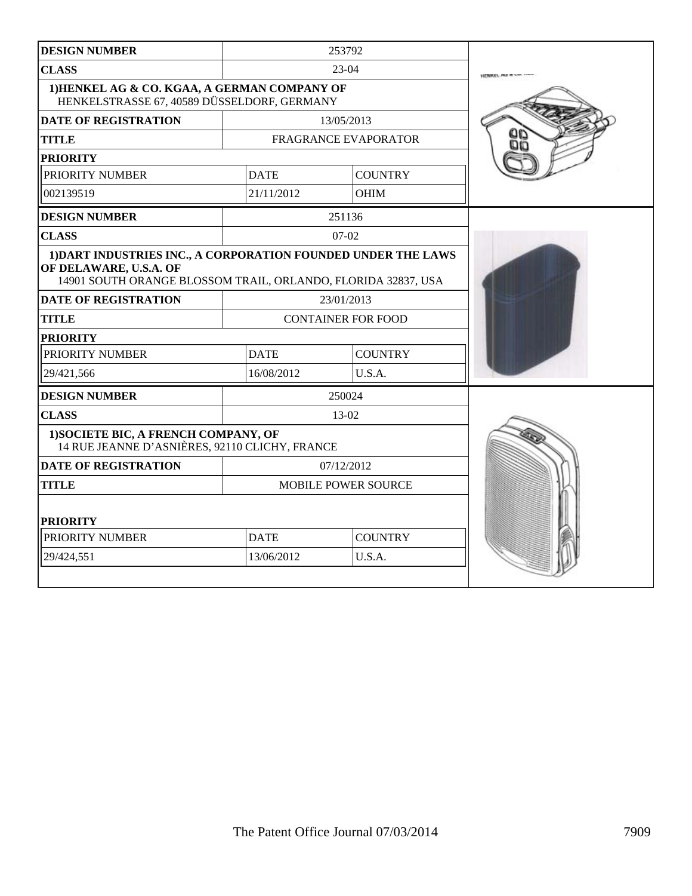| DESIGN NUMBER | 253792 | |
|---|---|---|
| CLASS | 23-04 | |
| 1)HENKEL AG & CO. KGAA, A GERMAN COMPANY OF HENKELSTRASSE 67, 40589 DÜSSELDORF, GERMANY | | |
| DATE OF REGISTRATION | 13/05/2013 | |
| TITLE | FRAGRANCE EVAPORATOR | |
| PRIORITY | | |
| PRIORITY NUMBER | DATE | COUNTRY |
| 002139519 | 21/11/2012 | OHIM |

| DESIGN NUMBER | 251136 | |
|---|---|---|
| CLASS | 07-02 | |
| 1)DART INDUSTRIES INC., A CORPORATION FOUNDED UNDER THE LAWS OF DELAWARE, U.S.A. OF 14901 SOUTH ORANGE BLOSSOM TRAIL, ORLANDO, FLORIDA 32837, USA | | |
| DATE OF REGISTRATION | 23/01/2013 | |
| TITLE | CONTAINER FOR FOOD | |
| PRIORITY | | |
| PRIORITY NUMBER | DATE | COUNTRY |
| 29/421,566 | 16/08/2012 | U.S.A. |

| DESIGN NUMBER | 250024 | |
|---|---|---|
| CLASS | 13-02 | |
| 1)SOCIETE BIC, A FRENCH COMPANY, OF 14 RUE JEANNE D'ASNIÈRES, 92110 CLICHY, FRANCE | | |
| DATE OF REGISTRATION | 07/12/2012 | |
| TITLE | MOBILE POWER SOURCE | |
| PRIORITY | | |
| PRIORITY NUMBER | DATE | COUNTRY |
| 29/424,551 | 13/06/2012 | U.S.A. |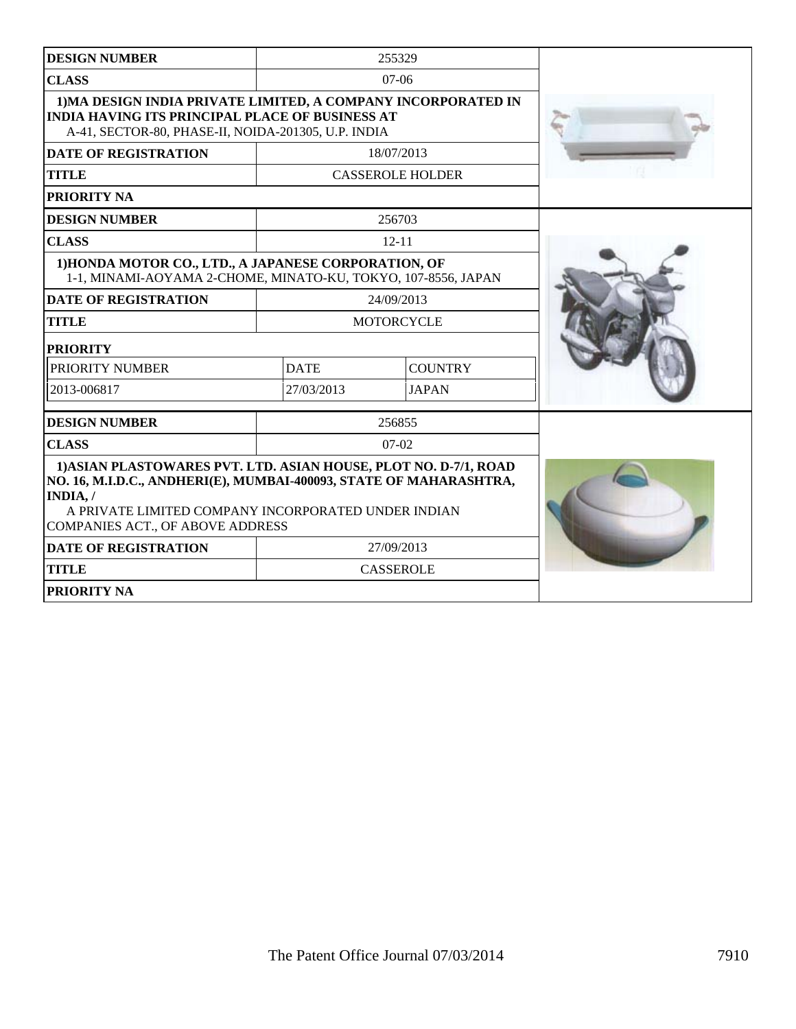| DESIGN NUMBER | 255329 |
|---|---|
| CLASS | 07-06 |
| 1)MA DESIGN INDIA PRIVATE LIMITED, A COMPANY INCORPORATED IN INDIA HAVING ITS PRINCIPAL PLACE OF BUSINESS AT A-41, SECTOR-80, PHASE-II, NOIDA-201305, U.P. INDIA | |
| DATE OF REGISTRATION | 18/07/2013 |
| TITLE | CASSEROLE HOLDER |
| PRIORITY NA | |

| DESIGN NUMBER | 256703 | |
|---|---|---|
| CLASS | 12-11 | |
| 1)HONDA MOTOR CO., LTD., A JAPANESE CORPORATION, OF 1-1, MINAMI-AOYAMA 2-CHOME, MINATO-KU, TOKYO, 107-8556, JAPAN | | |
| DATE OF REGISTRATION | 24/09/2013 | |
| TITLE | MOTORCYCLE | |
| PRIORITY | | |
| PRIORITY NUMBER | DATE | COUNTRY |
| 2013-006817 | 27/03/2013 | JAPAN |

| DESIGN NUMBER | 256855 |
|---|---|
| CLASS | 07-02 |
| 1)ASIAN PLASTOWARES PVT. LTD. ASIAN HOUSE, PLOT NO. D-7/1, ROAD NO. 16, M.I.D.C., ANDHERI(E), MUMBAI-400093, STATE OF MAHARASHTRA, INDIA, / A PRIVATE LIMITED COMPANY INCORPORATED UNDER INDIAN COMPANIES ACT., OF ABOVE ADDRESS | |
| DATE OF REGISTRATION | 27/09/2013 |
| TITLE | CASSEROLE |
| PRIORITY NA | |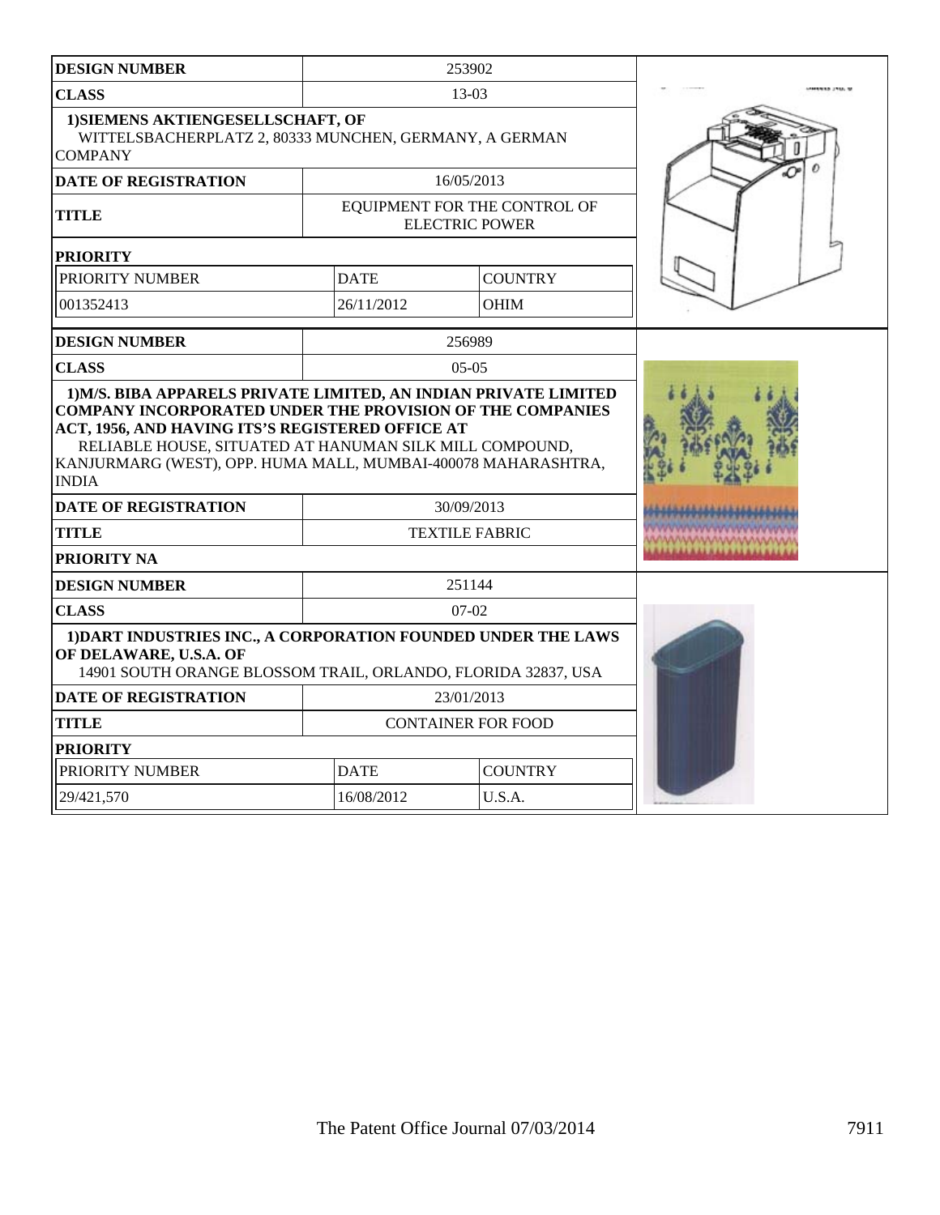| DESIGN NUMBER | 253902 | |
|---|---|---|
| CLASS | 13-03 | |
| 1)SIEMENS AKTIENGESELLSCHAFT, OF WITTELSBACHERPLATZ 2, 80333 MUNCHEN, GERMANY, A GERMAN COMPANY | | |
| DATE OF REGISTRATION | 16/05/2013 | |
| TITLE | EQUIPMENT FOR THE CONTROL OF ELECTRIC POWER | |
| PRIORITY | | |
| PRIORITY NUMBER | DATE | COUNTRY |
| 001352413 | 26/11/2012 | OHIM |

| DESIGN NUMBER | 256989 |
|---|---|
| CLASS | 05-05 |
| 1)M/S. BIBA APPARELS PRIVATE LIMITED, AN INDIAN PRIVATE LIMITED COMPANY INCORPORATED UNDER THE PROVISION OF THE COMPANIES ACT, 1956, AND HAVING ITS'S REGISTERED OFFICE AT RELIABLE HOUSE, SITUATED AT HANUMAN SILK MILL COMPOUND, KANJURMARG (WEST), OPP. HUMA MALL, MUMBAI-400078 MAHARASHTRA, INDIA | |
| DATE OF REGISTRATION | 30/09/2013 |
| TITLE | TEXTILE FABRIC |
| PRIORITY NA | |

| DESIGN NUMBER | 251144 | |
|---|---|---|
| CLASS | 07-02 | |
| 1)DART INDUSTRIES INC., A CORPORATION FOUNDED UNDER THE LAWS OF DELAWARE, U.S.A. OF 14901 SOUTH ORANGE BLOSSOM TRAIL, ORLANDO, FLORIDA 32837, USA | | |
| DATE OF REGISTRATION | 23/01/2013 | |
| TITLE | CONTAINER FOR FOOD | |
| PRIORITY | | |
| PRIORITY NUMBER | DATE | COUNTRY |
| 29/421,570 | 16/08/2012 | U.S.A. |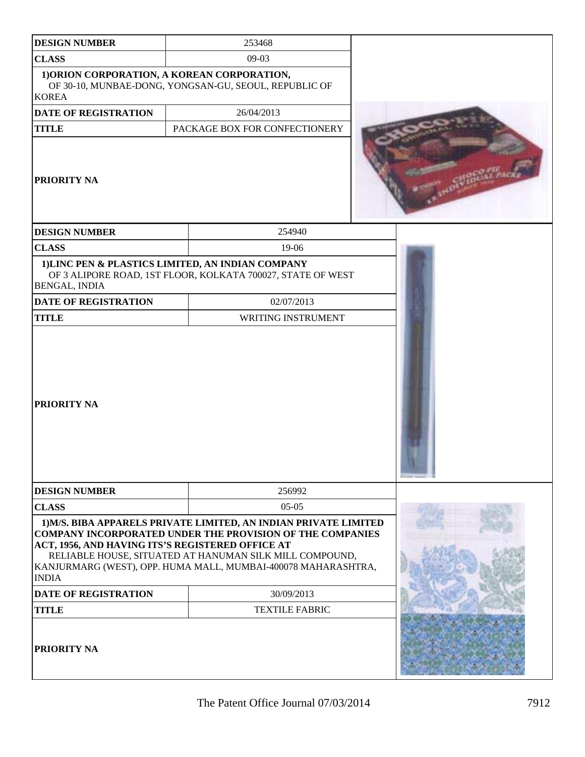| DESIGN NUMBER | 253468 |
|---|---|
| CLASS | 09-03 |
| 1)ORION CORPORATION, A KOREAN CORPORATION, OF 30-10, MUNBAE-DONG, YONGSAN-GU, SEOUL, REPUBLIC OF KOREA | |
| DATE OF REGISTRATION | 26/04/2013 |
| TITLE | PACKAGE BOX FOR CONFECTIONERY |
| PRIORITY NA | |

| DESIGN NUMBER | 254940 |
|---|---|
| CLASS | 19-06 |
| 1)LINC PEN & PLASTICS LIMITED, AN INDIAN COMPANY OF 3 ALIPORE ROAD, 1ST FLOOR, KOLKATA 700027, STATE OF WEST BENGAL, INDIA | |
| DATE OF REGISTRATION | 02/07/2013 |
| TITLE | WRITING INSTRUMENT |
| PRIORITY NA | |

| DESIGN NUMBER | 256992 |
|---|---|
| CLASS | 05-05 |
| 1)M/S. BIBA APPARELS PRIVATE LIMITED, AN INDIAN PRIVATE LIMITED COMPANY INCORPORATED UNDER THE PROVISION OF THE COMPANIES ACT, 1956, AND HAVING ITS'S REGISTERED OFFICE AT RELIABLE HOUSE, SITUATED AT HANUMAN SILK MILL COMPOUND, KANJURMARG (WEST), OPP. HUMA MALL, MUMBAI-400078 MAHARASHTRA, INDIA | |
| DATE OF REGISTRATION | 30/09/2013 |
| TITLE | TEXTILE FABRIC |
| PRIORITY NA | |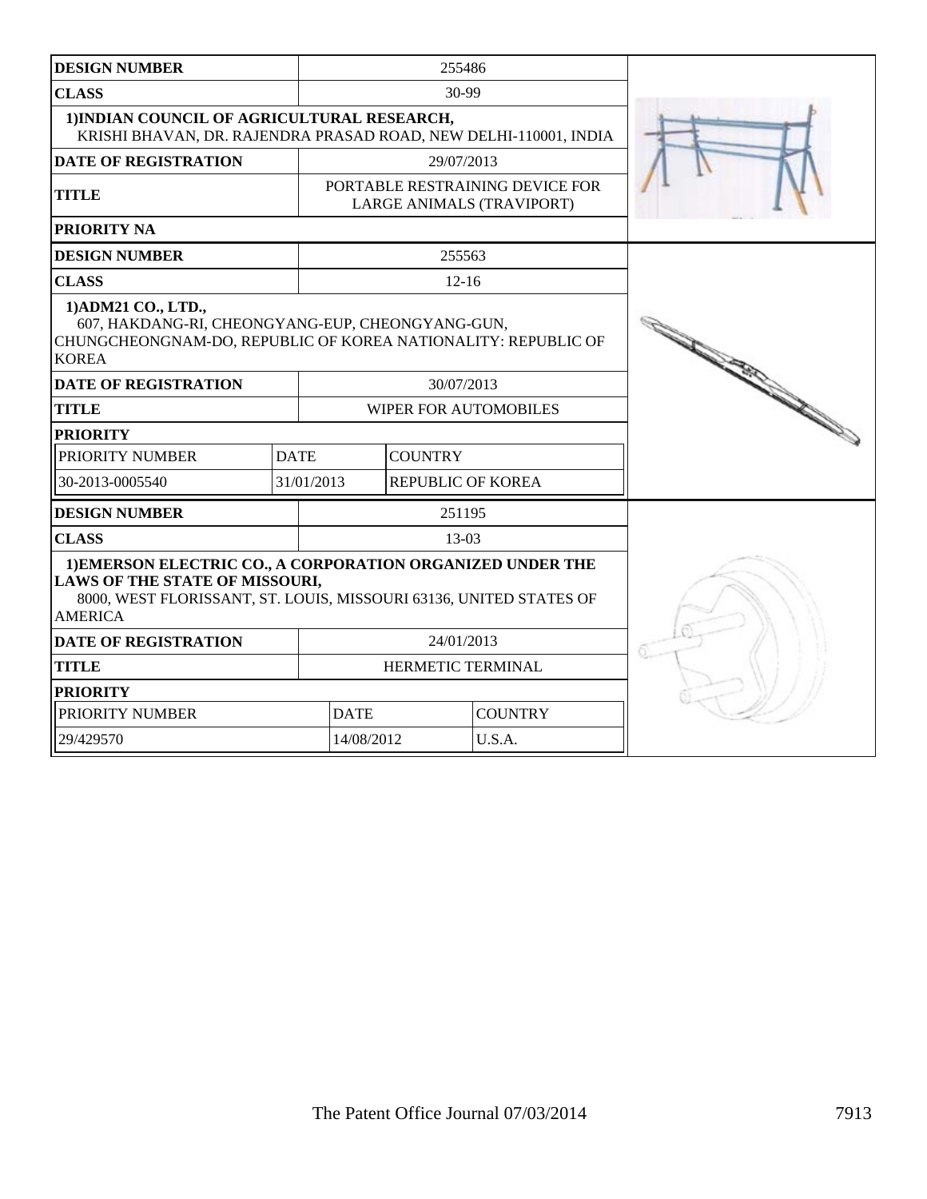| DESIGN NUMBER | 255486 |
|---|---|
| CLASS | 30-99 |
| 1)INDIAN COUNCIL OF AGRICULTURAL RESEARCH, KRISHI BHAVAN, DR. RAJENDRA PRASAD ROAD, NEW DELHI-110001, INDIA | |
| DATE OF REGISTRATION | 29/07/2013 |
| TITLE | PORTABLE RESTRAINING DEVICE FOR LARGE ANIMALS (TRAVIPORT) |
| PRIORITY NA | |

| DESIGN NUMBER | 255563 | |
|---|---|---|
| CLASS | 12-16 | |
| 1)ADM21 CO., LTD., 607, HAKDANG-RI, CHEONGYANG-EUP, CHEONGYANG-GUN, CHUNGCHEONGNAM-DO, REPUBLIC OF KOREA NATIONALITY: REPUBLIC OF KOREA | | |
| DATE OF REGISTRATION | 30/07/2013 | |
| TITLE | WIPER FOR AUTOMOBILES | |
| PRIORITY | | |
| PRIORITY NUMBER | DATE | COUNTRY |
| 30-2013-0005540 | 31/01/2013 | REPUBLIC OF KOREA |

| DESIGN NUMBER | 251195 | |
|---|---|---|
| CLASS | 13-03 | |
| 1)EMERSON ELECTRIC CO., A CORPORATION ORGANIZED UNDER THE LAWS OF THE STATE OF MISSOURI, 8000, WEST FLORISSANT, ST. LOUIS, MISSOURI 63136, UNITED STATES OF AMERICA | | |
| DATE OF REGISTRATION | 24/01/2013 | |
| TITLE | HERMETIC TERMINAL | |
| PRIORITY | | |
| PRIORITY NUMBER | DATE | COUNTRY |
| 29/429570 | 14/08/2012 | U.S.A. |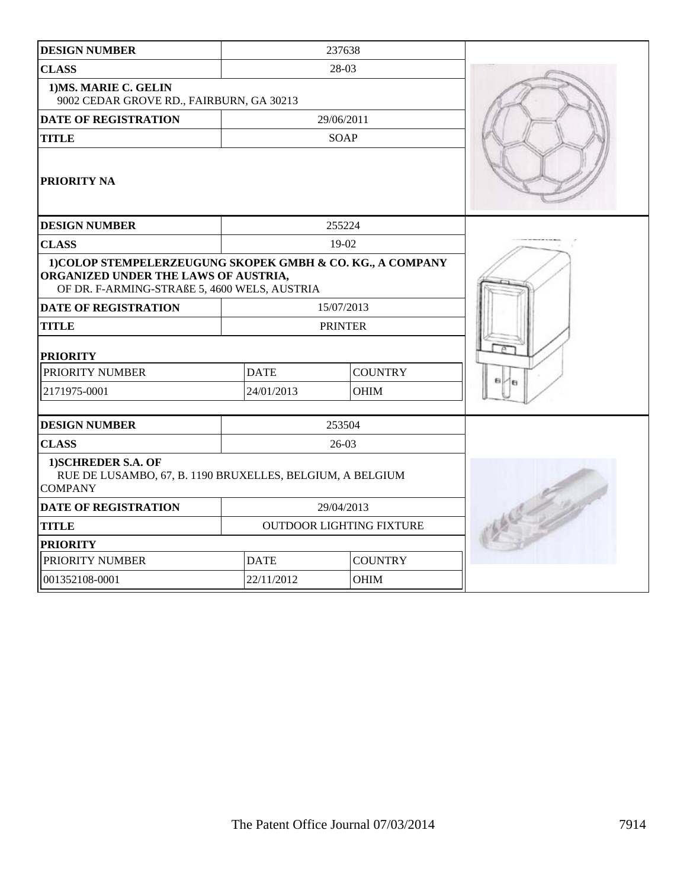| DESIGN NUMBER | 237638 | |
|---|---|---|
| CLASS | 28-03 | |
| 1)MS. MARIE C. GELIN<br>9002 CEDAR GROVE RD., FAIRBURN, GA 30213 | | |
| DATE OF REGISTRATION | 29/06/2011 | |
| TITLE | SOAP | |
| PRIORITY NA | | |

| DESIGN NUMBER | 255224 | |
|---|---|---|
| CLASS | 19-02 | |
| 1)COLOP STEMPELERZEUGUNG SKOPEK GMBH & CO. KG., A COMPANY ORGANIZED UNDER THE LAWS OF AUSTRIA,<br>OF DR. F-ARMING-STRAßE 5, 4600 WELS, AUSTRIA | | |
| DATE OF REGISTRATION | 15/07/2013 | |
| TITLE | PRINTER | |
| PRIORITY | | |
| PRIORITY NUMBER | DATE | COUNTRY |
| 2171975-0001 | 24/01/2013 | OHIM |

| DESIGN NUMBER | 253504 | |
|---|---|---|
| CLASS | 26-03 | |
| 1)SCHREDER S.A. OF<br>RUE DE LUSAMBO, 67, B. 1190 BRUXELLES, BELGIUM, A BELGIUM COMPANY | | |
| DATE OF REGISTRATION | 29/04/2013 | |
| TITLE | OUTDOOR LIGHTING FIXTURE | |
| PRIORITY | | |
| PRIORITY NUMBER | DATE | COUNTRY |
| 001352108-0001 | 22/11/2012 | OHIM |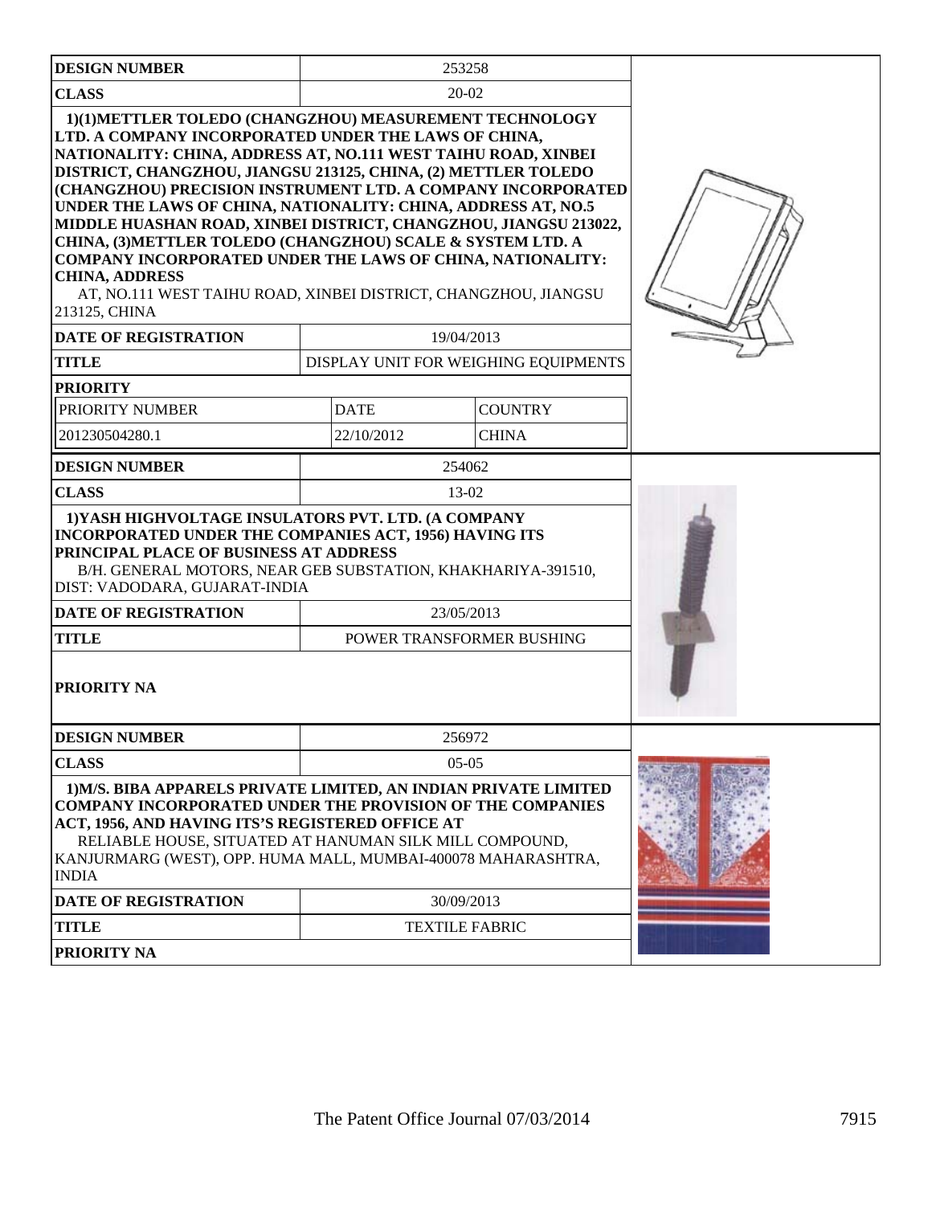| DESIGN NUMBER | 253258 | |
|---|---|---|
| CLASS | 20-02 | |

1)(1)METTLER TOLEDO (CHANGZHOU) MEASUREMENT TECHNOLOGY LTD. A COMPANY INCORPORATED UNDER THE LAWS OF CHINA, NATIONALITY: CHINA, ADDRESS AT, NO.111 WEST TAIHU ROAD, XINBEI DISTRICT, CHANGZHOU, JIANGSU 213125, CHINA, (2) METTLER TOLEDO (CHANGZHOU) PRECISION INSTRUMENT LTD. A COMPANY INCORPORATED UNDER THE LAWS OF CHINA, NATIONALITY: CHINA, ADDRESS AT, NO.5 MIDDLE HUASHAN ROAD, XINBEI DISTRICT, CHANGZHOU, JIANGSU 213022, CHINA, (3)METTLER TOLEDO (CHANGZHOU) SCALE & SYSTEM LTD. A COMPANY INCORPORATED UNDER THE LAWS OF CHINA, NATIONALITY: CHINA, ADDRESS AT, NO.111 WEST TAIHU ROAD, XINBEI DISTRICT, CHANGZHOU, JIANGSU 213125, CHINA

| DATE OF REGISTRATION | 19/04/2013 |
|---|---|
| TITLE | DISPLAY UNIT FOR WEIGHING EQUIPMENTS |

**PRIORITY**

| PRIORITY NUMBER | DATE | COUNTRY |
|---|---|---|
| 201230504280.1 | 22/10/2012 | CHINA |

| DESIGN NUMBER | 254062 |
|---|---|
| CLASS | 13-02 |

1)YASH HIGHVOLTAGE INSULATORS PVT. LTD. (A COMPANY INCORPORATED UNDER THE COMPANIES ACT, 1956) HAVING ITS PRINCIPAL PLACE OF BUSINESS AT ADDRESS B/H. GENERAL MOTORS, NEAR GEB SUBSTATION, KHAKHARIYA-391510, DIST: VADODARA, GUJARAT-INDIA

| DATE OF REGISTRATION | 23/05/2013 |
|---|---|
| TITLE | POWER TRANSFORMER BUSHING |

**PRIORITY NA**

| DESIGN NUMBER | 256972 |
|---|---|
| CLASS | 05-05 |

1)M/S. BIBA APPARELS PRIVATE LIMITED, AN INDIAN PRIVATE LIMITED COMPANY INCORPORATED UNDER THE PROVISION OF THE COMPANIES ACT, 1956, AND HAVING ITS'S REGISTERED OFFICE AT RELIABLE HOUSE, SITUATED AT HANUMAN SILK MILL COMPOUND, KANJURMARG (WEST), OPP. HUMA MALL, MUMBAI-400078 MAHARASHTRA, INDIA

| DATE OF REGISTRATION | 30/09/2013 |
|---|---|
| TITLE | TEXTILE FABRIC |

**PRIORITY NA**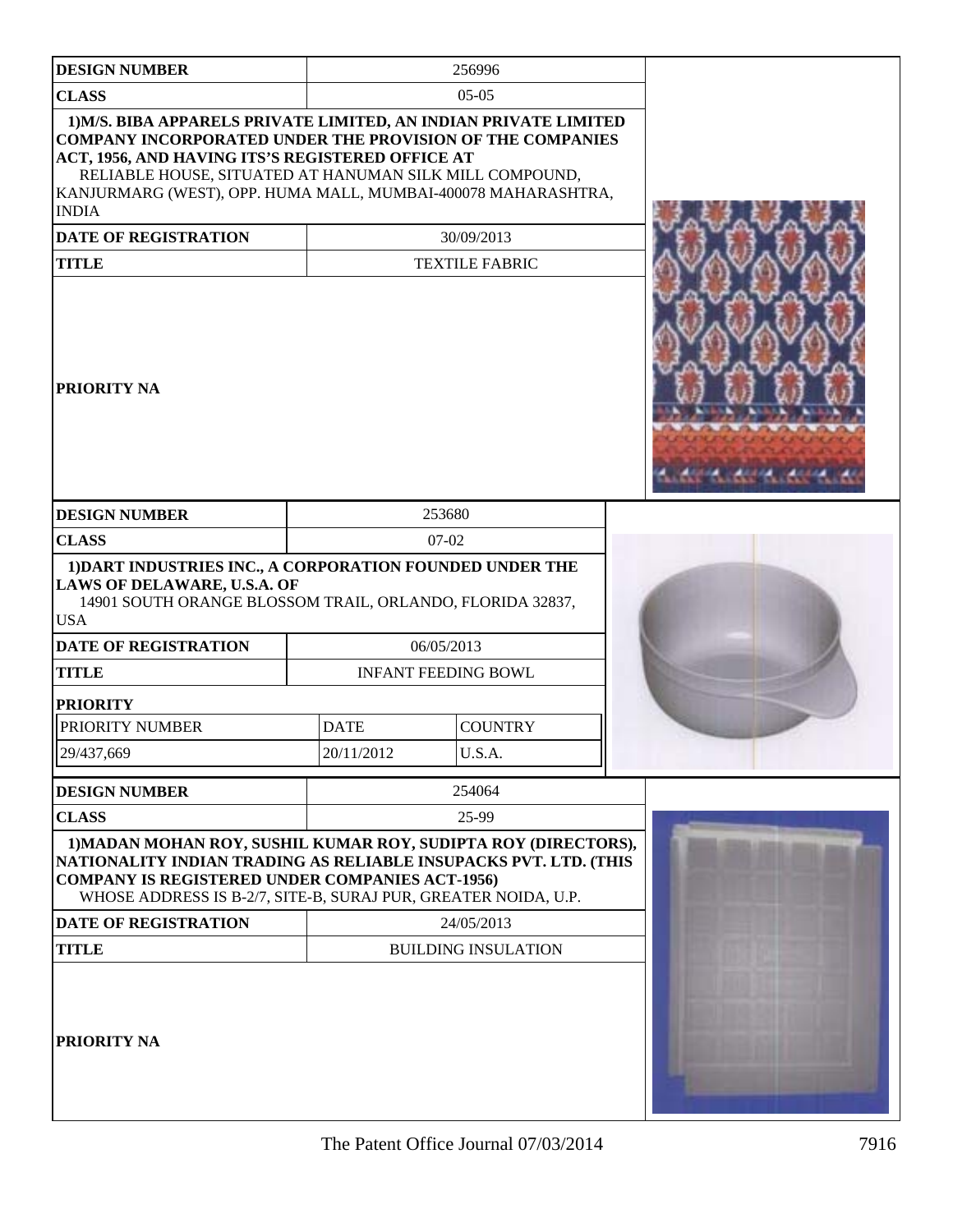| DESIGN NUMBER | 256996 |
| --- | --- |
| CLASS | 05-05 |
| 1)M/S. BIBA APPARELS PRIVATE LIMITED, AN INDIAN PRIVATE LIMITED COMPANY INCORPORATED UNDER THE PROVISION OF THE COMPANIES ACT, 1956, AND HAVING ITS'S REGISTERED OFFICE AT RELIABLE HOUSE, SITUATED AT HANUMAN SILK MILL COMPOUND, KANJURMARG (WEST), OPP. HUMA MALL, MUMBAI-400078 MAHARASHTRA, INDIA | |
| DATE OF REGISTRATION | 30/09/2013 |
| TITLE | TEXTILE FABRIC |
| PRIORITY NA | |

| DESIGN NUMBER | 253680 | |
| --- | --- | --- |
| CLASS | 07-02 | |
| 1)DART INDUSTRIES INC., A CORPORATION FOUNDED UNDER THE LAWS OF DELAWARE, U.S.A. OF 14901 SOUTH ORANGE BLOSSOM TRAIL, ORLANDO, FLORIDA 32837, USA | | |
| DATE OF REGISTRATION | 06/05/2013 | |
| TITLE | INFANT FEEDING BOWL | |
| PRIORITY | | |
| PRIORITY NUMBER | DATE | COUNTRY |
| 29/437,669 | 20/11/2012 | U.S.A. |

| DESIGN NUMBER | 254064 |
| --- | --- |
| CLASS | 25-99 |
| 1)MADAN MOHAN ROY, SUSHIL KUMAR ROY, SUDIPTA ROY (DIRECTORS), NATIONALITY INDIAN TRADING AS RELIABLE INSUPACKS PVT. LTD. (THIS COMPANY IS REGISTERED UNDER COMPANIES ACT-1956) WHOSE ADDRESS IS B-2/7, SITE-B, SURAJ PUR, GREATER NOIDA, U.P. | |
| DATE OF REGISTRATION | 24/05/2013 |
| TITLE | BUILDING INSULATION |
| PRIORITY NA | |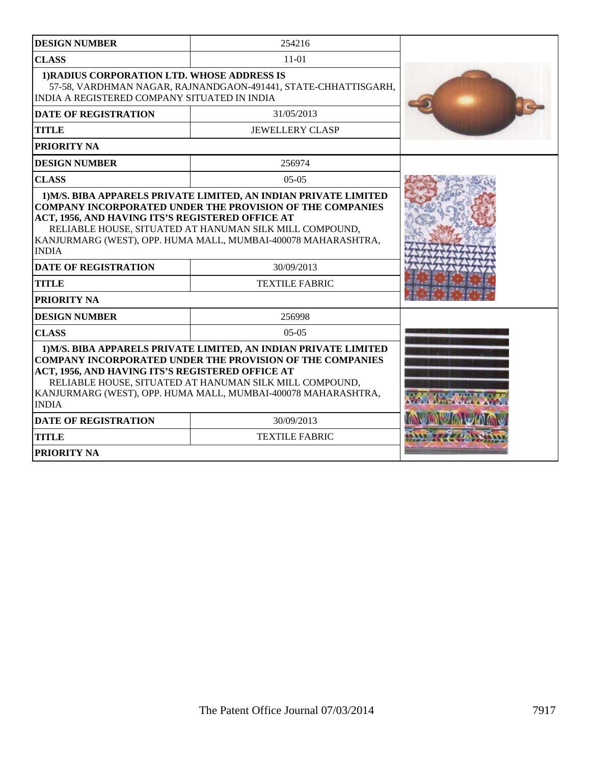| DESIGN NUMBER | 254216 |
|---|---|
| CLASS | 11-01 |
| 1)RADIUS CORPORATION LTD. WHOSE ADDRESS IS 57-58, VARDHMAN NAGAR, RAJNANDGAON-491441, STATE-CHHATTISGARH, INDIA A REGISTERED COMPANY SITUATED IN INDIA | |
| DATE OF REGISTRATION | 31/05/2013 |
| TITLE | JEWELLERY CLASP |
| PRIORITY NA | |

| DESIGN NUMBER | 256974 |
|---|---|
| CLASS | 05-05 |
| 1)M/S. BIBA APPARELS PRIVATE LIMITED, AN INDIAN PRIVATE LIMITED COMPANY INCORPORATED UNDER THE PROVISION OF THE COMPANIES ACT, 1956, AND HAVING ITS'S REGISTERED OFFICE AT RELIABLE HOUSE, SITUATED AT HANUMAN SILK MILL COMPOUND, KANJURMARG (WEST), OPP. HUMA MALL, MUMBAI-400078 MAHARASHTRA, INDIA | |
| DATE OF REGISTRATION | 30/09/2013 |
| TITLE | TEXTILE FABRIC |
| PRIORITY NA | |

| DESIGN NUMBER | 256998 |
|---|---|
| CLASS | 05-05 |
| 1)M/S. BIBA APPARELS PRIVATE LIMITED, AN INDIAN PRIVATE LIMITED COMPANY INCORPORATED UNDER THE PROVISION OF THE COMPANIES ACT, 1956, AND HAVING ITS'S REGISTERED OFFICE AT RELIABLE HOUSE, SITUATED AT HANUMAN SILK MILL COMPOUND, KANJURMARG (WEST), OPP. HUMA MALL, MUMBAI-400078 MAHARASHTRA, INDIA | |
| DATE OF REGISTRATION | 30/09/2013 |
| TITLE | TEXTILE FABRIC |
| PRIORITY NA | |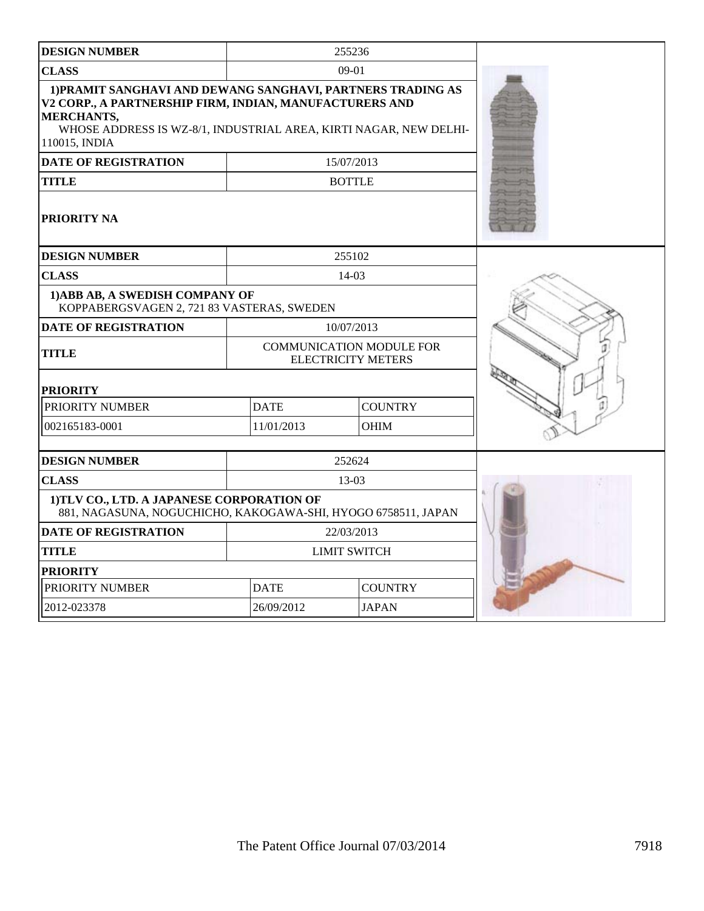| DESIGN NUMBER | 255236 | |
|---|---|---|
| CLASS | 09-01 | |
| 1)PRAMIT SANGHAVI AND DEWANG SANGHAVI, PARTNERS TRADING AS V2 CORP., A PARTNERSHIP FIRM, INDIAN, MANUFACTURERS AND MERCHANTS, WHOSE ADDRESS IS WZ-8/1, INDUSTRIAL AREA, KIRTI NAGAR, NEW DELHI-110015, INDIA | | |
| DATE OF REGISTRATION | 15/07/2013 | |
| TITLE | BOTTLE | |
| PRIORITY NA | | |

| DESIGN NUMBER | 255102 | |
|---|---|---|
| CLASS | 14-03 | |
| 1)ABB AB, A SWEDISH COMPANY OF KOPPABERGSVAGEN 2, 721 83 VASTERAS, SWEDEN | | |
| DATE OF REGISTRATION | 10/07/2013 | |
| TITLE | COMMUNICATION MODULE FOR ELECTRICITY METERS | |
| PRIORITY | | |
| PRIORITY NUMBER | DATE | COUNTRY |
| 002165183-0001 | 11/01/2013 | OHIM |

| DESIGN NUMBER | 252624 | |
|---|---|---|
| CLASS | 13-03 | |
| 1)TLV CO., LTD. A JAPANESE CORPORATION OF 881, NAGASUNA, NOGUCHICHO, KAKOGAWA-SHI, HYOGO 6758511, JAPAN | | |
| DATE OF REGISTRATION | 22/03/2013 | |
| TITLE | LIMIT SWITCH | |
| PRIORITY | | |
| PRIORITY NUMBER | DATE | COUNTRY |
| 2012-023378 | 26/09/2012 | JAPAN |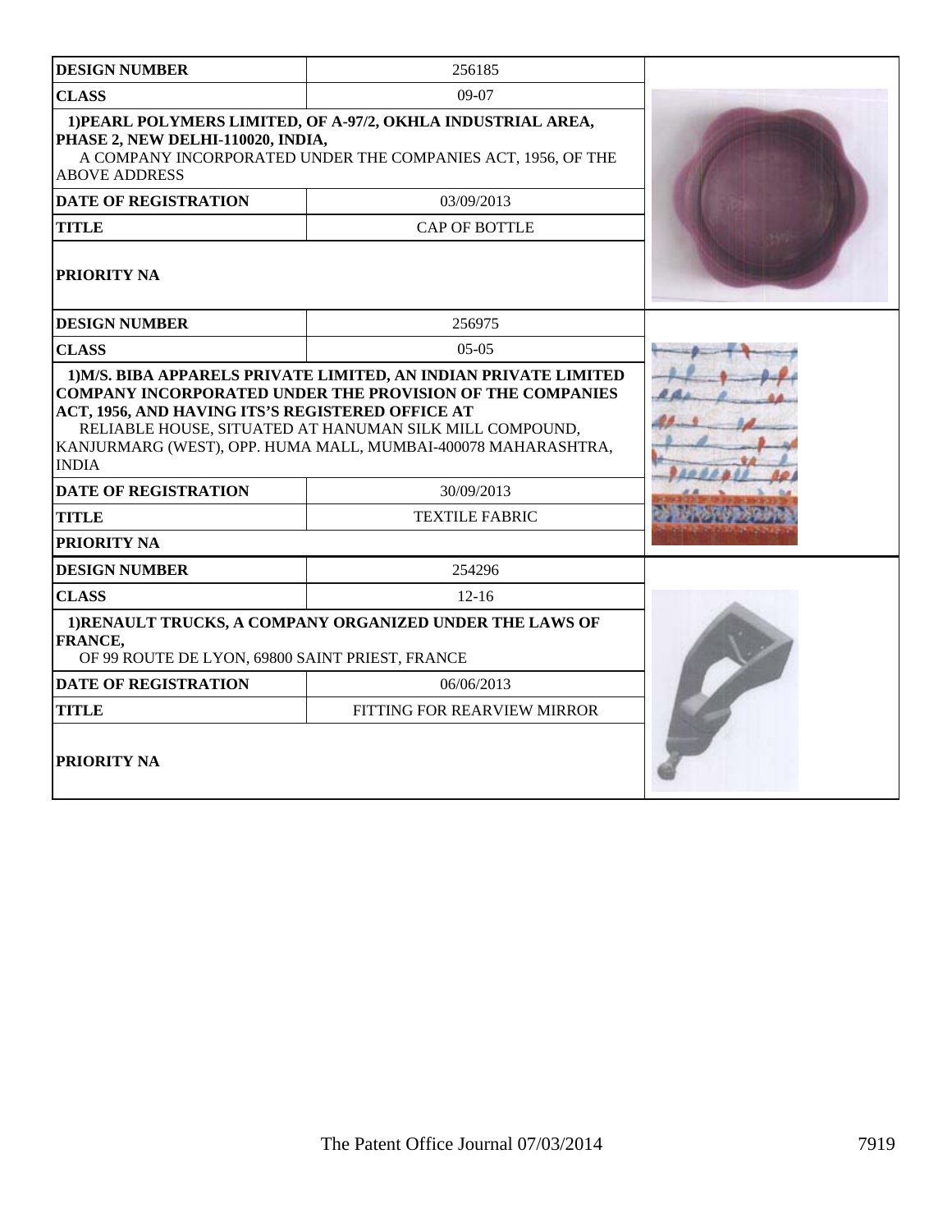| DESIGN NUMBER | 256185 |
|---|---|
| CLASS | 09-07 |
| 1)PEARL POLYMERS LIMITED, OF A-97/2, OKHLA INDUSTRIAL AREA, PHASE 2, NEW DELHI-110020, INDIA, A COMPANY INCORPORATED UNDER THE COMPANIES ACT, 1956, OF THE ABOVE ADDRESS | |
| DATE OF REGISTRATION | 03/09/2013 |
| TITLE | CAP OF BOTTLE |
| PRIORITY NA | |

| DESIGN NUMBER | 256975 |
|---|---|
| CLASS | 05-05 |
| 1)M/S. BIBA APPARELS PRIVATE LIMITED, AN INDIAN PRIVATE LIMITED COMPANY INCORPORATED UNDER THE PROVISION OF THE COMPANIES ACT, 1956, AND HAVING ITS'S REGISTERED OFFICE AT RELIABLE HOUSE, SITUATED AT HANUMAN SILK MILL COMPOUND, KANJURMARG (WEST), OPP. HUMA MALL, MUMBAI-400078 MAHARASHTRA, INDIA | |
| DATE OF REGISTRATION | 30/09/2013 |
| TITLE | TEXTILE FABRIC |
| PRIORITY NA | |

| DESIGN NUMBER | 254296 |
|---|---|
| CLASS | 12-16 |
| 1)RENAULT TRUCKS, A COMPANY ORGANIZED UNDER THE LAWS OF FRANCE, OF 99 ROUTE DE LYON, 69800 SAINT PRIEST, FRANCE | |
| DATE OF REGISTRATION | 06/06/2013 |
| TITLE | FITTING FOR REARVIEW MIRROR |
| PRIORITY NA | |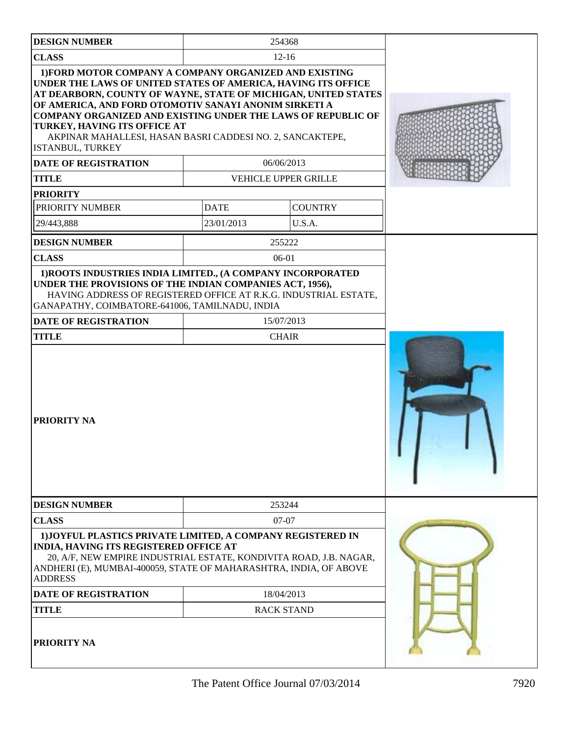| DESIGN NUMBER | 254368 | |
|---|---|---|
| CLASS | 12-16 | |
| **1)FORD MOTOR COMPANY A COMPANY ORGANIZED AND EXISTING UNDER THE LAWS OF UNITED STATES OF AMERICA, HAVING ITS OFFICE AT DEARBORN, COUNTY OF WAYNE, STATE OF MICHIGAN, UNITED STATES OF AMERICA, AND FORD OTOMOTIV SANAYI ANONIM SIRKETI A COMPANY ORGANIZED AND EXISTING UNDER THE LAWS OF REPUBLIC OF TURKEY, HAVING ITS OFFICE AT** AKPINAR MAHALLESI, HASAN BASRI CADDESI NO. 2, SANCAKTEPE, ISTANBUL, TURKEY | | |
| DATE OF REGISTRATION | 06/06/2013 | |
| TITLE | VEHICLE UPPER GRILLE | |
| **PRIORITY** | | |
| PRIORITY NUMBER | DATE | COUNTRY |
| 29/443,888 | 23/01/2013 | U.S.A. |

| DESIGN NUMBER | 255222 |
|---|---|
| CLASS | 06-01 |
| **1)ROOTS INDUSTRIES INDIA LIMITED., (A COMPANY INCORPORATED UNDER THE PROVISIONS OF THE INDIAN COMPANIES ACT, 1956),** HAVING ADDRESS OF REGISTERED OFFICE AT R.K.G. INDUSTRIAL ESTATE, GANAPATHY, COIMBATORE-641006, TAMILNADU, INDIA | |
| DATE OF REGISTRATION | 15/07/2013 |
| TITLE | CHAIR |
| **PRIORITY NA** | |

| DESIGN NUMBER | 253244 |
|---|---|
| CLASS | 07-07 |
| **1)JOYFUL PLASTICS PRIVATE LIMITED, A COMPANY REGISTERED IN INDIA, HAVING ITS REGISTERED OFFICE AT** 20, A/F, NEW EMPIRE INDUSTRIAL ESTATE, KONDIVITA ROAD, J.B. NAGAR, ANDHERI (E), MUMBAI-400059, STATE OF MAHARASHTRA, INDIA, OF ABOVE ADDRESS | |
| DATE OF REGISTRATION | 18/04/2013 |
| TITLE | RACK STAND |
| **PRIORITY NA** | |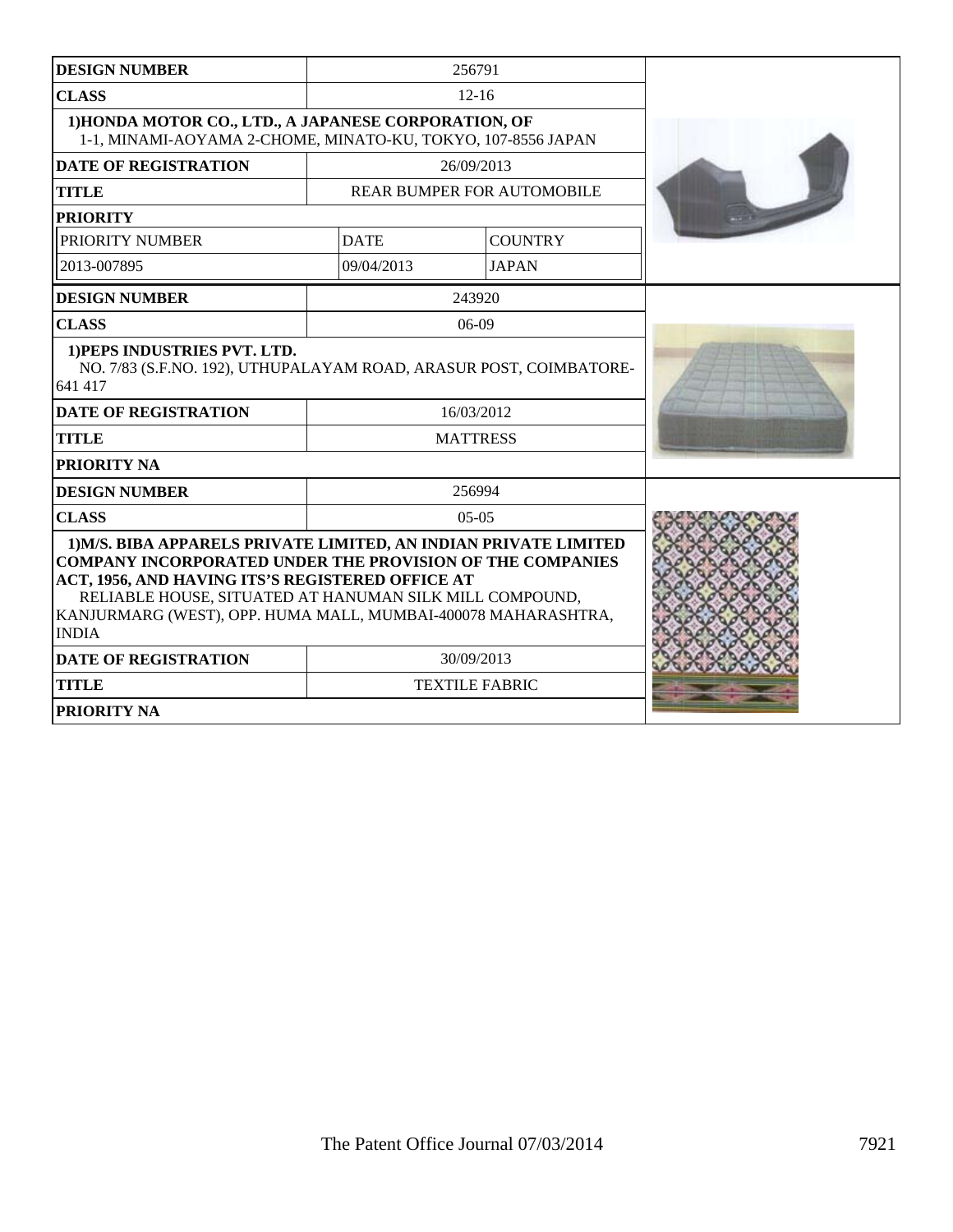| DESIGN NUMBER | 256791 | |
|---|---|---|
| CLASS | 12-16 | |
| 1)HONDA MOTOR CO., LTD., A JAPANESE CORPORATION, OF 1-1, MINAMI-AOYAMA 2-CHOME, MINATO-KU, TOKYO, 107-8556 JAPAN | | |
| DATE OF REGISTRATION | 26/09/2013 | |
| TITLE | REAR BUMPER FOR AUTOMOBILE | |
| PRIORITY | | |
| PRIORITY NUMBER | DATE | COUNTRY |
| 2013-007895 | 09/04/2013 | JAPAN |

| DESIGN NUMBER | 243920 |
|---|---|
| CLASS | 06-09 |
| 1)PEPS INDUSTRIES PVT. LTD. NO. 7/83 (S.F.NO. 192), UTHUPALAYAM ROAD, ARASUR POST, COIMBATORE-641 417 | |
| DATE OF REGISTRATION | 16/03/2012 |
| TITLE | MATTRESS |
| PRIORITY NA | |

| DESIGN NUMBER | 256994 |
|---|---|
| CLASS | 05-05 |
| 1)M/S. BIBA APPARELS PRIVATE LIMITED, AN INDIAN PRIVATE LIMITED COMPANY INCORPORATED UNDER THE PROVISION OF THE COMPANIES ACT, 1956, AND HAVING ITS'S REGISTERED OFFICE AT RELIABLE HOUSE, SITUATED AT HANUMAN SILK MILL COMPOUND, KANJURMARG (WEST), OPP. HUMA MALL, MUMBAI-400078 MAHARASHTRA, INDIA | |
| DATE OF REGISTRATION | 30/09/2013 |
| TITLE | TEXTILE FABRIC |
| PRIORITY NA | |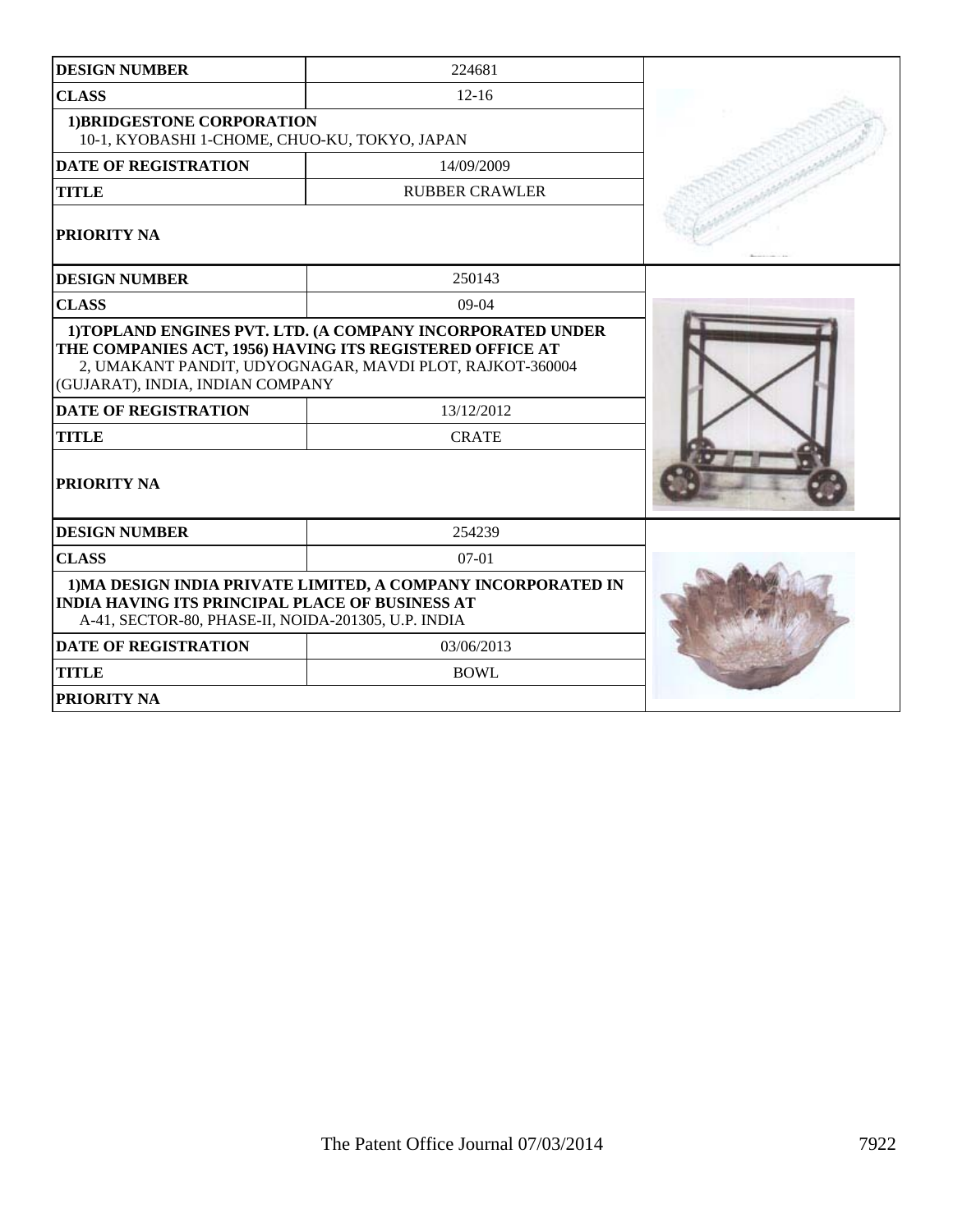| DESIGN NUMBER | 224681 |
|---|---|
| CLASS | 12-16 |
| 1)BRIDGESTONE CORPORATION<br>10-1, KYOBASHI 1-CHOME, CHUO-KU, TOKYO, JAPAN | |
| DATE OF REGISTRATION | 14/09/2009 |
| TITLE | RUBBER CRAWLER |
| PRIORITY NA | |

| DESIGN NUMBER | 250143 |
|---|---|
| CLASS | 09-04 |
| 1)TOPLAND ENGINES PVT. LTD. (A COMPANY INCORPORATED UNDER THE COMPANIES ACT, 1956) HAVING ITS REGISTERED OFFICE AT<br>2, UMAKANT PANDIT, UDYOGNAGAR, MAVDI PLOT, RAJKOT-360004 (GUJARAT), INDIA, INDIAN COMPANY | |
| DATE OF REGISTRATION | 13/12/2012 |
| TITLE | CRATE |
| PRIORITY NA | |

| DESIGN NUMBER | 254239 |
|---|---|
| CLASS | 07-01 |
| 1)MA DESIGN INDIA PRIVATE LIMITED, A COMPANY INCORPORATED IN INDIA HAVING ITS PRINCIPAL PLACE OF BUSINESS AT<br>A-41, SECTOR-80, PHASE-II, NOIDA-201305, U.P. INDIA | |
| DATE OF REGISTRATION | 03/06/2013 |
| TITLE | BOWL |
| PRIORITY NA | |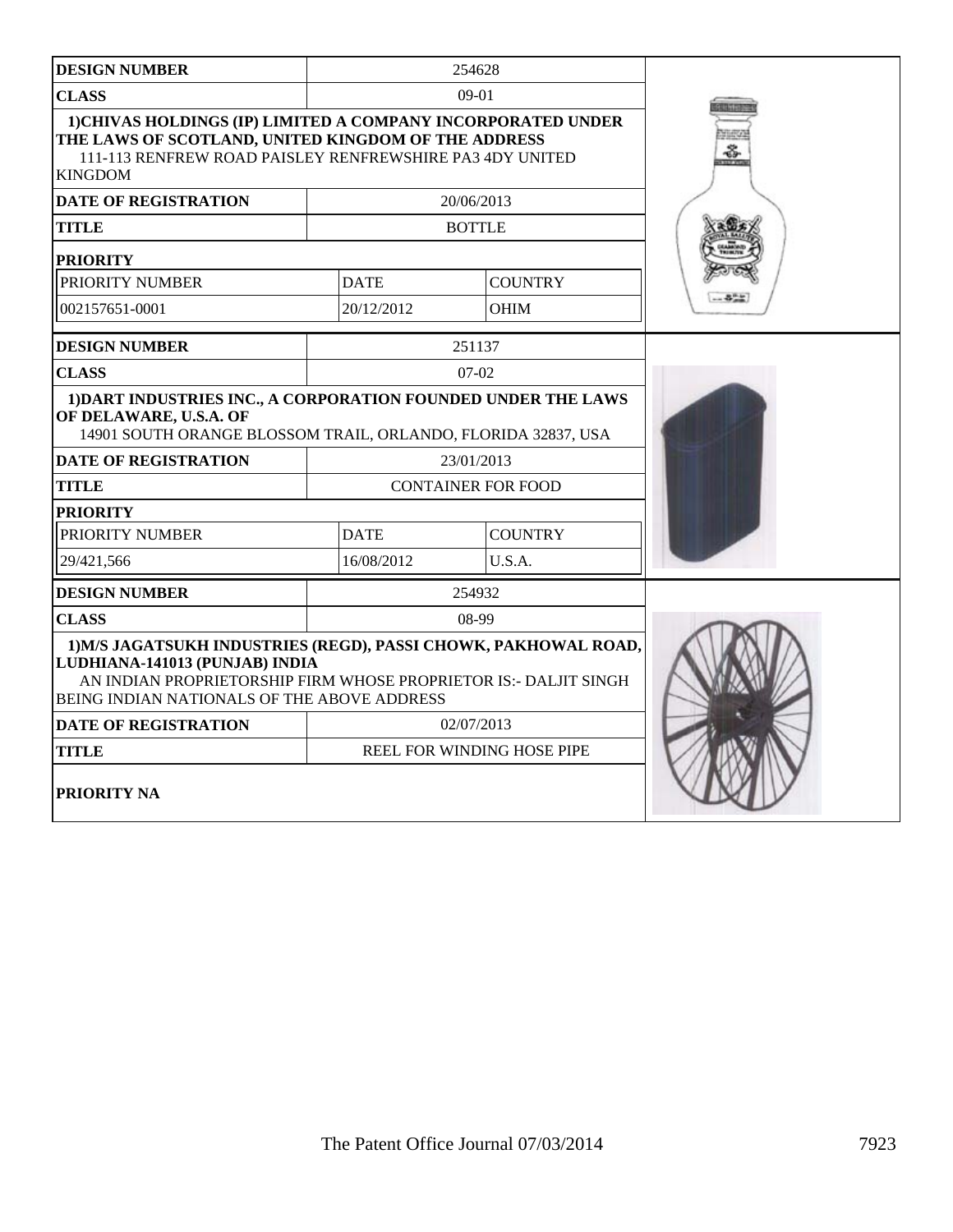| DESIGN NUMBER | 254628 | |
|---|---|---|
| CLASS | 09-01 | |
| 1)CHIVAS HOLDINGS (IP) LIMITED A COMPANY INCORPORATED UNDER THE LAWS OF SCOTLAND, UNITED KINGDOM OF THE ADDRESS 111-113 RENFREW ROAD PAISLEY RENFREWSHIRE PA3 4DY UNITED KINGDOM | | |
| DATE OF REGISTRATION | 20/06/2013 | |
| TITLE | BOTTLE | |
| PRIORITY | | |
| PRIORITY NUMBER | DATE | COUNTRY |
| 002157651-0001 | 20/12/2012 | OHIM |

| DESIGN NUMBER | 251137 | |
|---|---|---|
| CLASS | 07-02 | |
| 1)DART INDUSTRIES INC., A CORPORATION FOUNDED UNDER THE LAWS OF DELAWARE, U.S.A. OF 14901 SOUTH ORANGE BLOSSOM TRAIL, ORLANDO, FLORIDA 32837, USA | | |
| DATE OF REGISTRATION | 23/01/2013 | |
| TITLE | CONTAINER FOR FOOD | |
| PRIORITY | | |
| PRIORITY NUMBER | DATE | COUNTRY |
| 29/421,566 | 16/08/2012 | U.S.A. |

| DESIGN NUMBER | 254932 |
|---|---|
| CLASS | 08-99 |
| 1)M/S JAGATSUKH INDUSTRIES (REGD), PASSI CHOWK, PAKHOWAL ROAD, LUDHIANA-141013 (PUNJAB) INDIA AN INDIAN PROPRIETORSHIP FIRM WHOSE PROPRIETOR IS:- DALJIT SINGH BEING INDIAN NATIONALS OF THE ABOVE ADDRESS | |
| DATE OF REGISTRATION | 02/07/2013 |
| TITLE | REEL FOR WINDING HOSE PIPE |
| PRIORITY NA | |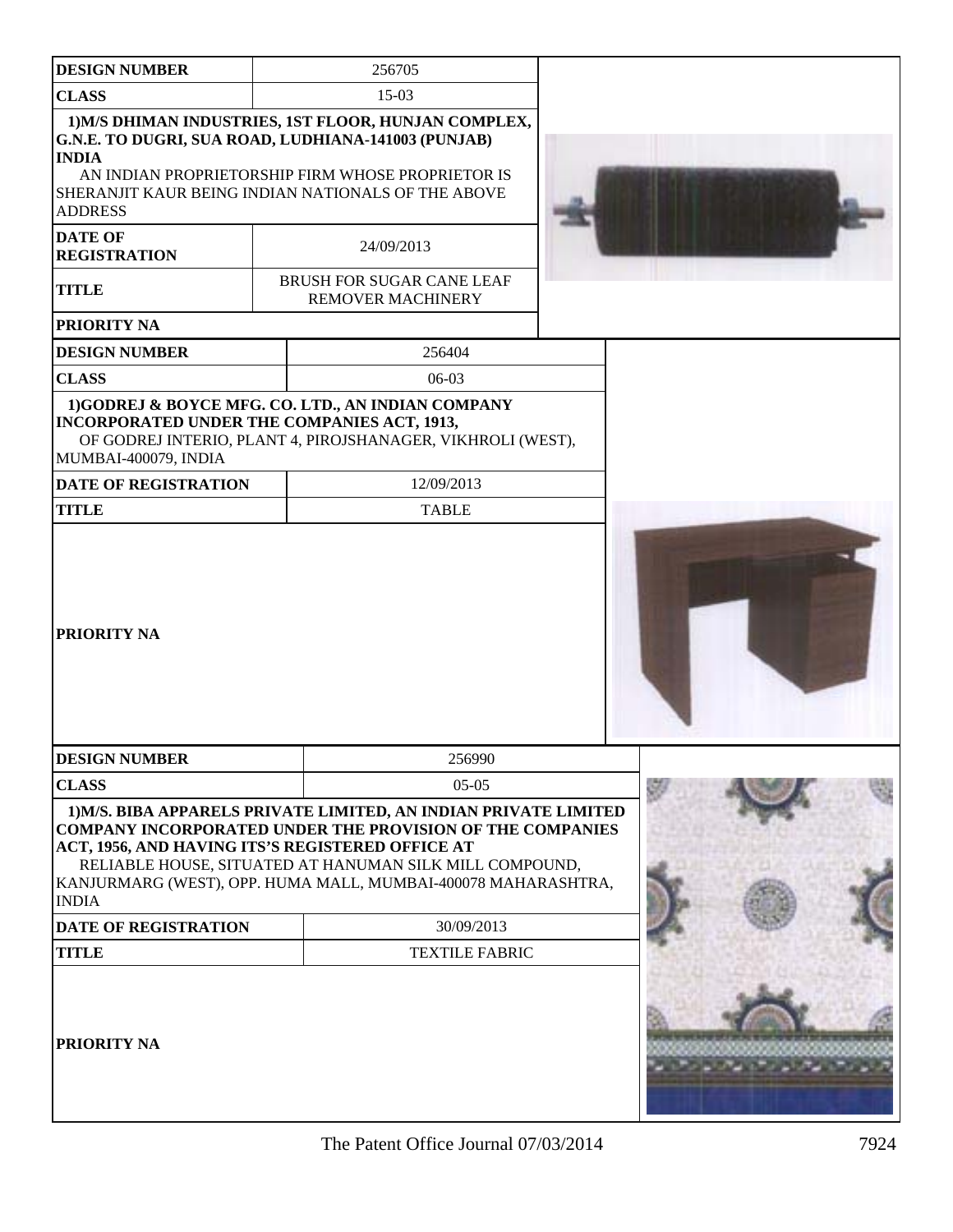| DESIGN NUMBER | 256705 |
|---|---|
| CLASS | 15-03 |
| 1)M/S DHIMAN INDUSTRIES, 1ST FLOOR, HUNJAN COMPLEX, G.N.E. TO DUGRI, SUA ROAD, LUDHIANA-141003 (PUNJAB) INDIA<br>AN INDIAN PROPRIETORSHIP FIRM WHOSE PROPRIETOR IS SHERANJIT KAUR BEING INDIAN NATIONALS OF THE ABOVE ADDRESS | |
| DATE OF REGISTRATION | 24/09/2013 |
| TITLE | BRUSH FOR SUGAR CANE LEAF REMOVER MACHINERY |
| PRIORITY NA | |

| DESIGN NUMBER | 256404 |
|---|---|
| CLASS | 06-03 |
| 1)GODREJ & BOYCE MFG. CO. LTD., AN INDIAN COMPANY INCORPORATED UNDER THE COMPANIES ACT, 1913,<br>OF GODREJ INTERIO, PLANT 4, PIROJSHANAGER, VIKHROLI (WEST), MUMBAI-400079, INDIA | |
| DATE OF REGISTRATION | 12/09/2013 |
| TITLE | TABLE |
| PRIORITY NA | |

| DESIGN NUMBER | 256990 |
|---|---|
| CLASS | 05-05 |
| 1)M/S. BIBA APPARELS PRIVATE LIMITED, AN INDIAN PRIVATE LIMITED COMPANY INCORPORATED UNDER THE PROVISION OF THE COMPANIES ACT, 1956, AND HAVING ITS'S REGISTERED OFFICE AT<br>RELIABLE HOUSE, SITUATED AT HANUMAN SILK MILL COMPOUND, KANJURMARG (WEST), OPP. HUMA MALL, MUMBAI-400078 MAHARASHTRA, INDIA | |
| DATE OF REGISTRATION | 30/09/2013 |
| TITLE | TEXTILE FABRIC |
| PRIORITY NA | |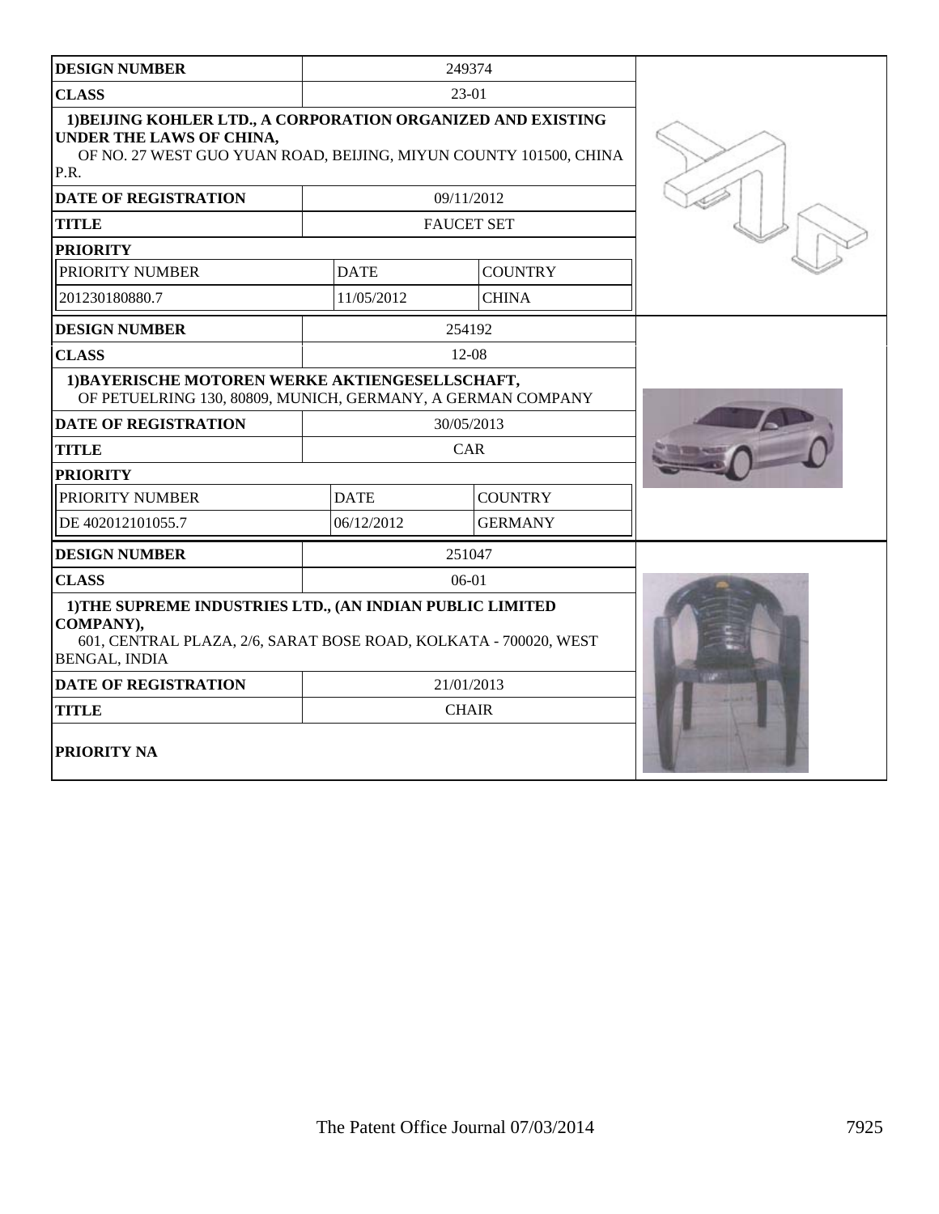| DESIGN NUMBER | 249374 | |
|---|---|---|
| CLASS | 23-01 | |
| 1)BEIJING KOHLER LTD., A CORPORATION ORGANIZED AND EXISTING UNDER THE LAWS OF CHINA, OF NO. 27 WEST GUO YUAN ROAD, BEIJING, MIYUN COUNTY 101500, CHINA P.R. | | |
| DATE OF REGISTRATION | 09/11/2012 | |
| TITLE | FAUCET SET | |
| PRIORITY | | |
| PRIORITY NUMBER | DATE | COUNTRY |
| 201230180880.7 | 11/05/2012 | CHINA |

| DESIGN NUMBER | 254192 | |
|---|---|---|
| CLASS | 12-08 | |
| 1)BAYERISCHE MOTOREN WERKE AKTIENGESELLSCHAFT, OF PETUELRING 130, 80809, MUNICH, GERMANY, A GERMAN COMPANY | | |
| DATE OF REGISTRATION | 30/05/2013 | |
| TITLE | CAR | |
| PRIORITY | | |
| PRIORITY NUMBER | DATE | COUNTRY |
| DE 402012101055.7 | 06/12/2012 | GERMANY |

| DESIGN NUMBER | 251047 |
|---|---|
| CLASS | 06-01 |
| 1)THE SUPREME INDUSTRIES LTD., (AN INDIAN PUBLIC LIMITED COMPANY), 601, CENTRAL PLAZA, 2/6, SARAT BOSE ROAD, KOLKATA - 700020, WEST BENGAL, INDIA | |
| DATE OF REGISTRATION | 21/01/2013 |
| TITLE | CHAIR |
| PRIORITY NA | |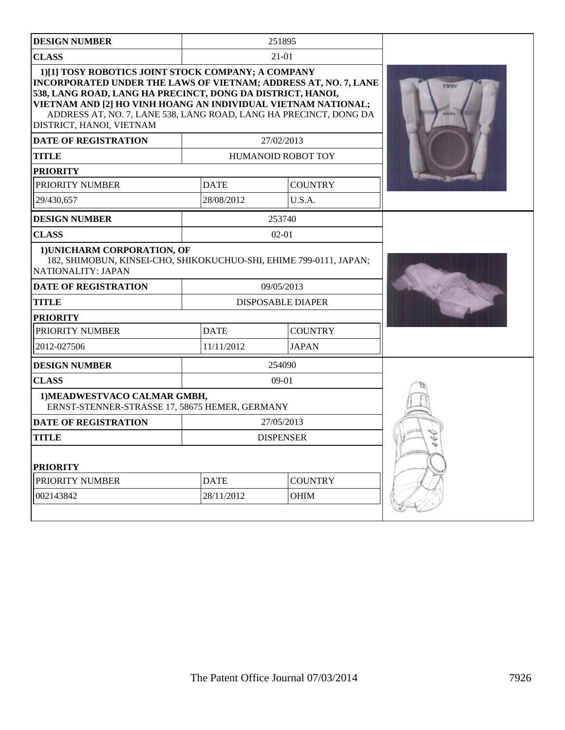| DESIGN NUMBER | 251895 | |
|---|---|---|
| CLASS | 21-01 | |
| 1)[1] TOSY ROBOTICS JOINT STOCK COMPANY; A COMPANY INCORPORATED UNDER THE LAWS OF VIETNAM; ADDRESS AT, NO. 7, LANE 538, LANG ROAD, LANG HA PRECINCT, DONG DA DISTRICT, HANOI, VIETNAM AND [2] HO VINH HOANG AN INDIVIDUAL VIETNAM NATIONAL; ADDRESS AT, NO. 7, LANE 538, LANG ROAD, LANG HA PRECINCT, DONG DA DISTRICT, HANOI, VIETNAM | | |
| DATE OF REGISTRATION | 27/02/2013 | |
| TITLE | HUMANOID ROBOT TOY | |
| PRIORITY | | |
| PRIORITY NUMBER | DATE | COUNTRY |
| 29/430,657 | 28/08/2012 | U.S.A. |

| DESIGN NUMBER | 253740 | |
|---|---|---|
| CLASS | 02-01 | |
| 1)UNICHARM CORPORATION, OF 182, SHIMOBUN, KINSEI-CHO, SHIKOKUCHUO-SHI, EHIME 799-0111, JAPAN; NATIONALITY: JAPAN | | |
| DATE OF REGISTRATION | 09/05/2013 | |
| TITLE | DISPOSABLE DIAPER | |
| PRIORITY | | |
| PRIORITY NUMBER | DATE | COUNTRY |
| 2012-027506 | 11/11/2012 | JAPAN |

| DESIGN NUMBER | 254090 | |
|---|---|---|
| CLASS | 09-01 | |
| 1)MEADWESTVACO CALMAR GMBH, ERNST-STENNER-STRASSE 17, 58675 HEMER, GERMANY | | |
| DATE OF REGISTRATION | 27/05/2013 | |
| TITLE | DISPENSER | |
| PRIORITY | | |
| PRIORITY NUMBER | DATE | COUNTRY |
| 002143842 | 28/11/2012 | OHIM |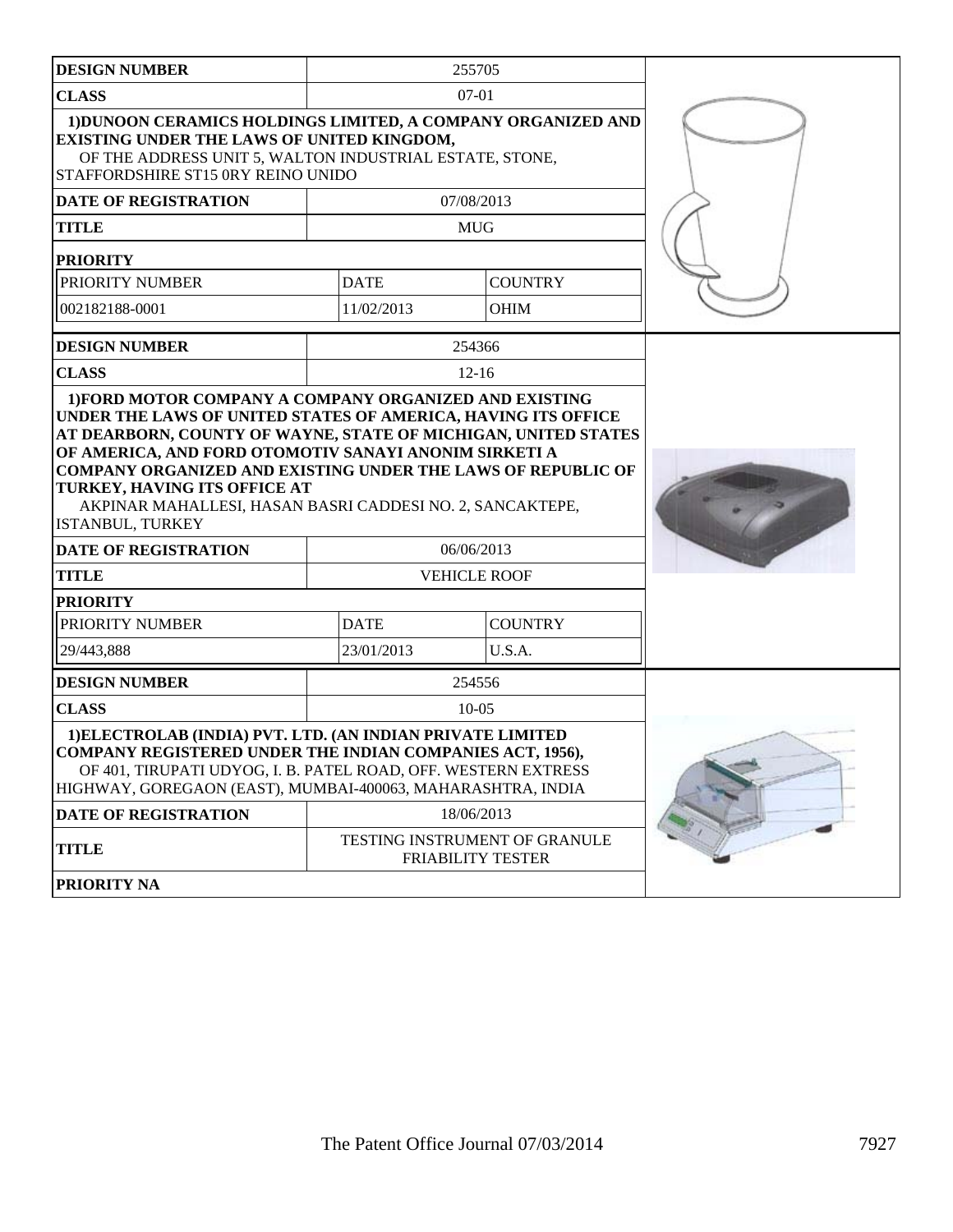| DESIGN NUMBER | 255705 | |
|---|---|---|
| CLASS | 07-01 | |
| **1)DUNOON CERAMICS HOLDINGS LIMITED, A COMPANY ORGANIZED AND EXISTING UNDER THE LAWS OF UNITED KINGDOM,** OF THE ADDRESS UNIT 5, WALTON INDUSTRIAL ESTATE, STONE, STAFFORDSHIRE ST15 0RY REINO UNIDO | | |
| DATE OF REGISTRATION | 07/08/2013 | |
| TITLE | MUG | |
| **PRIORITY** | | |
| PRIORITY NUMBER | DATE | COUNTRY |
| 002182188-0001 | 11/02/2013 | OHIM |

| DESIGN NUMBER | 254366 | |
|---|---|---|
| CLASS | 12-16 | |
| **1)FORD MOTOR COMPANY A COMPANY ORGANIZED AND EXISTING UNDER THE LAWS OF UNITED STATES OF AMERICA, HAVING ITS OFFICE AT DEARBORN, COUNTY OF WAYNE, STATE OF MICHIGAN, UNITED STATES OF AMERICA, AND FORD OTOMOTIV SANAYI ANONIM SIRKETI A COMPANY ORGANIZED AND EXISTING UNDER THE LAWS OF REPUBLIC OF TURKEY, HAVING ITS OFFICE AT** AKPINAR MAHALLESI, HASAN BASRI CADDESI NO. 2, SANCAKTEPE, ISTANBUL, TURKEY | | |
| DATE OF REGISTRATION | 06/06/2013 | |
| TITLE | VEHICLE ROOF | |
| **PRIORITY** | | |
| PRIORITY NUMBER | DATE | COUNTRY |
| 29/443,888 | 23/01/2013 | U.S.A. |

| DESIGN NUMBER | 254556 |
|---|---|
| CLASS | 10-05 |
| **1)ELECTROLAB (INDIA) PVT. LTD. (AN INDIAN PRIVATE LIMITED COMPANY REGISTERED UNDER THE INDIAN COMPANIES ACT, 1956),** OF 401, TIRUPATI UDYOG, I. B. PATEL ROAD, OFF. WESTERN EXTRESS HIGHWAY, GOREGAON (EAST), MUMBAI-400063, MAHARASHTRA, INDIA | |
| DATE OF REGISTRATION | 18/06/2013 |
| TITLE | TESTING INSTRUMENT OF GRANULE FRIABILITY TESTER |
| **PRIORITY NA** | |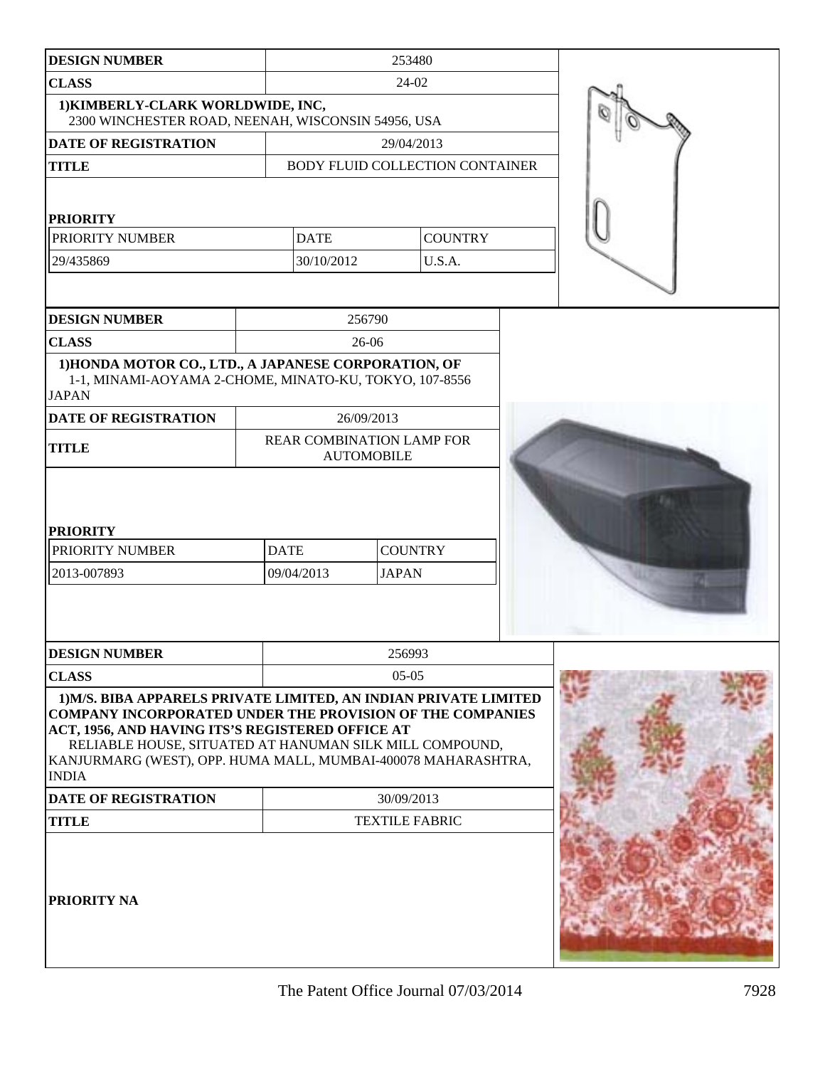| DESIGN NUMBER | 253480 | |
|---|---|---|
| CLASS | 24-02 | |
| 1)KIMBERLY-CLARK WORLDWIDE, INC, 2300 WINCHESTER ROAD, NEENAH, WISCONSIN 54956, USA | | |
| DATE OF REGISTRATION | 29/04/2013 | |
| TITLE | BODY FLUID COLLECTION CONTAINER | |

**PRIORITY**

| PRIORITY NUMBER | DATE | COUNTRY |
|---|---|---|
| 29/435869 | 30/10/2012 | U.S.A. |

| DESIGN NUMBER | 256790 |
|---|---|
| CLASS | 26-06 |
| 1)HONDA MOTOR CO., LTD., A JAPANESE CORPORATION, OF 1-1, MINAMI-AOYAMA 2-CHOME, MINATO-KU, TOKYO, 107-8556 JAPAN | |
| DATE OF REGISTRATION | 26/09/2013 |
| TITLE | REAR COMBINATION LAMP FOR AUTOMOBILE |

**PRIORITY**

| PRIORITY NUMBER | DATE | COUNTRY |
|---|---|---|
| 2013-007893 | 09/04/2013 | JAPAN |

| DESIGN NUMBER | 256993 |
|---|---|
| CLASS | 05-05 |
| 1)M/S. BIBA APPARELS PRIVATE LIMITED, AN INDIAN PRIVATE LIMITED COMPANY INCORPORATED UNDER THE PROVISION OF THE COMPANIES ACT, 1956, AND HAVING ITS'S REGISTERED OFFICE AT RELIABLE HOUSE, SITUATED AT HANUMAN SILK MILL COMPOUND, KANJURMARG (WEST), OPP. HUMA MALL, MUMBAI-400078 MAHARASHTRA, INDIA | |
| DATE OF REGISTRATION | 30/09/2013 |
| TITLE | TEXTILE FABRIC |

**PRIORITY NA**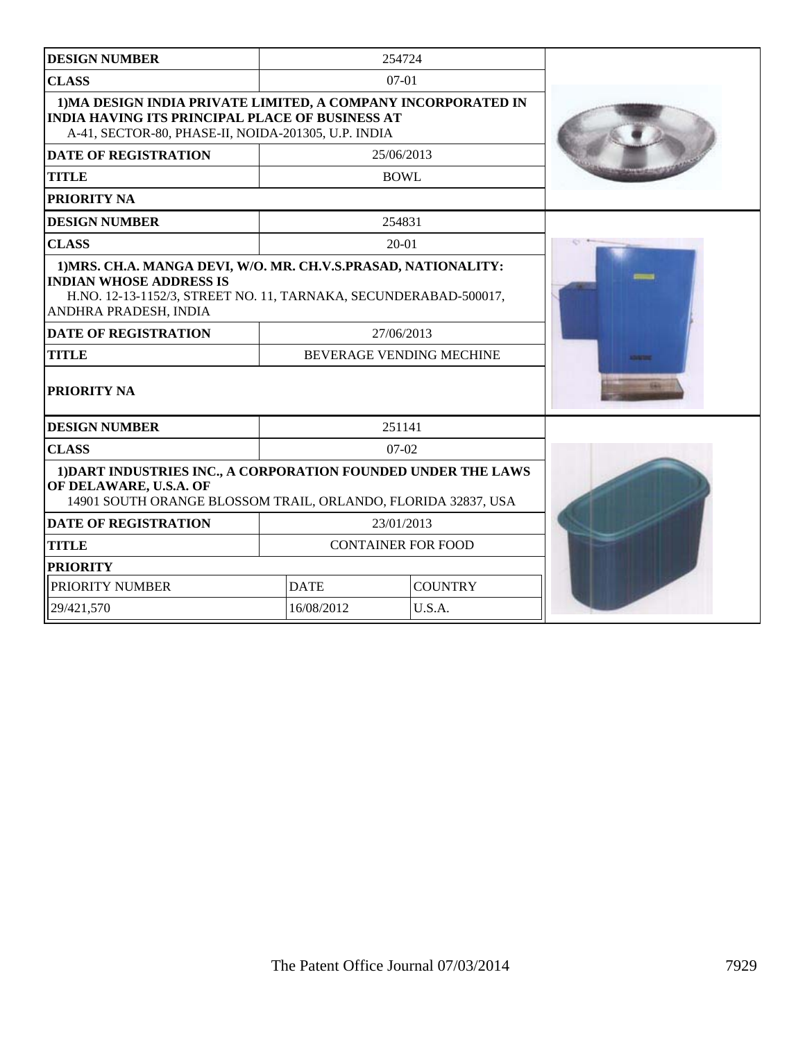| DESIGN NUMBER | 254724 | |
|---|---|---|
| CLASS | 07-01 | |
| **1)MA DESIGN INDIA PRIVATE LIMITED, A COMPANY INCORPORATED IN INDIA HAVING ITS PRINCIPAL PLACE OF BUSINESS AT** A-41, SECTOR-80, PHASE-II, NOIDA-201305, U.P. INDIA | | |
| DATE OF REGISTRATION | 25/06/2013 | |
| TITLE | BOWL | |
| PRIORITY NA | | |

| DESIGN NUMBER | 254831 | |
|---|---|---|
| CLASS | 20-01 | |
| **1)MRS. CH.A. MANGA DEVI, W/O. MR. CH.V.S.PRASAD, NATIONALITY: INDIAN WHOSE ADDRESS IS** H.NO. 12-13-1152/3, STREET NO. 11, TARNAKA, SECUNDERABAD-500017, ANDHRA PRADESH, INDIA | | |
| DATE OF REGISTRATION | 27/06/2013 | |
| TITLE | BEVERAGE VENDING MECHINE | |
| PRIORITY NA | | |

| DESIGN NUMBER | 251141 | |
|---|---|---|
| CLASS | 07-02 | |
| **1)DART INDUSTRIES INC., A CORPORATION FOUNDED UNDER THE LAWS OF DELAWARE, U.S.A. OF** 14901 SOUTH ORANGE BLOSSOM TRAIL, ORLANDO, FLORIDA 32837, USA | | |
| DATE OF REGISTRATION | 23/01/2013 | |
| TITLE | CONTAINER FOR FOOD | |
| PRIORITY | | |
| PRIORITY NUMBER | DATE | COUNTRY |
| 29/421,570 | 16/08/2012 | U.S.A. |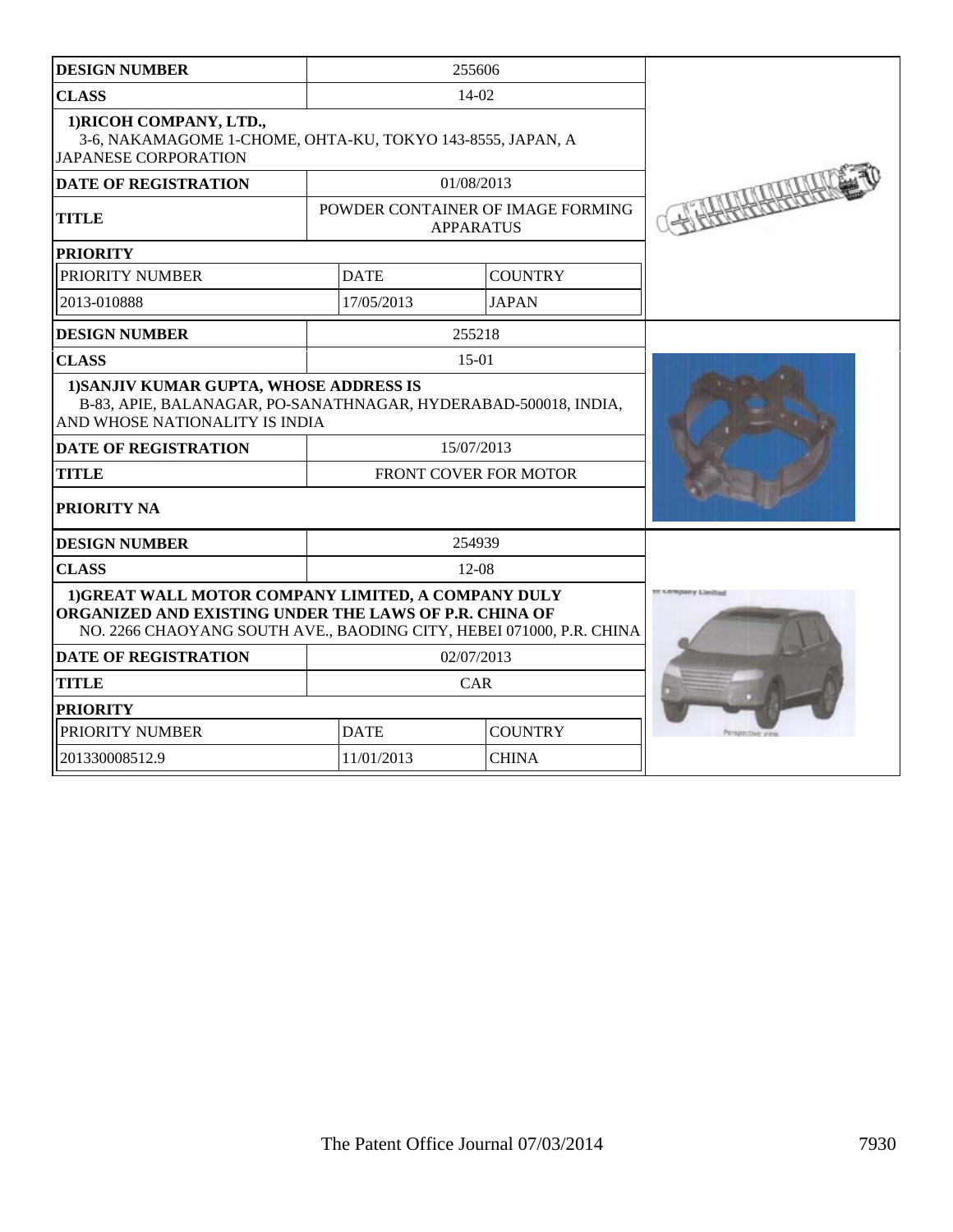| DESIGN NUMBER | 255606 | |
|---|---|---|
| CLASS | 14-02 | |
| **1)RICOH COMPANY, LTD.,** 3-6, NAKAMAGOME 1-CHOME, OHTA-KU, TOKYO 143-8555, JAPAN, A JAPANESE CORPORATION | | |
| DATE OF REGISTRATION | 01/08/2013 | |
| TITLE | POWDER CONTAINER OF IMAGE FORMING APPARATUS | |
| PRIORITY | | |
| PRIORITY NUMBER | DATE | COUNTRY |
| 2013-010888 | 17/05/2013 | JAPAN |

| DESIGN NUMBER | 255218 |
|---|---|
| CLASS | 15-01 |
| **1)SANJIV KUMAR GUPTA, WHOSE ADDRESS IS** B-83, APIE, BALANAGAR, PO-SANATHNAGAR, HYDERABAD-500018, INDIA, AND WHOSE NATIONALITY IS INDIA | |
| DATE OF REGISTRATION | 15/07/2013 |
| TITLE | FRONT COVER FOR MOTOR |
| PRIORITY NA | |

| DESIGN NUMBER | 254939 | |
|---|---|---|
| CLASS | 12-08 | |
| **1)GREAT WALL MOTOR COMPANY LIMITED, A COMPANY DULY ORGANIZED AND EXISTING UNDER THE LAWS OF P.R. CHINA OF** NO. 2266 CHAOYANG SOUTH AVE., BAODING CITY, HEBEI 071000, P.R. CHINA | | |
| DATE OF REGISTRATION | 02/07/2013 | |
| TITLE | CAR | |
| PRIORITY | | |
| PRIORITY NUMBER | DATE | COUNTRY |
| 201330008512.9 | 11/01/2013 | CHINA |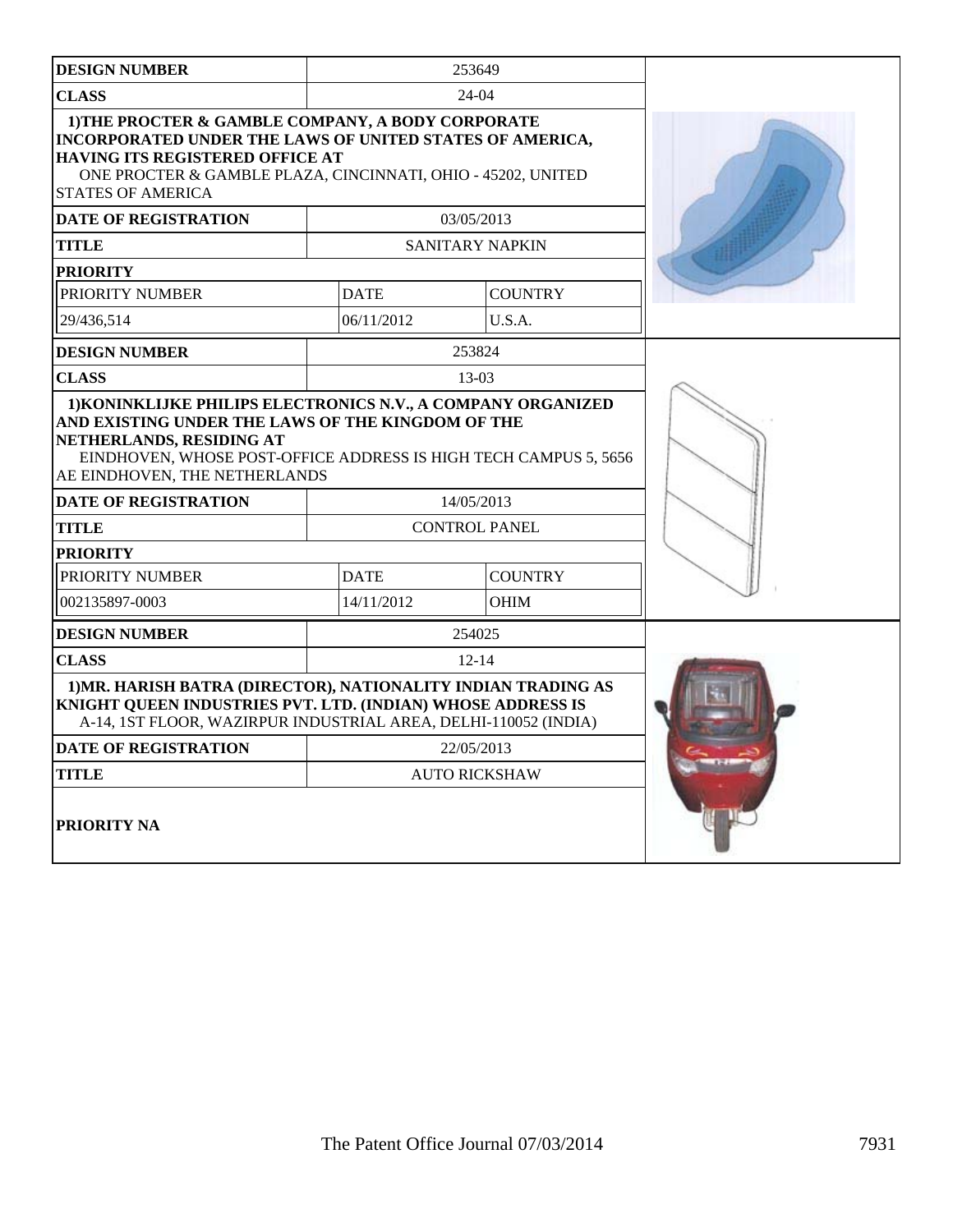| DESIGN NUMBER | 253649 | |
|---|---|---|
| CLASS | 24-04 | |
| 1)THE PROCTER & GAMBLE COMPANY, A BODY CORPORATE INCORPORATED UNDER THE LAWS OF UNITED STATES OF AMERICA, HAVING ITS REGISTERED OFFICE AT ONE PROCTER & GAMBLE PLAZA, CINCINNATI, OHIO - 45202, UNITED STATES OF AMERICA | | |
| DATE OF REGISTRATION | 03/05/2013 | |
| TITLE | SANITARY NAPKIN | |
| PRIORITY | | |
| PRIORITY NUMBER | DATE | COUNTRY |
| 29/436,514 | 06/11/2012 | U.S.A. |

| DESIGN NUMBER | 253824 | |
|---|---|---|
| CLASS | 13-03 | |
| 1)KONINKLIJKE PHILIPS ELECTRONICS N.V., A COMPANY ORGANIZED AND EXISTING UNDER THE LAWS OF THE KINGDOM OF THE NETHERLANDS, RESIDING AT EINDHOVEN, WHOSE POST-OFFICE ADDRESS IS HIGH TECH CAMPUS 5, 5656 AE EINDHOVEN, THE NETHERLANDS | | |
| DATE OF REGISTRATION | 14/05/2013 | |
| TITLE | CONTROL PANEL | |
| PRIORITY | | |
| PRIORITY NUMBER | DATE | COUNTRY |
| 002135897-0003 | 14/11/2012 | OHIM |

| DESIGN NUMBER | 254025 |
|---|---|
| CLASS | 12-14 |
| 1)MR. HARISH BATRA (DIRECTOR), NATIONALITY INDIAN TRADING AS KNIGHT QUEEN INDUSTRIES PVT. LTD. (INDIAN) WHOSE ADDRESS IS A-14, 1ST FLOOR, WAZIRPUR INDUSTRIAL AREA, DELHI-110052 (INDIA) | |
| DATE OF REGISTRATION | 22/05/2013 |
| TITLE | AUTO RICKSHAW |
| PRIORITY NA | |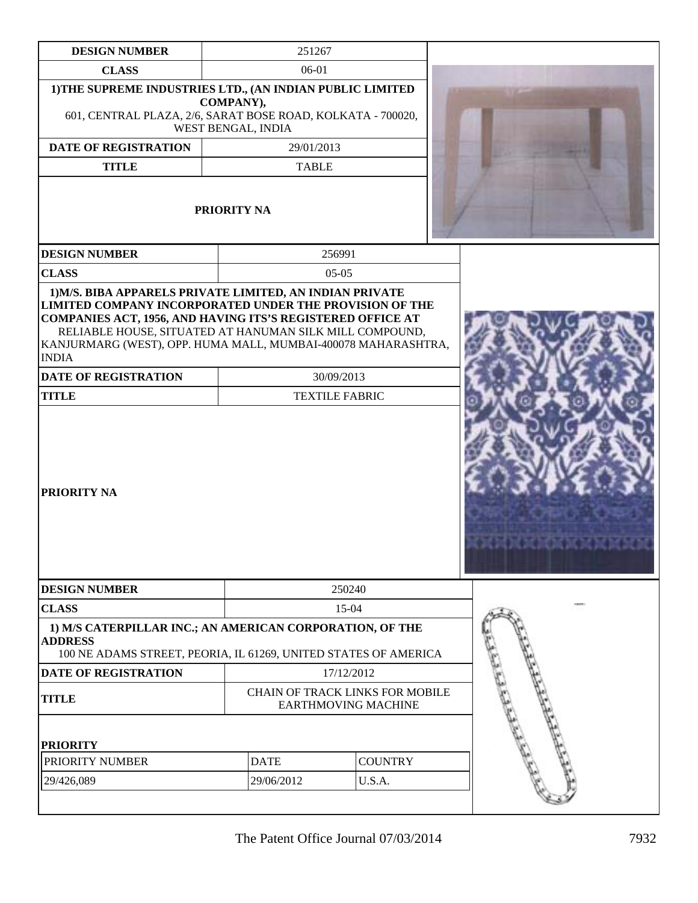| DESIGN NUMBER | 251267 |
|---|---|
| CLASS | 06-01 |
| 1)THE SUPREME INDUSTRIES LTD., (AN INDIAN PUBLIC LIMITED COMPANY), 601, CENTRAL PLAZA, 2/6, SARAT BOSE ROAD, KOLKATA - 700020, WEST BENGAL, INDIA | |
| DATE OF REGISTRATION | 29/01/2013 |
| TITLE | TABLE |
| PRIORITY NA | |

| DESIGN NUMBER | 256991 |
|---|---|
| CLASS | 05-05 |
| 1)M/S. BIBA APPARELS PRIVATE LIMITED, AN INDIAN PRIVATE LIMITED COMPANY INCORPORATED UNDER THE PROVISION OF THE COMPANIES ACT, 1956, AND HAVING ITS'S REGISTERED OFFICE AT RELIABLE HOUSE, SITUATED AT HANUMAN SILK MILL COMPOUND, KANJURMARG (WEST), OPP. HUMA MALL, MUMBAI-400078 MAHARASHTRA, INDIA | |
| DATE OF REGISTRATION | 30/09/2013 |
| TITLE | TEXTILE FABRIC |
| PRIORITY NA | |

| DESIGN NUMBER | 250240 | |
|---|---|---|
| CLASS | 15-04 | |
| 1) M/S CATERPILLAR INC.; AN AMERICAN CORPORATION, OF THE ADDRESS 100 NE ADAMS STREET, PEORIA, IL 61269, UNITED STATES OF AMERICA | | |
| DATE OF REGISTRATION | 17/12/2012 | |
| TITLE | CHAIN OF TRACK LINKS FOR MOBILE EARTHMOVING MACHINE | |
| PRIORITY | | |
| PRIORITY NUMBER | DATE | COUNTRY |
| 29/426,089 | 29/06/2012 | U.S.A. |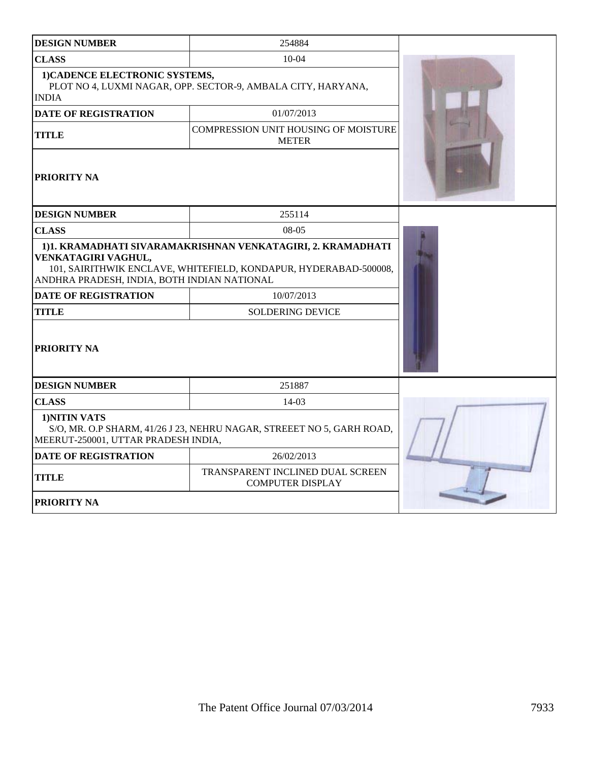| DESIGN NUMBER | 254884 |
|---|---|
| CLASS | 10-04 |
| 1)CADENCE ELECTRONIC SYSTEMS, PLOT NO 4, LUXMI NAGAR, OPP. SECTOR-9, AMBALA CITY, HARYANA, INDIA | |
| DATE OF REGISTRATION | 01/07/2013 |
| TITLE | COMPRESSION UNIT HOUSING OF MOISTURE METER |
| PRIORITY NA | |

| DESIGN NUMBER | 255114 |
|---|---|
| CLASS | 08-05 |
| 1)1. KRAMADHATI SIVARAMAKRISHNAN VENKATAGIRI, 2. KRAMADHATI VENKATAGIRI VAGHUL, 101, SAIRITHWIK ENCLAVE, WHITEFIELD, KONDAPUR, HYDERABAD-500008, ANDHRA PRADESH, INDIA, BOTH INDIAN NATIONAL | |
| DATE OF REGISTRATION | 10/07/2013 |
| TITLE | SOLDERING DEVICE |
| PRIORITY NA | |

| DESIGN NUMBER | 251887 |
|---|---|
| CLASS | 14-03 |
| 1)NITIN VATS S/O, MR. O.P SHARM, 41/26 J 23, NEHRU NAGAR, STREEET NO 5, GARH ROAD, MEERUT-250001, UTTAR PRADESH INDIA, | |
| DATE OF REGISTRATION | 26/02/2013 |
| TITLE | TRANSPARENT INCLINED DUAL SCREEN COMPUTER DISPLAY |
| PRIORITY NA | |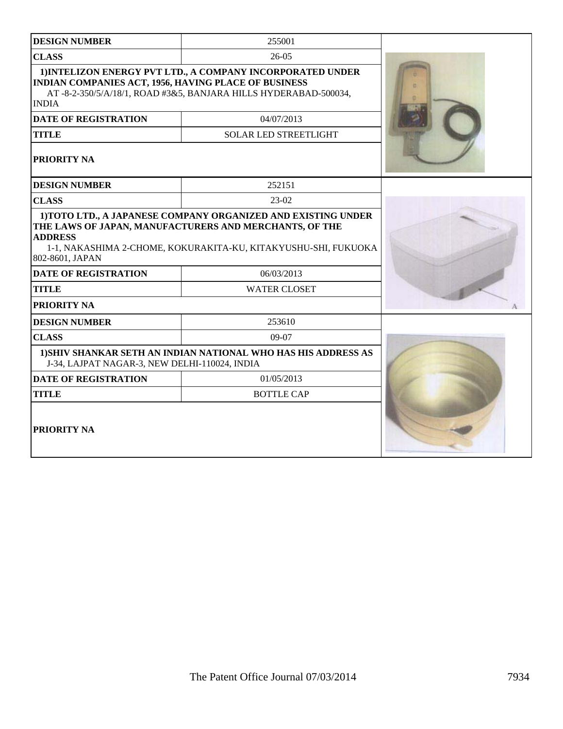| DESIGN NUMBER | 255001 |
|---|---|
| CLASS | 26-05 |
| 1)INTELIZON ENERGY PVT LTD., A COMPANY INCORPORATED UNDER INDIAN COMPANIES ACT, 1956, HAVING PLACE OF BUSINESS AT -8-2-350/5/A/18/1, ROAD #3&5, BANJARA HILLS HYDERABAD-500034, INDIA | |
| DATE OF REGISTRATION | 04/07/2013 |
| TITLE | SOLAR LED STREETLIGHT |
| PRIORITY NA | |

| DESIGN NUMBER | 252151 |
|---|---|
| CLASS | 23-02 |
| 1)TOTO LTD., A JAPANESE COMPANY ORGANIZED AND EXISTING UNDER THE LAWS OF JAPAN, MANUFACTURERS AND MERCHANTS, OF THE ADDRESS 1-1, NAKASHIMA 2-CHOME, KOKURAKITA-KU, KITAKYUSHU-SHI, FUKUOKA 802-8601, JAPAN | |
| DATE OF REGISTRATION | 06/03/2013 |
| TITLE | WATER CLOSET |
| PRIORITY NA | |

| DESIGN NUMBER | 253610 |
|---|---|
| CLASS | 09-07 |
| 1)SHIV SHANKAR SETH AN INDIAN NATIONAL WHO HAS HIS ADDRESS AS J-34, LAJPAT NAGAR-3, NEW DELHI-110024, INDIA | |
| DATE OF REGISTRATION | 01/05/2013 |
| TITLE | BOTTLE CAP |
| PRIORITY NA | |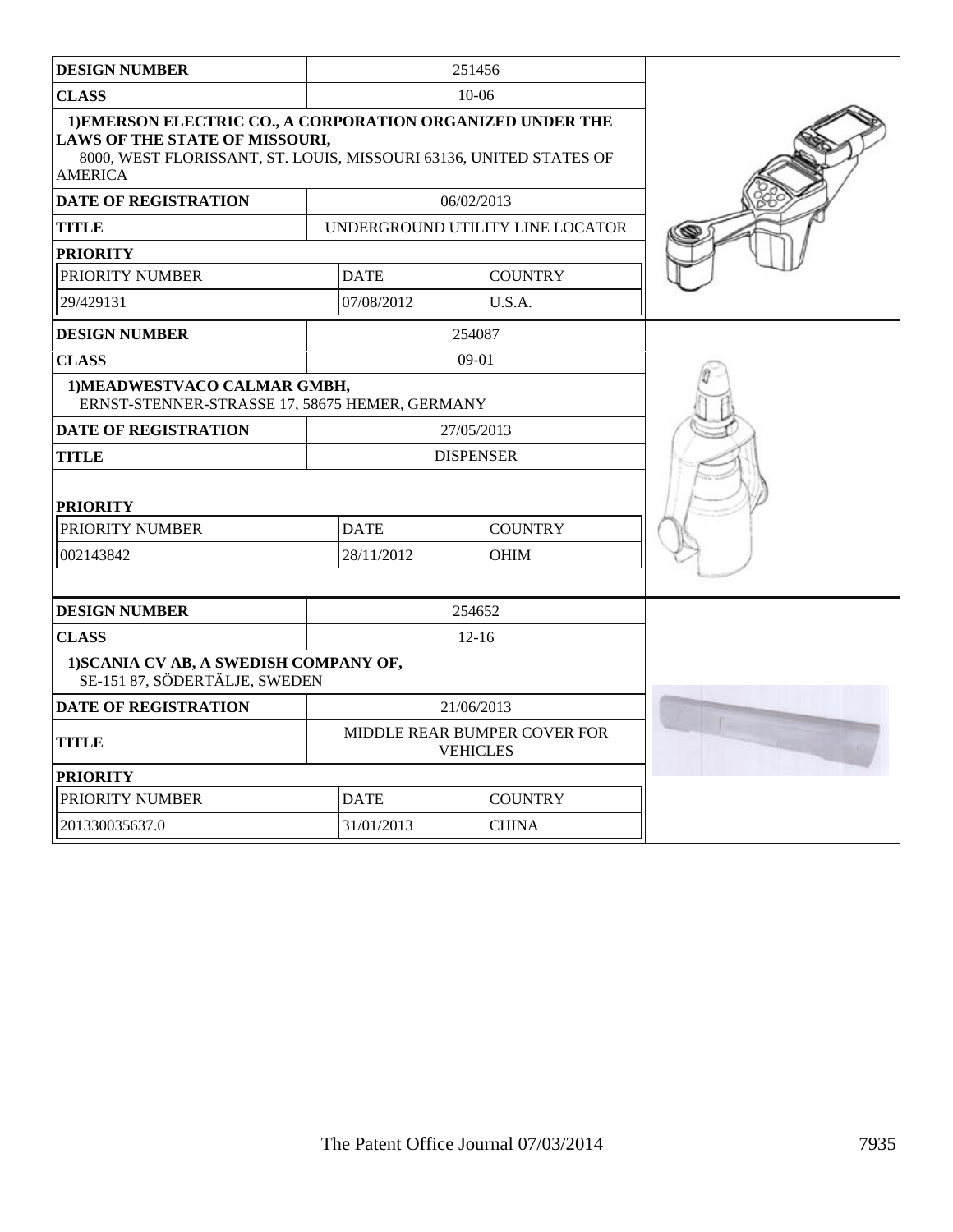| DESIGN NUMBER | 251456 | |
|---|---|---|
| CLASS | 10-06 | |
| 1)EMERSON ELECTRIC CO., A CORPORATION ORGANIZED UNDER THE LAWS OF THE STATE OF MISSOURI, 8000, WEST FLORISSANT, ST. LOUIS, MISSOURI 63136, UNITED STATES OF AMERICA | | |
| DATE OF REGISTRATION | 06/02/2013 | |
| TITLE | UNDERGROUND UTILITY LINE LOCATOR | |
| PRIORITY | | |
| PRIORITY NUMBER | DATE | COUNTRY |
| 29/429131 | 07/08/2012 | U.S.A. |

| DESIGN NUMBER | 254087 | |
|---|---|---|
| CLASS | 09-01 | |
| 1)MEADWESTVACO CALMAR GMBH, ERNST-STENNER-STRASSE 17, 58675 HEMER, GERMANY | | |
| DATE OF REGISTRATION | 27/05/2013 | |
| TITLE | DISPENSER | |
| PRIORITY | | |
| PRIORITY NUMBER | DATE | COUNTRY |
| 002143842 | 28/11/2012 | OHIM |

| DESIGN NUMBER | 254652 | |
|---|---|---|
| CLASS | 12-16 | |
| 1)SCANIA CV AB, A SWEDISH COMPANY OF, SE-151 87, SÖDERTÄLJE, SWEDEN | | |
| DATE OF REGISTRATION | 21/06/2013 | |
| TITLE | MIDDLE REAR BUMPER COVER FOR VEHICLES | |
| PRIORITY | | |
| PRIORITY NUMBER | DATE | COUNTRY |
| 201330035637.0 | 31/01/2013 | CHINA |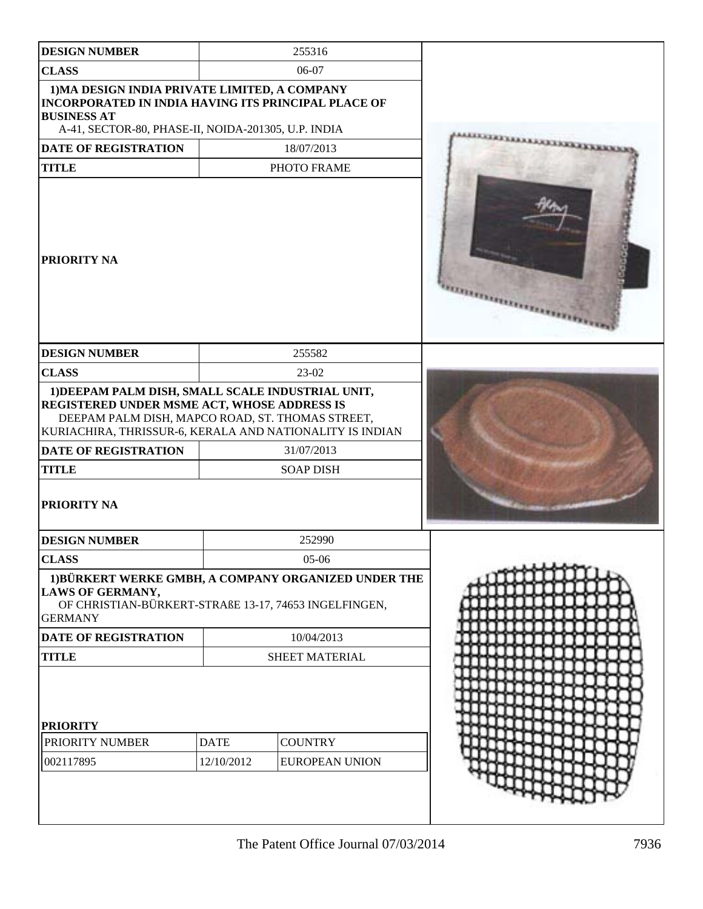| DESIGN NUMBER | 255316 |
|---|---|
| CLASS | 06-07 |
| 1)MA DESIGN INDIA PRIVATE LIMITED, A COMPANY INCORPORATED IN INDIA HAVING ITS PRINCIPAL PLACE OF BUSINESS AT A-41, SECTOR-80, PHASE-II, NOIDA-201305, U.P. INDIA | |
| DATE OF REGISTRATION | 18/07/2013 |
| TITLE | PHOTO FRAME |
| PRIORITY NA | |

| DESIGN NUMBER | 255582 |
|---|---|
| CLASS | 23-02 |
| 1)DEEPAM PALM DISH, SMALL SCALE INDUSTRIAL UNIT, REGISTERED UNDER MSME ACT, WHOSE ADDRESS IS DEEPAM PALM DISH, MAPCO ROAD, ST. THOMAS STREET, KURIACHIRA, THRISSUR-6, KERALA AND NATIONALITY IS INDIAN | |
| DATE OF REGISTRATION | 31/07/2013 |
| TITLE | SOAP DISH |
| PRIORITY NA | |

| DESIGN NUMBER | 252990 |
|---|---|
| CLASS | 05-06 |
| 1)BÜRKERT WERKE GMBH, A COMPANY ORGANIZED UNDER THE LAWS OF GERMANY, OF CHRISTIAN-BÜRKERT-STRAßE 13-17, 74653 INGELFINGEN, GERMANY | |
| DATE OF REGISTRATION | 10/04/2013 |
| TITLE | SHEET MATERIAL |

**PRIORITY**

| PRIORITY NUMBER | DATE | COUNTRY |
|---|---|---|
| 002117895 | 12/10/2012 | EUROPEAN UNION |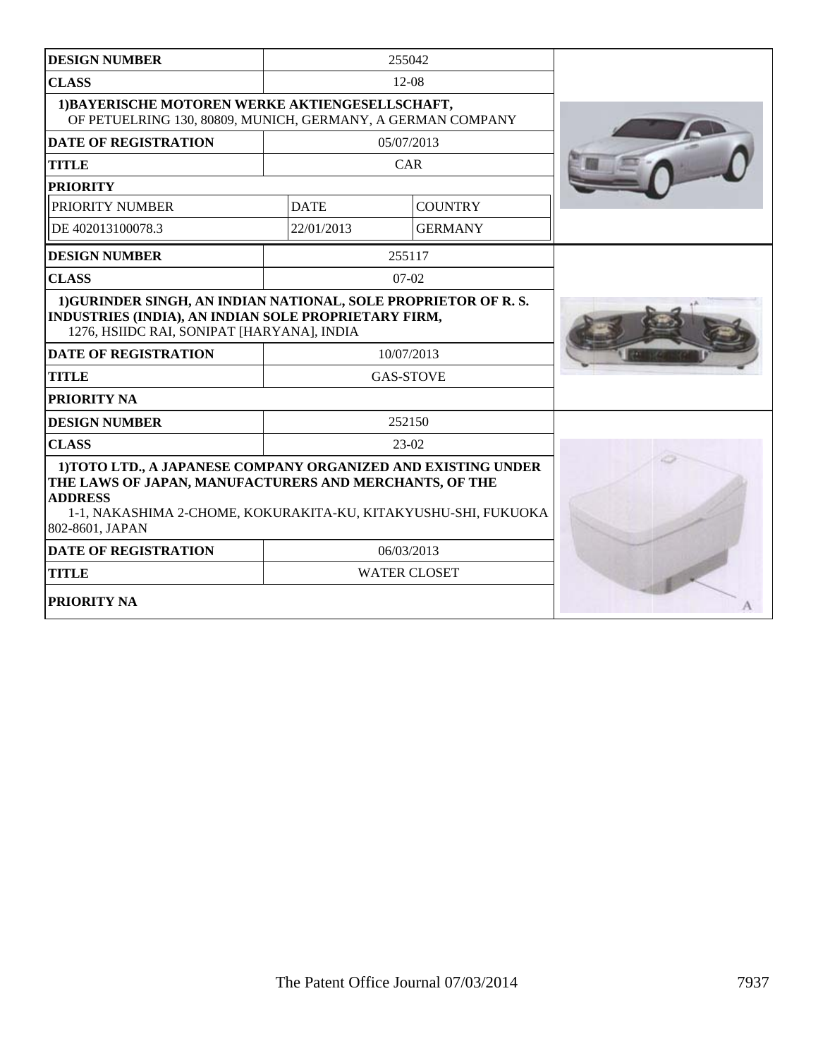| DESIGN NUMBER | 255042 | |
|---|---|---|
| CLASS | 12-08 | |
| 1)BAYERISCHE MOTOREN WERKE AKTIENGESELLSCHAFT, OF PETUELRING 130, 80809, MUNICH, GERMANY, A GERMAN COMPANY | | |
| DATE OF REGISTRATION | 05/07/2013 | |
| TITLE | CAR | |
| PRIORITY | | |
| PRIORITY NUMBER | DATE | COUNTRY |
| DE 402013100078.3 | 22/01/2013 | GERMANY |

| DESIGN NUMBER | 255117 |
|---|---|
| CLASS | 07-02 |
| 1)GURINDER SINGH, AN INDIAN NATIONAL, SOLE PROPRIETOR OF R. S. INDUSTRIES (INDIA), AN INDIAN SOLE PROPRIETARY FIRM, 1276, HSIIDC RAI, SONIPAT [HARYANA], INDIA | |
| DATE OF REGISTRATION | 10/07/2013 |
| TITLE | GAS-STOVE |
| PRIORITY NA | |

| DESIGN NUMBER | 252150 |
|---|---|
| CLASS | 23-02 |
| 1)TOTO LTD., A JAPANESE COMPANY ORGANIZED AND EXISTING UNDER THE LAWS OF JAPAN, MANUFACTURERS AND MERCHANTS, OF THE ADDRESS 1-1, NAKASHIMA 2-CHOME, KOKURAKITA-KU, KITAKYUSHU-SHI, FUKUOKA 802-8601, JAPAN | |
| DATE OF REGISTRATION | 06/03/2013 |
| TITLE | WATER CLOSET |
| PRIORITY NA | |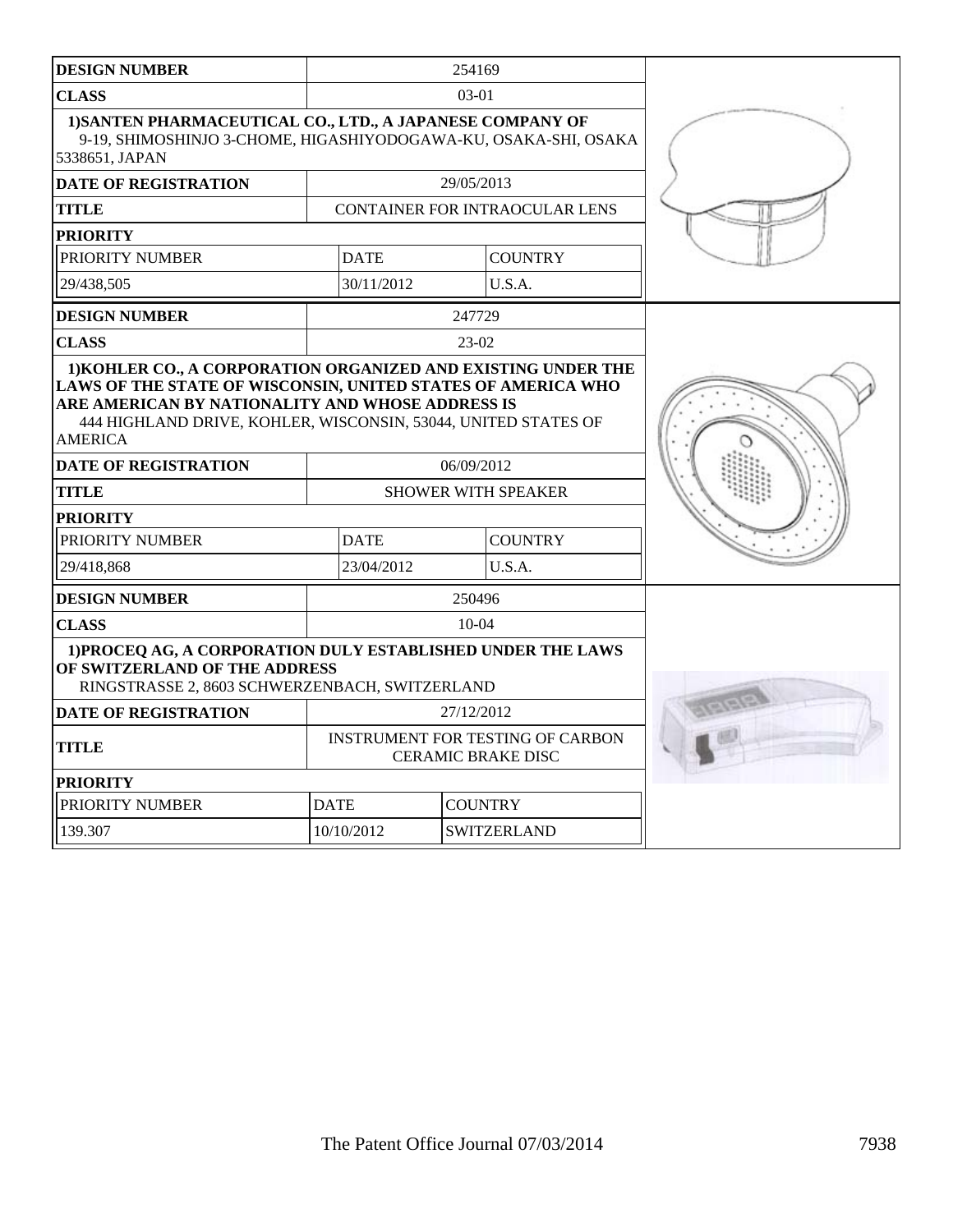| DESIGN NUMBER | 254169 | |
|---|---|---|
| CLASS | 03-01 | |
| 1)SANTEN PHARMACEUTICAL CO., LTD., A JAPANESE COMPANY OF 9-19, SHIMOSHINJO 3-CHOME, HIGASHIYODOGAWA-KU, OSAKA-SHI, OSAKA 5338651, JAPAN | | |
| DATE OF REGISTRATION | 29/05/2013 | |
| TITLE | CONTAINER FOR INTRAOCULAR LENS | |
| PRIORITY | | |
| PRIORITY NUMBER | DATE | COUNTRY |
| 29/438,505 | 30/11/2012 | U.S.A. |

| DESIGN NUMBER | 247729 | |
|---|---|---|
| CLASS | 23-02 | |
| 1)KOHLER CO., A CORPORATION ORGANIZED AND EXISTING UNDER THE LAWS OF THE STATE OF WISCONSIN, UNITED STATES OF AMERICA WHO ARE AMERICAN BY NATIONALITY AND WHOSE ADDRESS IS 444 HIGHLAND DRIVE, KOHLER, WISCONSIN, 53044, UNITED STATES OF AMERICA | | |
| DATE OF REGISTRATION | 06/09/2012 | |
| TITLE | SHOWER WITH SPEAKER | |
| PRIORITY | | |
| PRIORITY NUMBER | DATE | COUNTRY |
| 29/418,868 | 23/04/2012 | U.S.A. |

| DESIGN NUMBER | 250496 | |
|---|---|---|
| CLASS | 10-04 | |
| 1)PROCEQ AG, A CORPORATION DULY ESTABLISHED UNDER THE LAWS OF SWITZERLAND OF THE ADDRESS RINGSTRASSE 2, 8603 SCHWERZENBACH, SWITZERLAND | | |
| DATE OF REGISTRATION | 27/12/2012 | |
| TITLE | INSTRUMENT FOR TESTING OF CARBON CERAMIC BRAKE DISC | |
| PRIORITY | | |
| PRIORITY NUMBER | DATE | COUNTRY |
| 139.307 | 10/10/2012 | SWITZERLAND |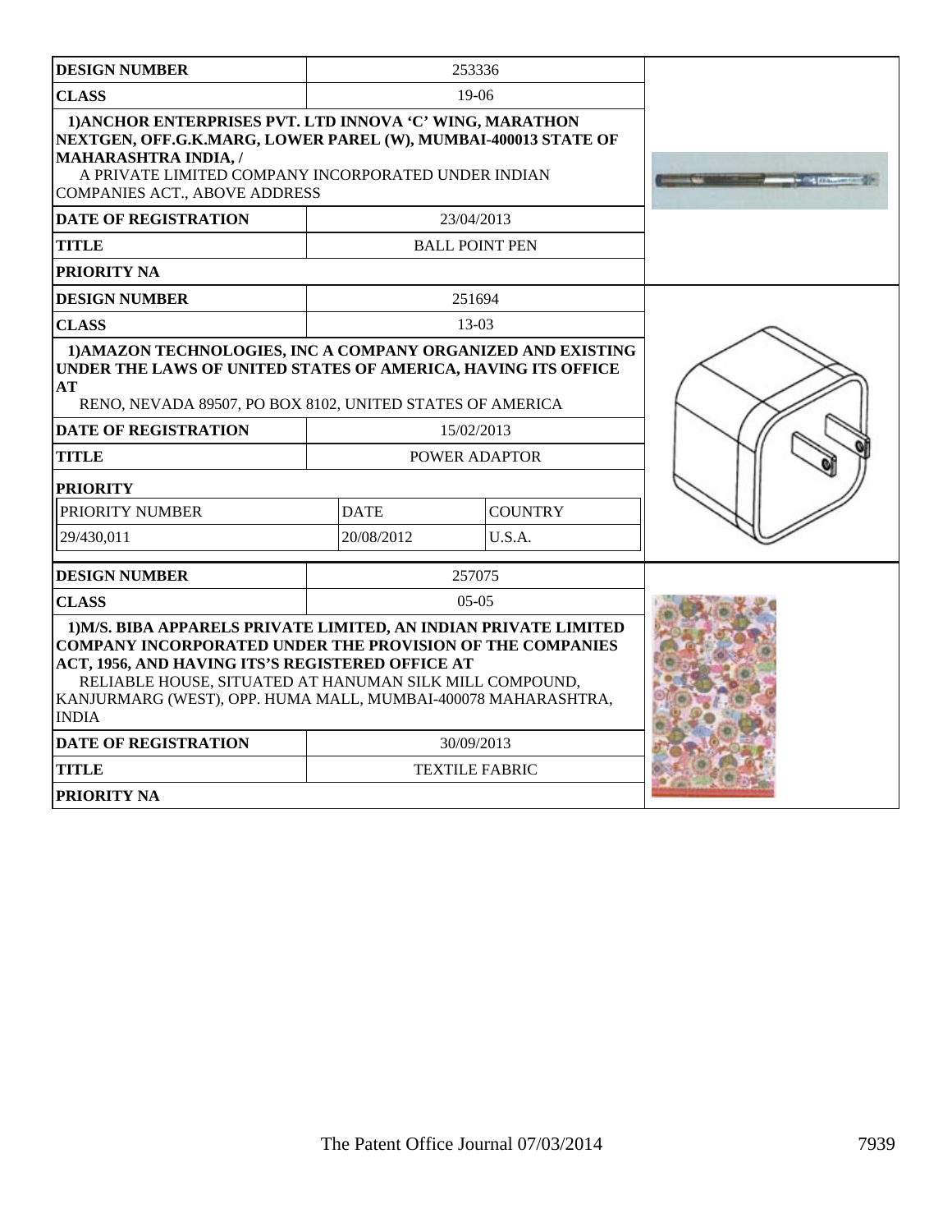| DESIGN NUMBER | 253336 |
| --- | --- |
| CLASS | 19-06 |
| 1)ANCHOR ENTERPRISES PVT. LTD INNOVA 'C' WING, MARATHON NEXTGEN, OFF.G.K.MARG, LOWER PAREL (W), MUMBAI-400013 STATE OF MAHARASHTRA INDIA, / A PRIVATE LIMITED COMPANY INCORPORATED UNDER INDIAN COMPANIES ACT., ABOVE ADDRESS | |
| DATE OF REGISTRATION | 23/04/2013 |
| TITLE | BALL POINT PEN |
| PRIORITY NA | |

| DESIGN NUMBER | 251694 | |
| --- | --- | --- |
| CLASS | 13-03 | |
| 1)AMAZON TECHNOLOGIES, INC A COMPANY ORGANIZED AND EXISTING UNDER THE LAWS OF UNITED STATES OF AMERICA, HAVING ITS OFFICE AT RENO, NEVADA 89507, PO BOX 8102, UNITED STATES OF AMERICA | | |
| DATE OF REGISTRATION | 15/02/2013 | |
| TITLE | POWER ADAPTOR | |
| PRIORITY | | |
| PRIORITY NUMBER | DATE | COUNTRY |
| 29/430,011 | 20/08/2012 | U.S.A. |

| DESIGN NUMBER | 257075 |
| --- | --- |
| CLASS | 05-05 |
| 1)M/S. BIBA APPARELS PRIVATE LIMITED, AN INDIAN PRIVATE LIMITED COMPANY INCORPORATED UNDER THE PROVISION OF THE COMPANIES ACT, 1956, AND HAVING ITS'S REGISTERED OFFICE AT RELIABLE HOUSE, SITUATED AT HANUMAN SILK MILL COMPOUND, KANJURMARG (WEST), OPP. HUMA MALL, MUMBAI-400078 MAHARASHTRA, INDIA | |
| DATE OF REGISTRATION | 30/09/2013 |
| TITLE | TEXTILE FABRIC |
| PRIORITY NA | |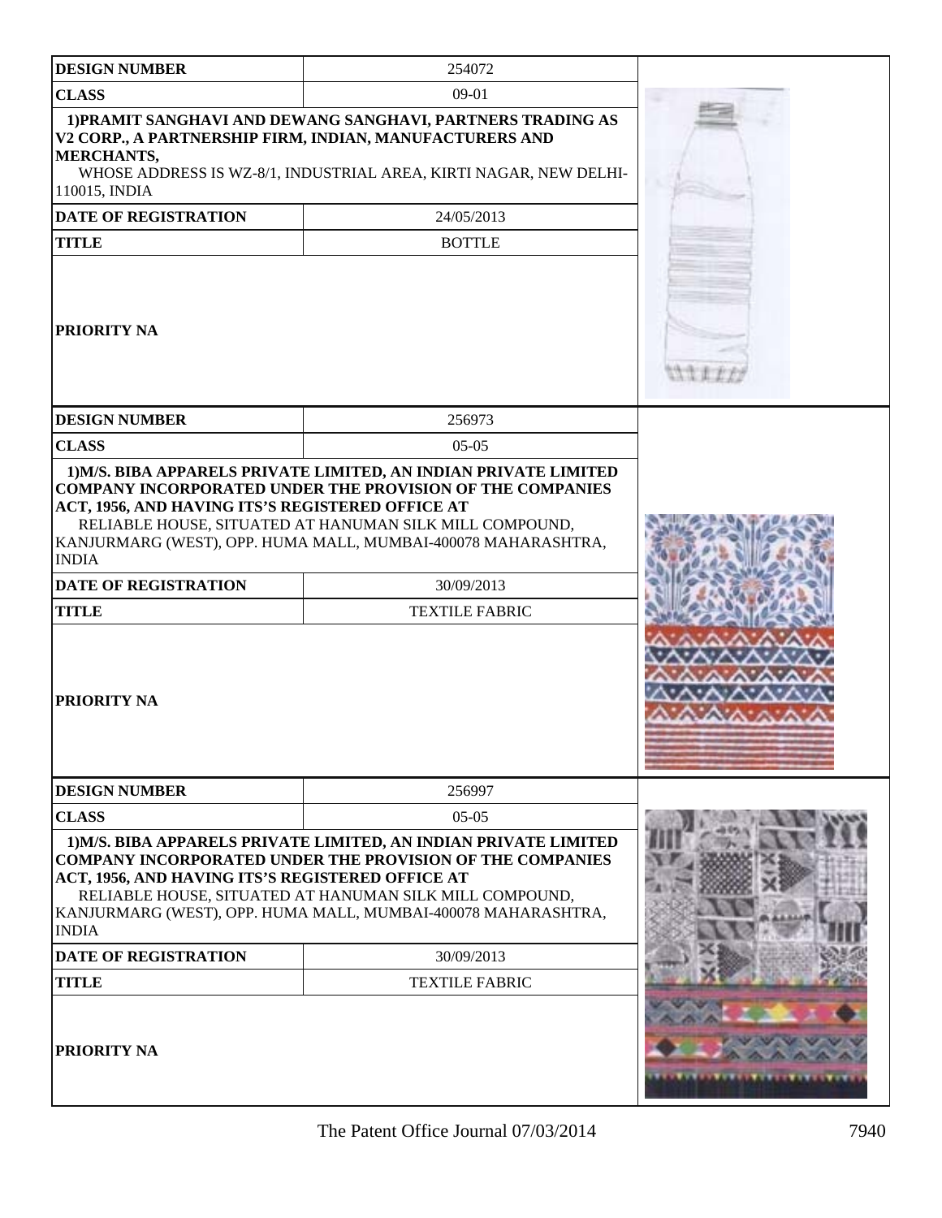| DESIGN NUMBER | 254072 |
|---|---|
| CLASS | 09-01 |
| 1)PRAMIT SANGHAVI AND DEWANG SANGHAVI, PARTNERS TRADING AS V2 CORP., A PARTNERSHIP FIRM, INDIAN, MANUFACTURERS AND MERCHANTS, WHOSE ADDRESS IS WZ-8/1, INDUSTRIAL AREA, KIRTI NAGAR, NEW DELHI-110015, INDIA | |
| DATE OF REGISTRATION | 24/05/2013 |
| TITLE | BOTTLE |
| PRIORITY NA | |

| DESIGN NUMBER | 256973 |
|---|---|
| CLASS | 05-05 |
| 1)M/S. BIBA APPARELS PRIVATE LIMITED, AN INDIAN PRIVATE LIMITED COMPANY INCORPORATED UNDER THE PROVISION OF THE COMPANIES ACT, 1956, AND HAVING ITS'S REGISTERED OFFICE AT RELIABLE HOUSE, SITUATED AT HANUMAN SILK MILL COMPOUND, KANJURMARG (WEST), OPP. HUMA MALL, MUMBAI-400078 MAHARASHTRA, INDIA | |
| DATE OF REGISTRATION | 30/09/2013 |
| TITLE | TEXTILE FABRIC |
| PRIORITY NA | |

| DESIGN NUMBER | 256997 |
|---|---|
| CLASS | 05-05 |
| 1)M/S. BIBA APPARELS PRIVATE LIMITED, AN INDIAN PRIVATE LIMITED COMPANY INCORPORATED UNDER THE PROVISION OF THE COMPANIES ACT, 1956, AND HAVING ITS'S REGISTERED OFFICE AT RELIABLE HOUSE, SITUATED AT HANUMAN SILK MILL COMPOUND, KANJURMARG (WEST), OPP. HUMA MALL, MUMBAI-400078 MAHARASHTRA, INDIA | |
| DATE OF REGISTRATION | 30/09/2013 |
| TITLE | TEXTILE FABRIC |
| PRIORITY NA | |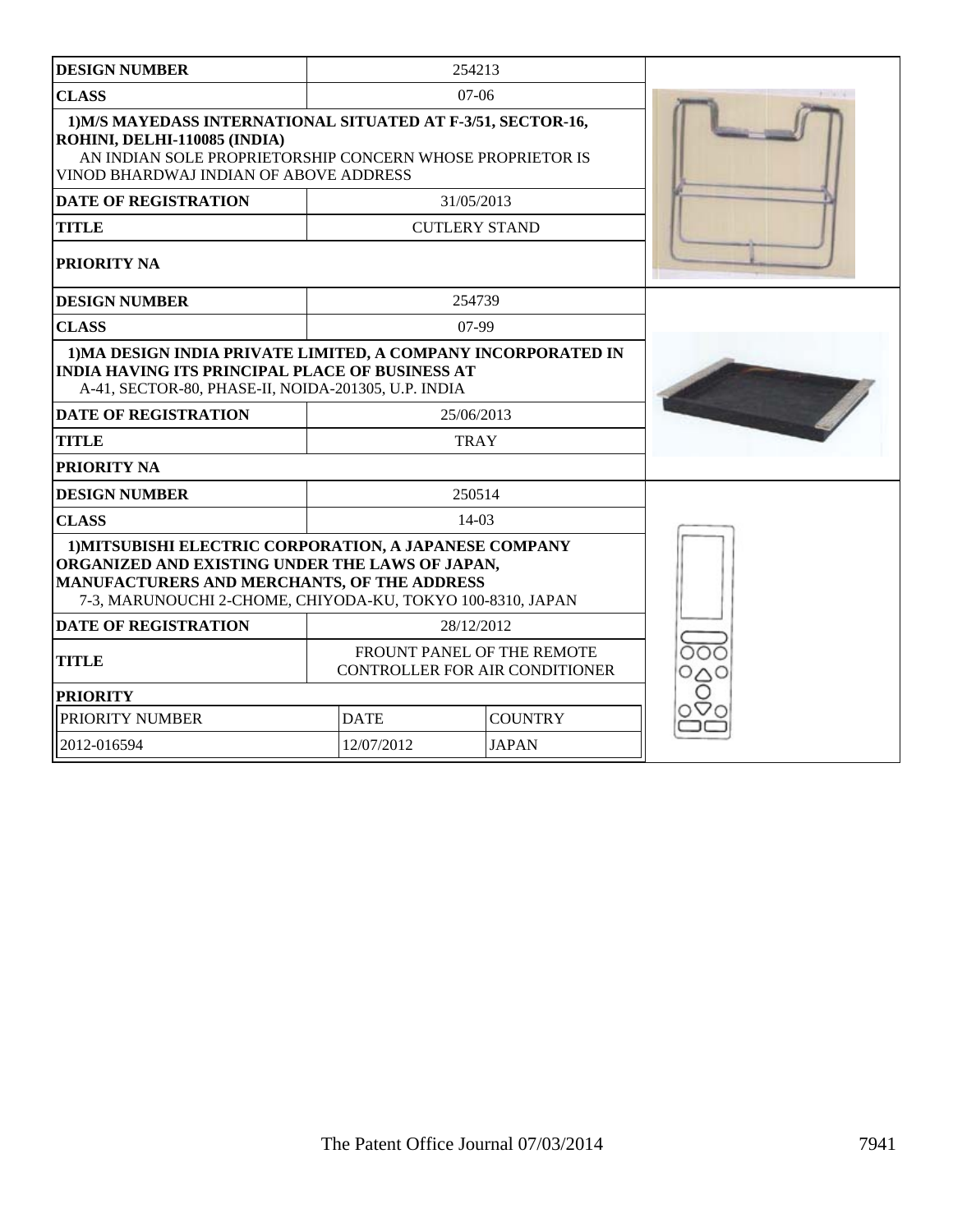| DESIGN NUMBER | 254213 | |
|---|---|---|
| CLASS | 07-06 | |
| 1)M/S MAYEDASS INTERNATIONAL SITUATED AT F-3/51, SECTOR-16, ROHINI, DELHI-110085 (INDIA) AN INDIAN SOLE PROPRIETORSHIP CONCERN WHOSE PROPRIETOR IS VINOD BHARDWAJ INDIAN OF ABOVE ADDRESS | | |
| DATE OF REGISTRATION | 31/05/2013 | |
| TITLE | CUTLERY STAND | |
| PRIORITY NA | | |

| DESIGN NUMBER | 254739 | |
|---|---|---|
| CLASS | 07-99 | |
| 1)MA DESIGN INDIA PRIVATE LIMITED, A COMPANY INCORPORATED IN INDIA HAVING ITS PRINCIPAL PLACE OF BUSINESS AT A-41, SECTOR-80, PHASE-II, NOIDA-201305, U.P. INDIA | | |
| DATE OF REGISTRATION | 25/06/2013 | |
| TITLE | TRAY | |
| PRIORITY NA | | |

| DESIGN NUMBER | 250514 | |
|---|---|---|
| CLASS | 14-03 | |
| 1)MITSUBISHI ELECTRIC CORPORATION, A JAPANESE COMPANY ORGANIZED AND EXISTING UNDER THE LAWS OF JAPAN, MANUFACTURERS AND MERCHANTS, OF THE ADDRESS 7-3, MARUNOUCHI 2-CHOME, CHIYODA-KU, TOKYO 100-8310, JAPAN | | |
| DATE OF REGISTRATION | 28/12/2012 | |
| TITLE | FROUNT PANEL OF THE REMOTE CONTROLLER FOR AIR CONDITIONER | |
| PRIORITY | | |
| PRIORITY NUMBER | DATE | COUNTRY |
| 2012-016594 | 12/07/2012 | JAPAN |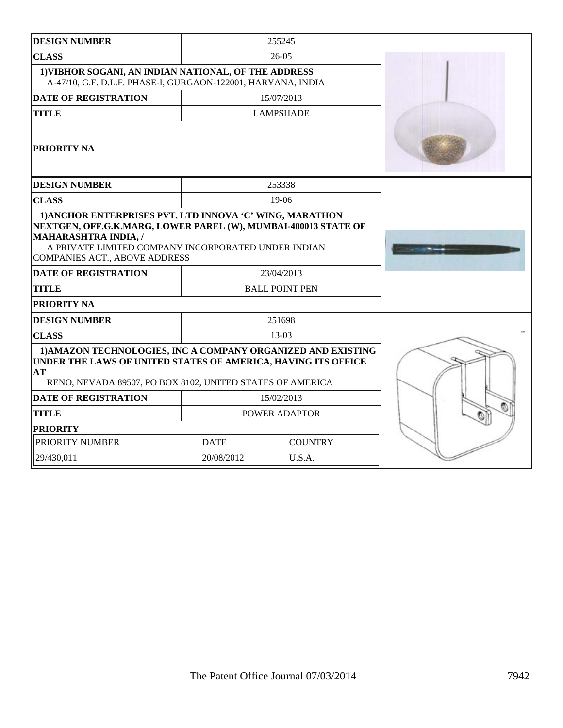| DESIGN NUMBER | 255245 | |
|---|---|---|
| CLASS | 26-05 | |
| 1)VIBHOR SOGANI, AN INDIAN NATIONAL, OF THE ADDRESS A-47/10, G.F. D.L.F. PHASE-I, GURGAON-122001, HARYANA, INDIA | | |
| DATE OF REGISTRATION | 15/07/2013 | |
| TITLE | LAMPSHADE | |
| PRIORITY NA | | |

| DESIGN NUMBER | 253338 | |
|---|---|---|
| CLASS | 19-06 | |
| 1)ANCHOR ENTERPRISES PVT. LTD INNOVA 'C' WING, MARATHON NEXTGEN, OFF.G.K.MARG, LOWER PAREL (W), MUMBAI-400013 STATE OF MAHARASHTRA INDIA, / A PRIVATE LIMITED COMPANY INCORPORATED UNDER INDIAN COMPANIES ACT., ABOVE ADDRESS | | |
| DATE OF REGISTRATION | 23/04/2013 | |
| TITLE | BALL POINT PEN | |
| PRIORITY NA | | |

| DESIGN NUMBER | 251698 | |
|---|---|---|
| CLASS | 13-03 | |
| 1)AMAZON TECHNOLOGIES, INC A COMPANY ORGANIZED AND EXISTING UNDER THE LAWS OF UNITED STATES OF AMERICA, HAVING ITS OFFICE AT RENO, NEVADA 89507, PO BOX 8102, UNITED STATES OF AMERICA | | |
| DATE OF REGISTRATION | 15/02/2013 | |
| TITLE | POWER ADAPTOR | |
| PRIORITY | | |
| PRIORITY NUMBER | DATE | COUNTRY |
| 29/430,011 | 20/08/2012 | U.S.A. |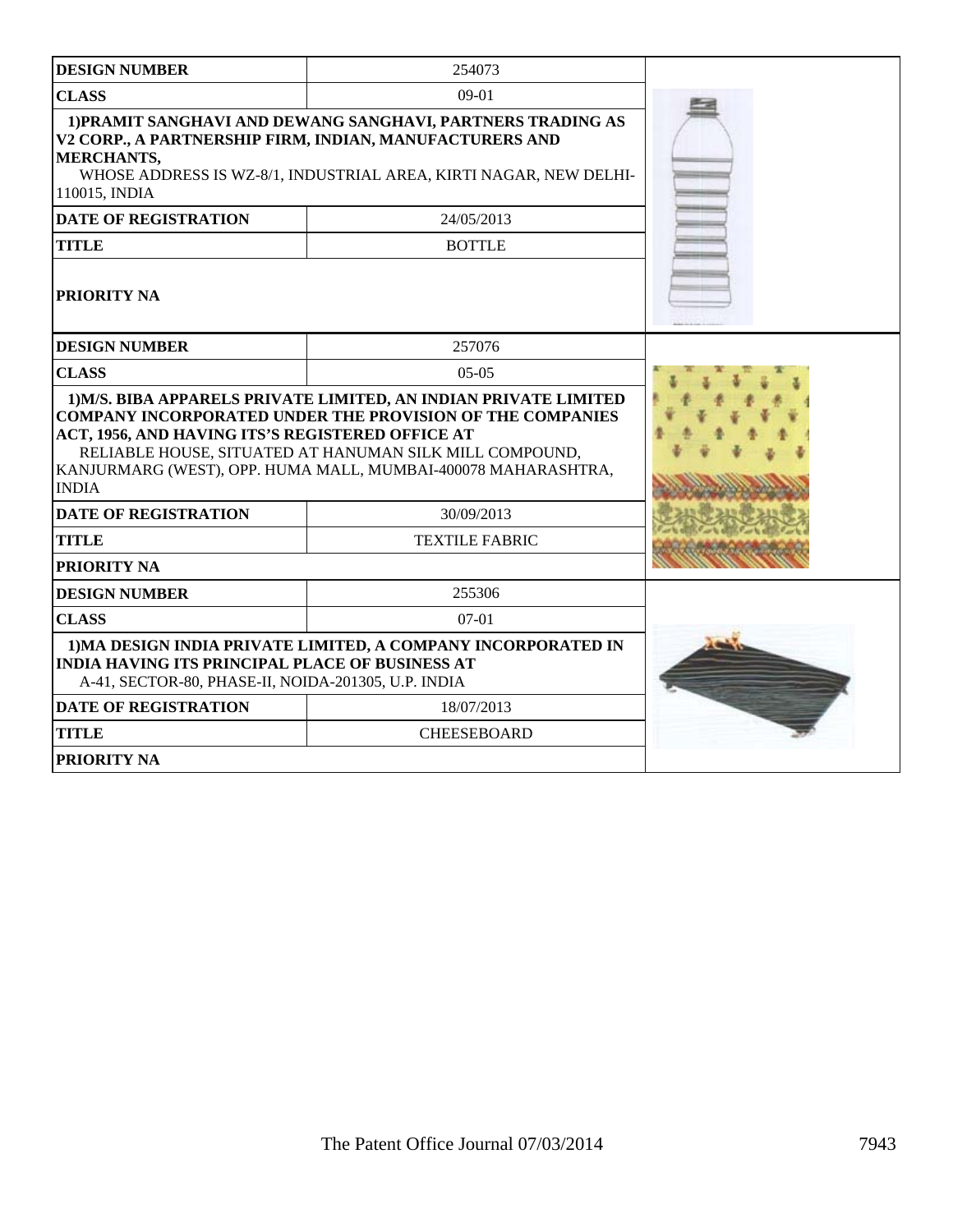| DESIGN NUMBER | 254073 |
|---|---|
| CLASS | 09-01 |
| 1)PRAMIT SANGHAVI AND DEWANG SANGHAVI, PARTNERS TRADING AS V2 CORP., A PARTNERSHIP FIRM, INDIAN, MANUFACTURERS AND MERCHANTS, WHOSE ADDRESS IS WZ-8/1, INDUSTRIAL AREA, KIRTI NAGAR, NEW DELHI-110015, INDIA | |
| DATE OF REGISTRATION | 24/05/2013 |
| TITLE | BOTTLE |
| PRIORITY NA | |

| DESIGN NUMBER | 257076 |
|---|---|
| CLASS | 05-05 |
| 1)M/S. BIBA APPARELS PRIVATE LIMITED, AN INDIAN PRIVATE LIMITED COMPANY INCORPORATED UNDER THE PROVISION OF THE COMPANIES ACT, 1956, AND HAVING ITS'S REGISTERED OFFICE AT RELIABLE HOUSE, SITUATED AT HANUMAN SILK MILL COMPOUND, KANJURMARG (WEST), OPP. HUMA MALL, MUMBAI-400078 MAHARASHTRA, INDIA | |
| DATE OF REGISTRATION | 30/09/2013 |
| TITLE | TEXTILE FABRIC |
| PRIORITY NA | |

| DESIGN NUMBER | 255306 |
|---|---|
| CLASS | 07-01 |
| 1)MA DESIGN INDIA PRIVATE LIMITED, A COMPANY INCORPORATED IN INDIA HAVING ITS PRINCIPAL PLACE OF BUSINESS AT A-41, SECTOR-80, PHASE-II, NOIDA-201305, U.P. INDIA | |
| DATE OF REGISTRATION | 18/07/2013 |
| TITLE | CHEESEBOARD |
| PRIORITY NA | |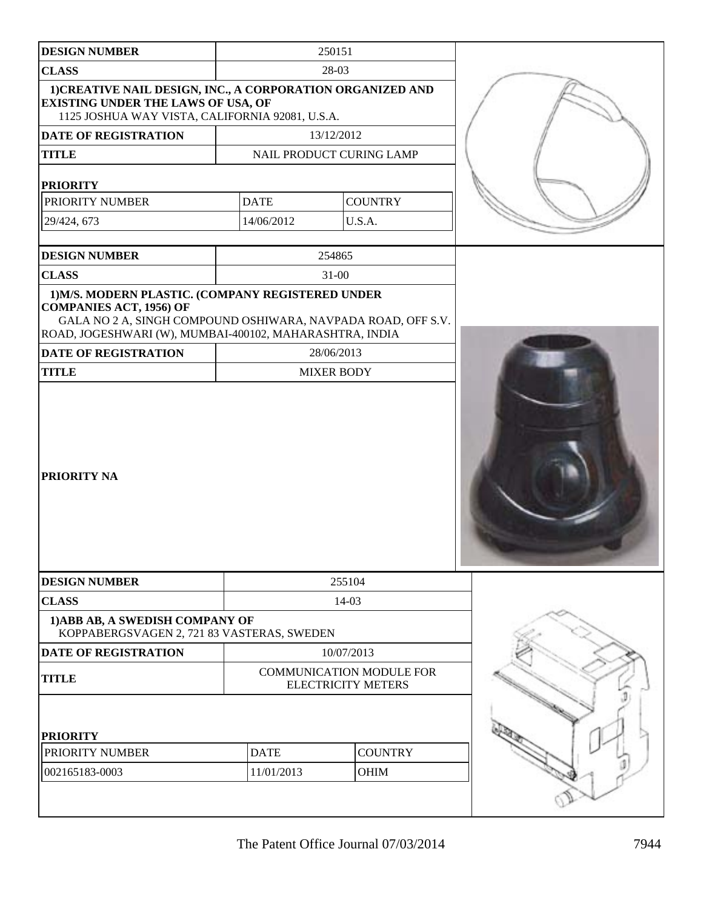| DESIGN NUMBER | 250151 | |
|---|---|---|
| CLASS | 28-03 | |
| 1)CREATIVE NAIL DESIGN, INC., A CORPORATION ORGANIZED AND EXISTING UNDER THE LAWS OF USA, OF 1125 JOSHUA WAY VISTA, CALIFORNIA 92081, U.S.A. | | |
| DATE OF REGISTRATION | 13/12/2012 | |
| TITLE | NAIL PRODUCT CURING LAMP | |
| PRIORITY | | |
| PRIORITY NUMBER | DATE | COUNTRY |
| 29/424, 673 | 14/06/2012 | U.S.A. |

| DESIGN NUMBER | 254865 |
|---|---|
| CLASS | 31-00 |
| 1)M/S. MODERN PLASTIC. (COMPANY REGISTERED UNDER COMPANIES ACT, 1956) OF GALA NO 2 A, SINGH COMPOUND OSHIWARA, NAVPADA ROAD, OFF S.V. ROAD, JOGESHWARI (W), MUMBAI-400102, MAHARASHTRA, INDIA | |
| DATE OF REGISTRATION | 28/06/2013 |
| TITLE | MIXER BODY |
| PRIORITY NA | |

| DESIGN NUMBER | 255104 | |
|---|---|---|
| CLASS | 14-03 | |
| 1)ABB AB, A SWEDISH COMPANY OF KOPPABERGSVAGEN 2, 721 83 VASTERAS, SWEDEN | | |
| DATE OF REGISTRATION | 10/07/2013 | |
| TITLE | COMMUNICATION MODULE FOR ELECTRICITY METERS | |
| PRIORITY | | |
| PRIORITY NUMBER | DATE | COUNTRY |
| 002165183-0003 | 11/01/2013 | OHIM |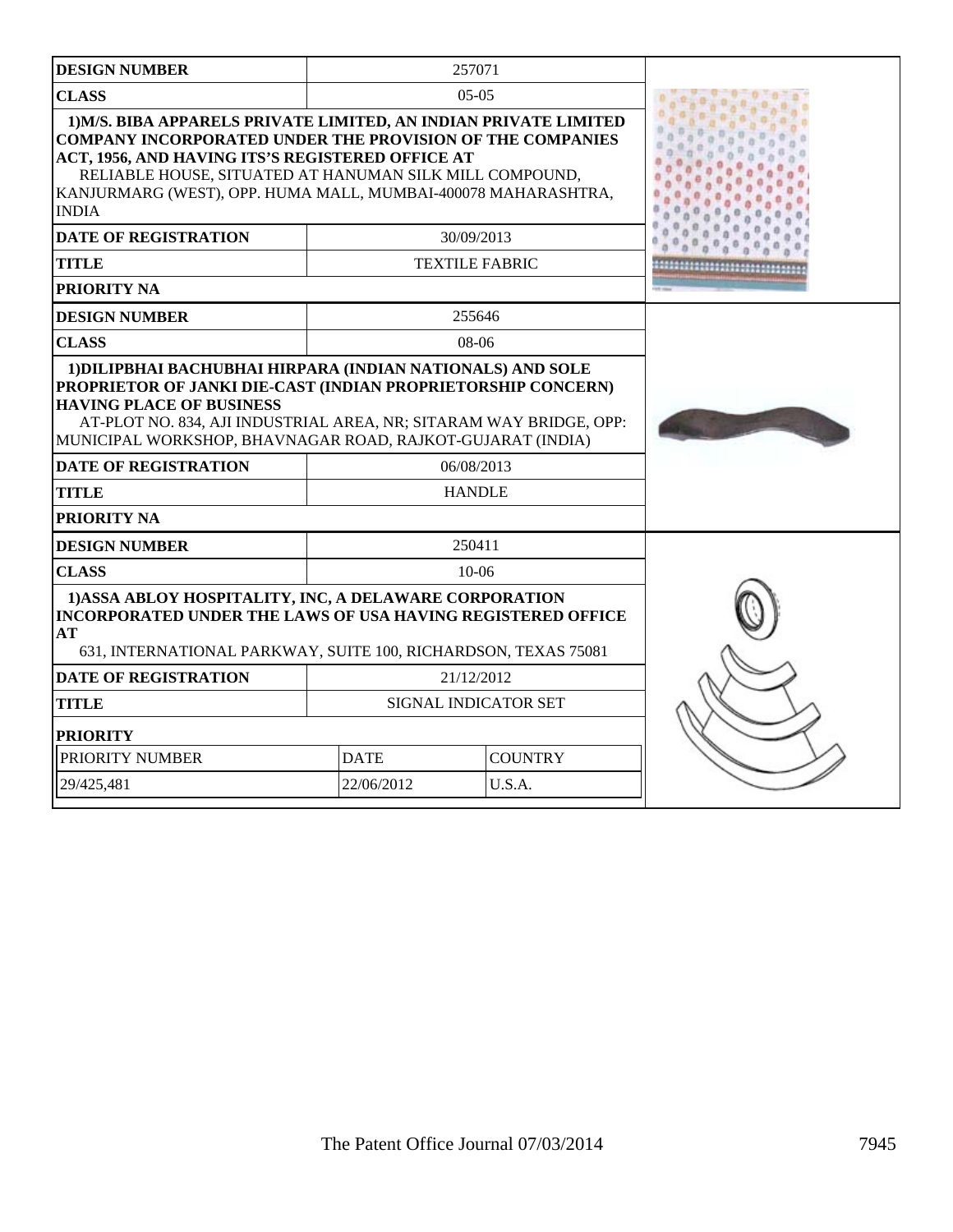| DESIGN NUMBER | 257071 |
|---|---|
| CLASS | 05-05 |
| 1)M/S. BIBA APPARELS PRIVATE LIMITED, AN INDIAN PRIVATE LIMITED COMPANY INCORPORATED UNDER THE PROVISION OF THE COMPANIES ACT, 1956, AND HAVING ITS'S REGISTERED OFFICE AT RELIABLE HOUSE, SITUATED AT HANUMAN SILK MILL COMPOUND, KANJURMARG (WEST), OPP. HUMA MALL, MUMBAI-400078 MAHARASHTRA, INDIA | |
| DATE OF REGISTRATION | 30/09/2013 |
| TITLE | TEXTILE FABRIC |
| PRIORITY NA | |

| DESIGN NUMBER | 255646 |
|---|---|
| CLASS | 08-06 |
| 1)DILIPBHAI BACHUBHAI HIRPARA (INDIAN NATIONALS) AND SOLE PROPRIETOR OF JANKI DIE-CAST (INDIAN PROPRIETORSHIP CONCERN) HAVING PLACE OF BUSINESS AT-PLOT NO. 834, AJI INDUSTRIAL AREA, NR; SITARAM WAY BRIDGE, OPP: MUNICIPAL WORKSHOP, BHAVNAGAR ROAD, RAJKOT-GUJARAT (INDIA) | |
| DATE OF REGISTRATION | 06/08/2013 |
| TITLE | HANDLE |
| PRIORITY NA | |

| DESIGN NUMBER | 250411 | |
|---|---|---|
| CLASS | 10-06 | |
| 1)ASSA ABLOY HOSPITALITY, INC, A DELAWARE CORPORATION INCORPORATED UNDER THE LAWS OF USA HAVING REGISTERED OFFICE AT 631, INTERNATIONAL PARKWAY, SUITE 100, RICHARDSON, TEXAS 75081 | | |
| DATE OF REGISTRATION | 21/12/2012 | |
| TITLE | SIGNAL INDICATOR SET | |
| PRIORITY | | |
| PRIORITY NUMBER | DATE | COUNTRY |
| 29/425,481 | 22/06/2012 | U.S.A. |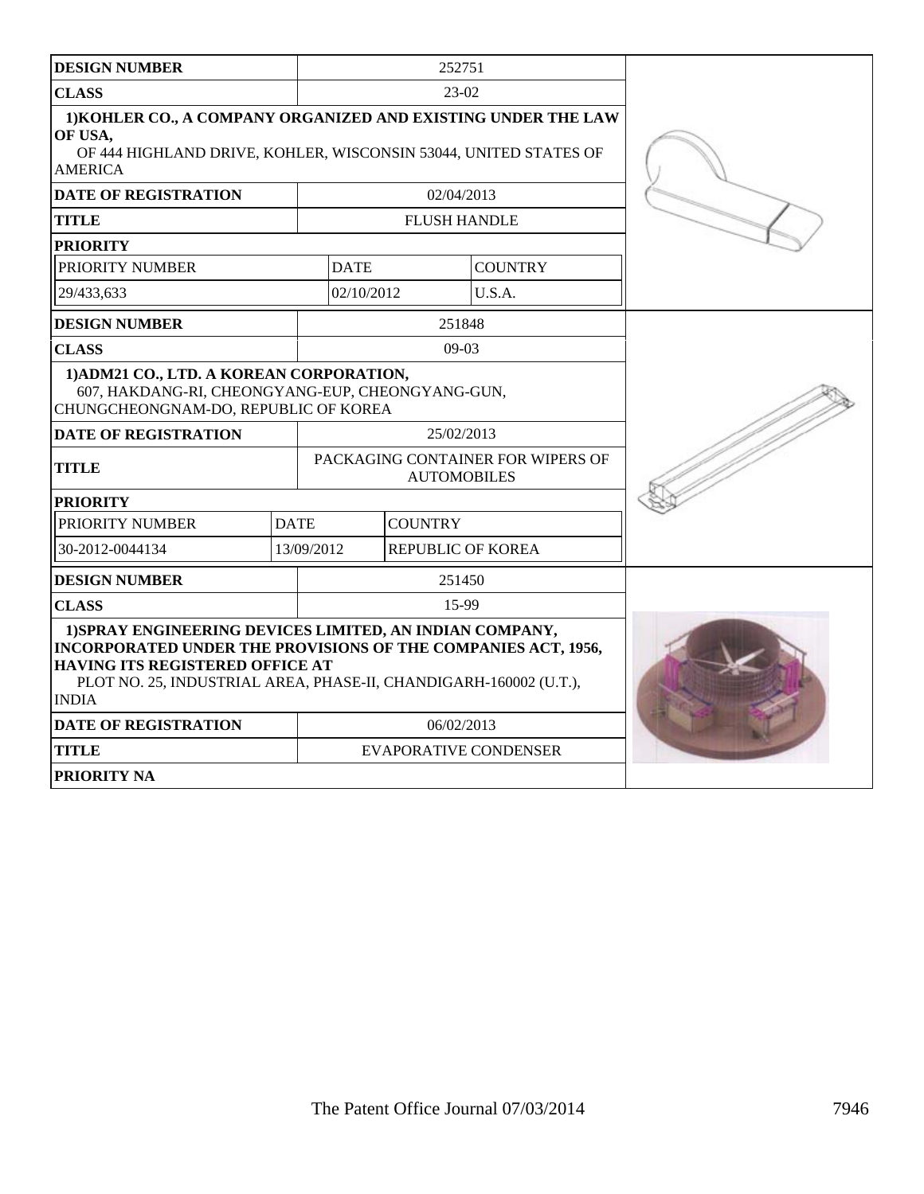| DESIGN NUMBER | 252751 | |
|---|---|---|
| CLASS | 23-02 | |
| **1)KOHLER CO., A COMPANY ORGANIZED AND EXISTING UNDER THE LAW OF USA,** OF 444 HIGHLAND DRIVE, KOHLER, WISCONSIN 53044, UNITED STATES OF AMERICA | | |
| DATE OF REGISTRATION | 02/04/2013 | |
| TITLE | FLUSH HANDLE | |
| PRIORITY | | |
| PRIORITY NUMBER | DATE | COUNTRY |
| 29/433,633 | 02/10/2012 | U.S.A. |

| DESIGN NUMBER | 251848 | |
|---|---|---|
| CLASS | 09-03 | |
| **1)ADM21 CO., LTD. A KOREAN CORPORATION,** 607, HAKDANG-RI, CHEONGYANG-EUP, CHEONGYANG-GUN, CHUNGCHEONGNAM-DO, REPUBLIC OF KOREA | | |
| DATE OF REGISTRATION | 25/02/2013 | |
| TITLE | PACKAGING CONTAINER FOR WIPERS OF AUTOMOBILES | |
| PRIORITY | | |
| PRIORITY NUMBER | DATE | COUNTRY |
| 30-2012-0044134 | 13/09/2012 | REPUBLIC OF KOREA |

| DESIGN NUMBER | 251450 |
|---|---|
| CLASS | 15-99 |
| **1)SPRAY ENGINEERING DEVICES LIMITED, AN INDIAN COMPANY, INCORPORATED UNDER THE PROVISIONS OF THE COMPANIES ACT, 1956, HAVING ITS REGISTERED OFFICE AT** PLOT NO. 25, INDUSTRIAL AREA, PHASE-II, CHANDIGARH-160002 (U.T.), INDIA | |
| DATE OF REGISTRATION | 06/02/2013 |
| TITLE | EVAPORATIVE CONDENSER |
| PRIORITY NA | |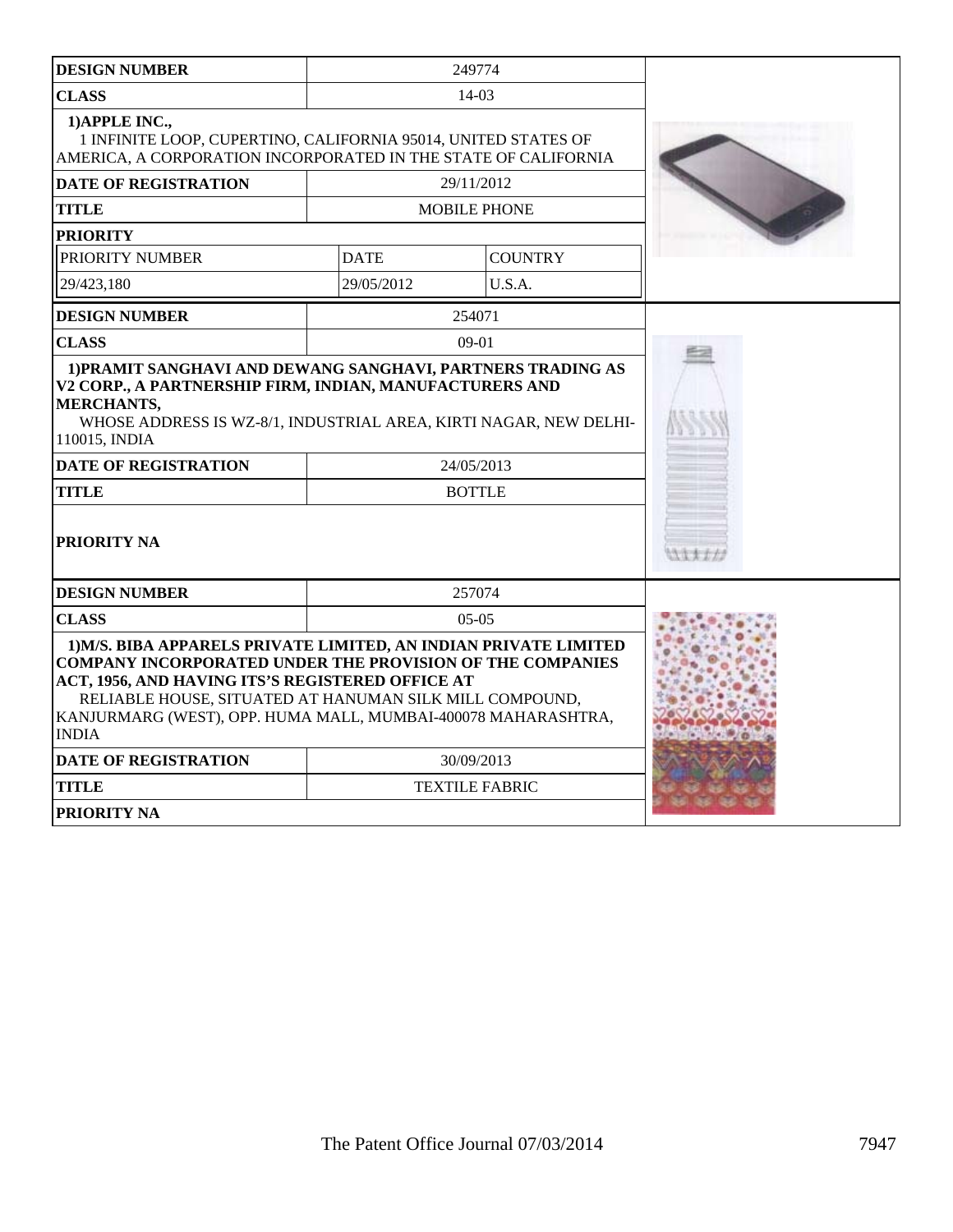| DESIGN NUMBER | 249774 | |
|---|---|---|
| CLASS | 14-03 | |
| 1)APPLE INC.,<br>1 INFINITE LOOP, CUPERTINO, CALIFORNIA 95014, UNITED STATES OF AMERICA, A CORPORATION INCORPORATED IN THE STATE OF CALIFORNIA | | |
| DATE OF REGISTRATION | 29/11/2012 | |
| TITLE | MOBILE PHONE | |
| PRIORITY | | |
| PRIORITY NUMBER | DATE | COUNTRY |
| 29/423,180 | 29/05/2012 | U.S.A. |

| DESIGN NUMBER | 254071 |
|---|---|
| CLASS | 09-01 |
| 1)PRAMIT SANGHAVI AND DEWANG SANGHAVI, PARTNERS TRADING AS V2 CORP., A PARTNERSHIP FIRM, INDIAN, MANUFACTURERS AND MERCHANTS,<br>WHOSE ADDRESS IS WZ-8/1, INDUSTRIAL AREA, KIRTI NAGAR, NEW DELHI-110015, INDIA | |
| DATE OF REGISTRATION | 24/05/2013 |
| TITLE | BOTTLE |
| PRIORITY NA | |

| DESIGN NUMBER | 257074 |
|---|---|
| CLASS | 05-05 |
| 1)M/S. BIBA APPARELS PRIVATE LIMITED, AN INDIAN PRIVATE LIMITED COMPANY INCORPORATED UNDER THE PROVISION OF THE COMPANIES ACT, 1956, AND HAVING ITS'S REGISTERED OFFICE AT<br>RELIABLE HOUSE, SITUATED AT HANUMAN SILK MILL COMPOUND, KANJURMARG (WEST), OPP. HUMA MALL, MUMBAI-400078 MAHARASHTRA, INDIA | |
| DATE OF REGISTRATION | 30/09/2013 |
| TITLE | TEXTILE FABRIC |
| PRIORITY NA | |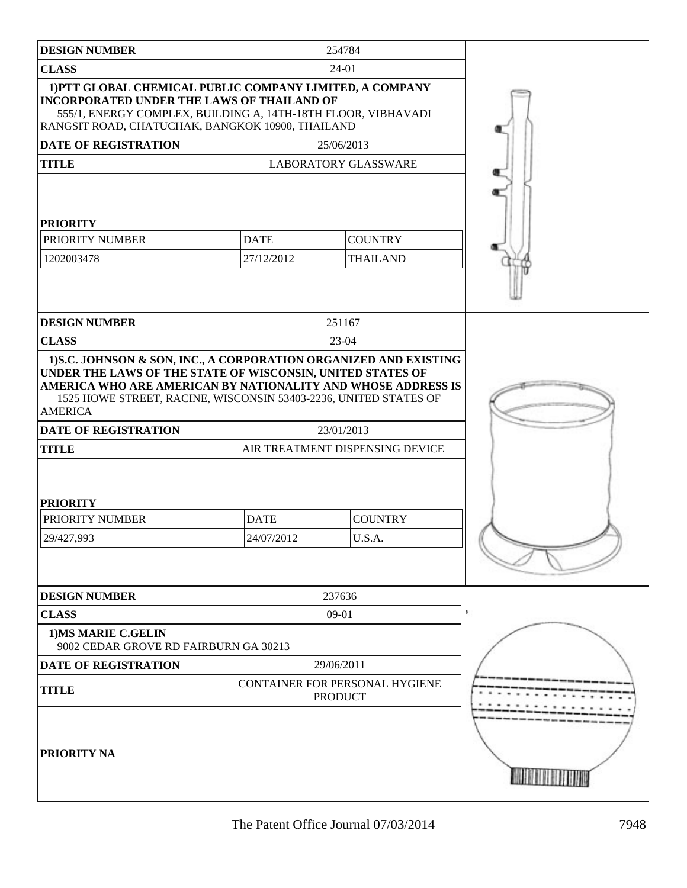| DESIGN NUMBER | 254784 | |
|---|---|---|
| CLASS | 24-01 | |
| **1)PTT GLOBAL CHEMICAL PUBLIC COMPANY LIMITED, A COMPANY INCORPORATED UNDER THE LAWS OF THAILAND OF** 555/1, ENERGY COMPLEX, BUILDING A, 14TH-18TH FLOOR, VIBHAVADI RANGSIT ROAD, CHATUCHAK, BANGKOK 10900, THAILAND | | |
| DATE OF REGISTRATION | 25/06/2013 | |
| TITLE | LABORATORY GLASSWARE | |
| **PRIORITY** | | |
| PRIORITY NUMBER | DATE | COUNTRY |
| 1202003478 | 27/12/2012 | THAILAND |

| DESIGN NUMBER | 251167 | |
|---|---|---|
| CLASS | 23-04 | |
| **1)S.C. JOHNSON & SON, INC., A CORPORATION ORGANIZED AND EXISTING UNDER THE LAWS OF THE STATE OF WISCONSIN, UNITED STATES OF AMERICA WHO ARE AMERICAN BY NATIONALITY AND WHOSE ADDRESS IS** 1525 HOWE STREET, RACINE, WISCONSIN 53403-2236, UNITED STATES OF AMERICA | | |
| DATE OF REGISTRATION | 23/01/2013 | |
| TITLE | AIR TREATMENT DISPENSING DEVICE | |
| **PRIORITY** | | |
| PRIORITY NUMBER | DATE | COUNTRY |
| 29/427,993 | 24/07/2012 | U.S.A. |

| DESIGN NUMBER | 237636 |
|---|---|
| CLASS | 09-01 |
| **1)MS MARIE C.GELIN** 9002 CEDAR GROVE RD FAIRBURN GA 30213 | |
| DATE OF REGISTRATION | 29/06/2011 |
| TITLE | CONTAINER FOR PERSONAL HYGIENE PRODUCT |
| **PRIORITY NA** | |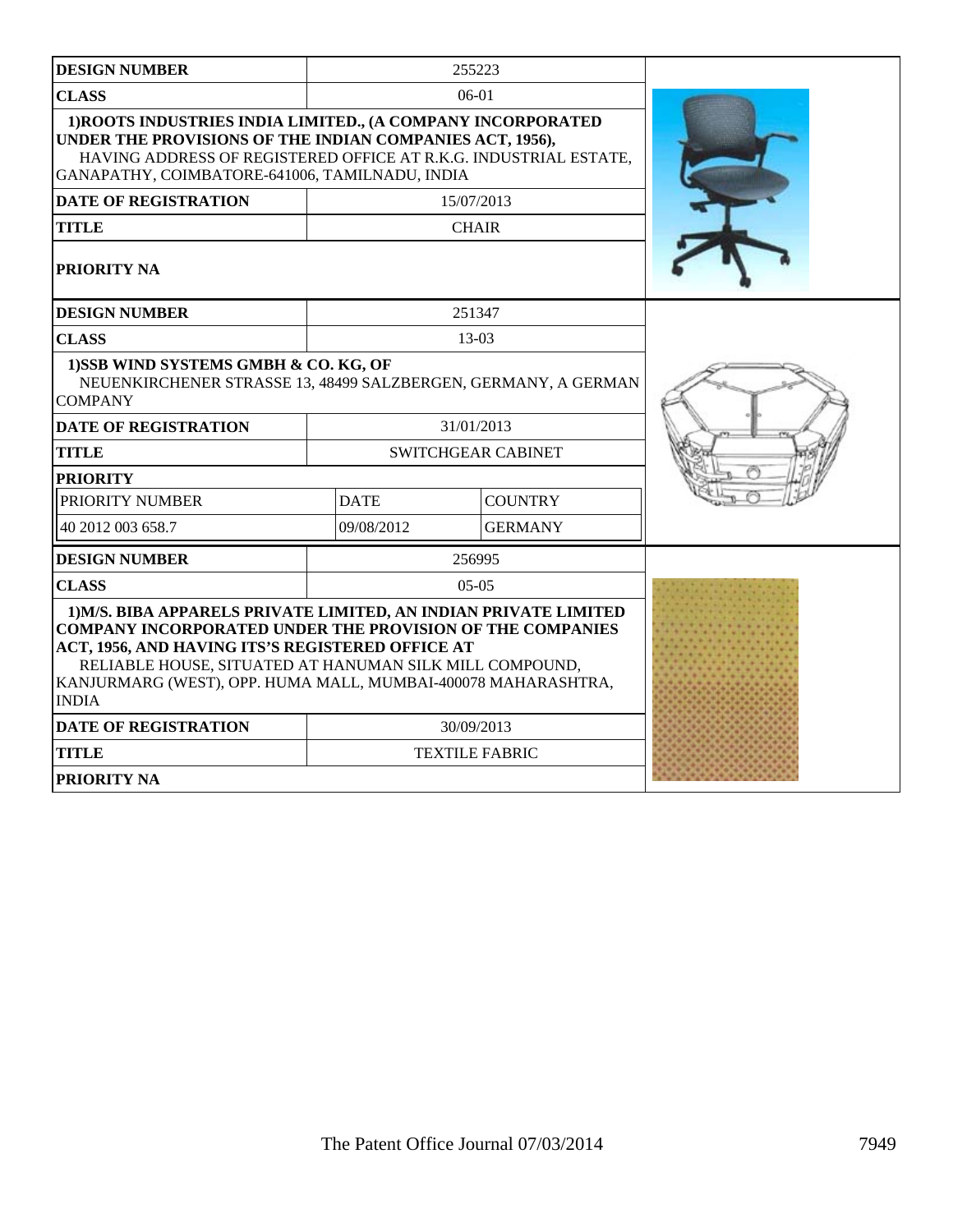| DESIGN NUMBER | 255223 | |
|---|---|---|
| CLASS | 06-01 | |
| 1)ROOTS INDUSTRIES INDIA LIMITED., (A COMPANY INCORPORATED UNDER THE PROVISIONS OF THE INDIAN COMPANIES ACT, 1956), HAVING ADDRESS OF REGISTERED OFFICE AT R.K.G. INDUSTRIAL ESTATE, GANAPATHY, COIMBATORE-641006, TAMILNADU, INDIA | | |
| DATE OF REGISTRATION | 15/07/2013 | |
| TITLE | CHAIR | |
| PRIORITY NA | | |

| DESIGN NUMBER | 251347 | |
|---|---|---|
| CLASS | 13-03 | |
| 1)SSB WIND SYSTEMS GMBH & CO. KG, OF NEUENKIRCHENER STRASSE 13, 48499 SALZBERGEN, GERMANY, A GERMAN COMPANY | | |
| DATE OF REGISTRATION | 31/01/2013 | |
| TITLE | SWITCHGEAR CABINET | |
| PRIORITY | | |
| PRIORITY NUMBER | DATE | COUNTRY |
| 40 2012 003 658.7 | 09/08/2012 | GERMANY |

| DESIGN NUMBER | 256995 | |
|---|---|---|
| CLASS | 05-05 | |
| 1)M/S. BIBA APPARELS PRIVATE LIMITED, AN INDIAN PRIVATE LIMITED COMPANY INCORPORATED UNDER THE PROVISION OF THE COMPANIES ACT, 1956, AND HAVING ITS'S REGISTERED OFFICE AT RELIABLE HOUSE, SITUATED AT HANUMAN SILK MILL COMPOUND, KANJURMARG (WEST), OPP. HUMA MALL, MUMBAI-400078 MAHARASHTRA, INDIA | | |
| DATE OF REGISTRATION | 30/09/2013 | |
| TITLE | TEXTILE FABRIC | |
| PRIORITY NA | | |